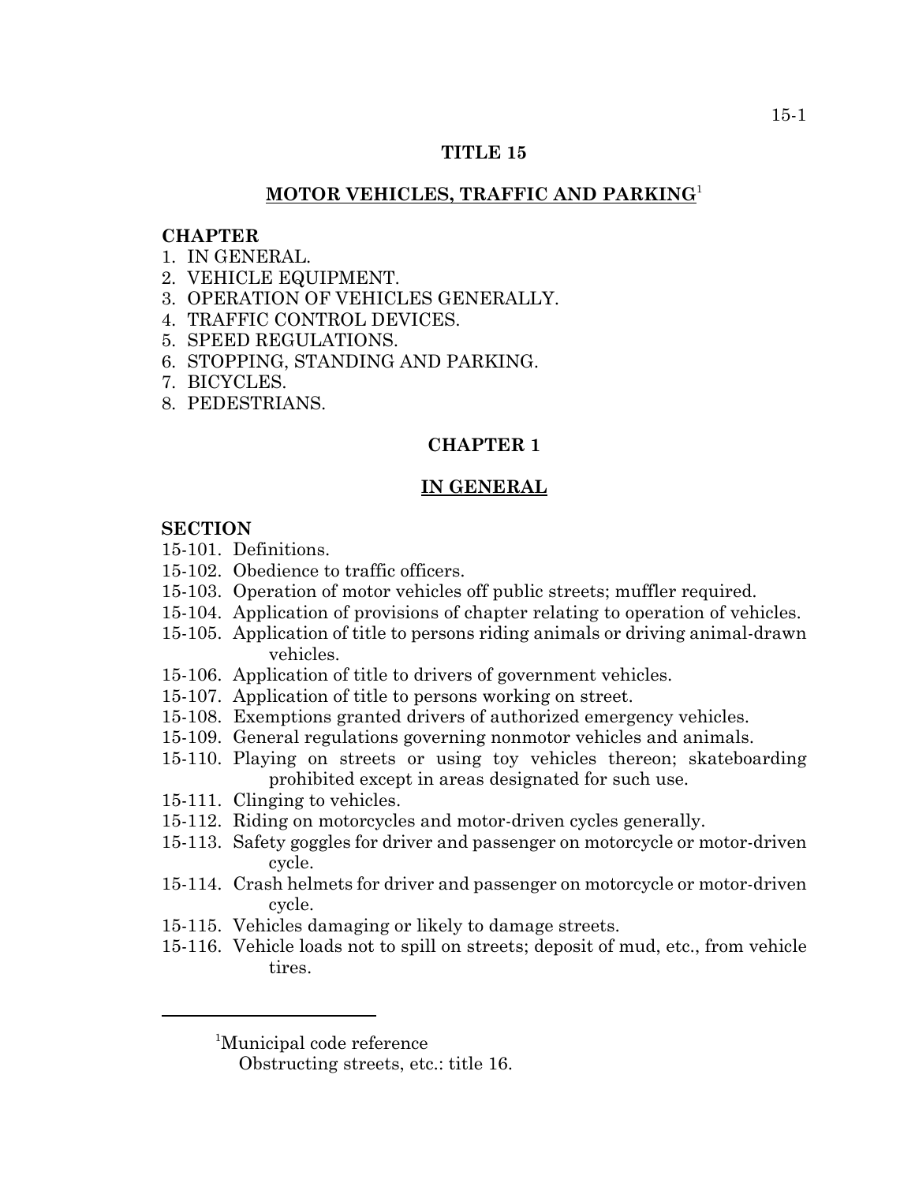# TITLE 15

## MOTOR VEHICLES, TRAFFIC AND PARKING[1]

**CHAPTER**

1. IN GENERAL.
2. VEHICLE EQUIPMENT.
3. OPERATION OF VEHICLES GENERALLY.
4. TRAFFIC CONTROL DEVICES.
5. SPEED REGULATIONS.
6. STOPPING, STANDING AND PARKING.
7. BICYCLES.
8. PEDESTRIANS.

## CHAPTER 1

## IN GENERAL

**SECTION**

15-101. Definitions.
15-102. Obedience to traffic officers.
15-103. Operation of motor vehicles off public streets; muffler required.
15-104. Application of provisions of chapter relating to operation of vehicles.
15-105. Application of title to persons riding animals or driving animal-drawn vehicles.
15-106. Application of title to drivers of government vehicles.
15-107. Application of title to persons working on street.
15-108. Exemptions granted drivers of authorized emergency vehicles.
15-109. General regulations governing nonmotor vehicles and animals.
15-110. Playing on streets or using toy vehicles thereon; skateboarding prohibited except in areas designated for such use.
15-111. Clinging to vehicles.
15-112. Riding on motorcycles and motor-driven cycles generally.
15-113. Safety goggles for driver and passenger on motorcycle or motor-driven cycle.
15-114. Crash helmets for driver and passenger on motorcycle or motor-driven cycle.
15-115. Vehicles damaging or likely to damage streets.
15-116. Vehicle loads not to spill on streets; deposit of mud, etc., from vehicle tires.

---

[1]Municipal code reference

Obstructing streets, etc.: title 16.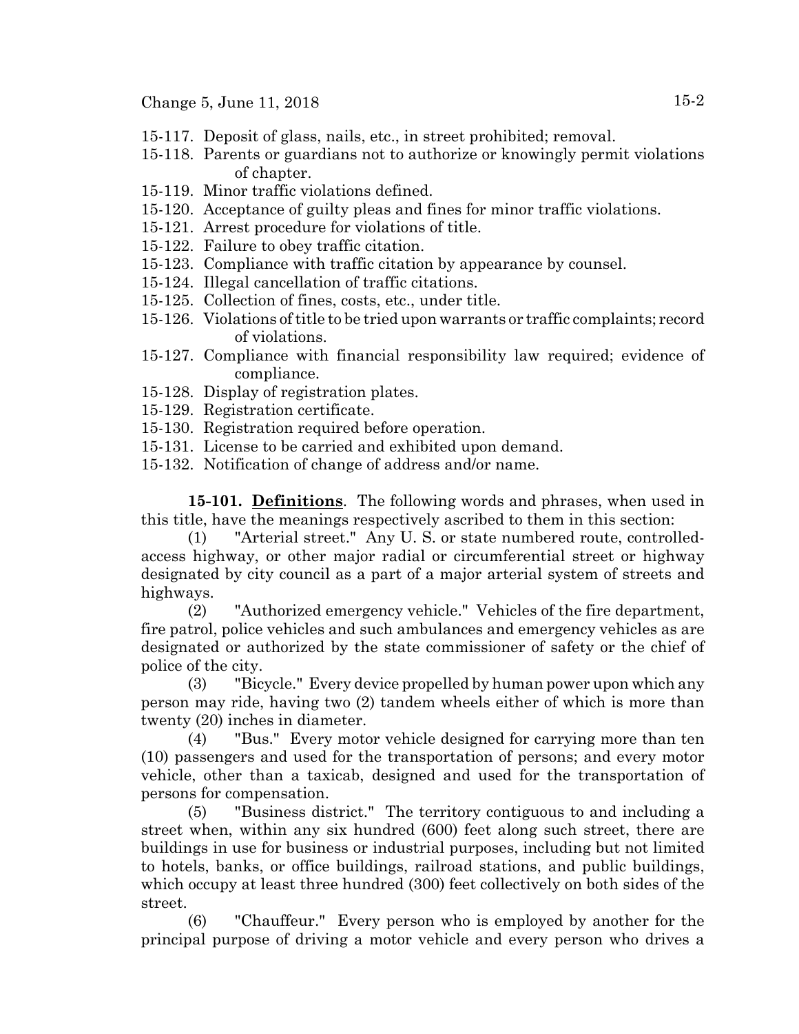15-117. Deposit of glass, nails, etc., in street prohibited; removal.
15-118. Parents or guardians not to authorize or knowingly permit violations of chapter.
15-119. Minor traffic violations defined.
15-120. Acceptance of guilty pleas and fines for minor traffic violations.
15-121. Arrest procedure for violations of title.
15-122. Failure to obey traffic citation.
15-123. Compliance with traffic citation by appearance by counsel.
15-124. Illegal cancellation of traffic citations.
15-125. Collection of fines, costs, etc., under title.
15-126. Violations of title to be tried upon warrants or traffic complaints; record of violations.
15-127. Compliance with financial responsibility law required; evidence of compliance.
15-128. Display of registration plates.
15-129. Registration certificate.
15-130. Registration required before operation.
15-131. License to be carried and exhibited upon demand.
15-132. Notification of change of address and/or name.

**15-101. Definitions**. The following words and phrases, when used in this title, have the meanings respectively ascribed to them in this section:

(1) "Arterial street." Any U. S. or state numbered route, controlled-access highway, or other major radial or circumferential street or highway designated by city council as a part of a major arterial system of streets and highways.

(2) "Authorized emergency vehicle." Vehicles of the fire department, fire patrol, police vehicles and such ambulances and emergency vehicles as are designated or authorized by the state commissioner of safety or the chief of police of the city.

(3) "Bicycle." Every device propelled by human power upon which any person may ride, having two (2) tandem wheels either of which is more than twenty (20) inches in diameter.

(4) "Bus." Every motor vehicle designed for carrying more than ten (10) passengers and used for the transportation of persons; and every motor vehicle, other than a taxicab, designed and used for the transportation of persons for compensation.

(5) "Business district." The territory contiguous to and including a street when, within any six hundred (600) feet along such street, there are buildings in use for business or industrial purposes, including but not limited to hotels, banks, or office buildings, railroad stations, and public buildings, which occupy at least three hundred (300) feet collectively on both sides of the street.

(6) "Chauffeur." Every person who is employed by another for the principal purpose of driving a motor vehicle and every person who drives a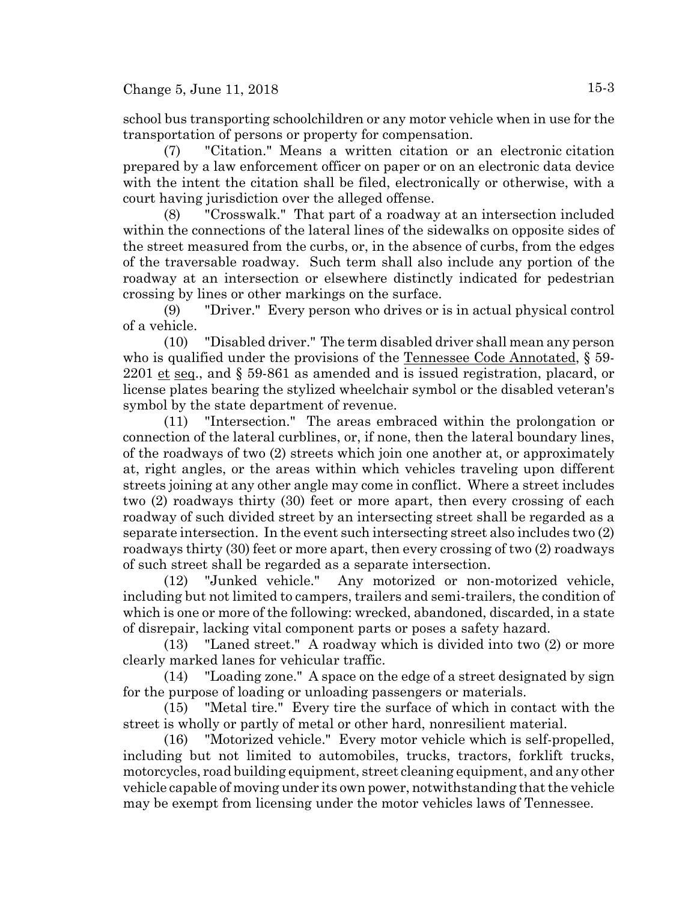school bus transporting schoolchildren or any motor vehicle when in use for the transportation of persons or property for compensation.

(7) "Citation." Means a written citation or an electronic citation prepared by a law enforcement officer on paper or on an electronic data device with the intent the citation shall be filed, electronically or otherwise, with a court having jurisdiction over the alleged offense.

(8) "Crosswalk." That part of a roadway at an intersection included within the connections of the lateral lines of the sidewalks on opposite sides of the street measured from the curbs, or, in the absence of curbs, from the edges of the traversable roadway. Such term shall also include any portion of the roadway at an intersection or elsewhere distinctly indicated for pedestrian crossing by lines or other markings on the surface.

(9) "Driver." Every person who drives or is in actual physical control of a vehicle.

(10) "Disabled driver." The term disabled driver shall mean any person who is qualified under the provisions of the Tennessee Code Annotated, § 59-2201 et seq., and § 59-861 as amended and is issued registration, placard, or license plates bearing the stylized wheelchair symbol or the disabled veteran's symbol by the state department of revenue.

(11) "Intersection." The areas embraced within the prolongation or connection of the lateral curblines, or, if none, then the lateral boundary lines, of the roadways of two (2) streets which join one another at, or approximately at, right angles, or the areas within which vehicles traveling upon different streets joining at any other angle may come in conflict. Where a street includes two (2) roadways thirty (30) feet or more apart, then every crossing of each roadway of such divided street by an intersecting street shall be regarded as a separate intersection. In the event such intersecting street also includes two (2) roadways thirty (30) feet or more apart, then every crossing of two (2) roadways of such street shall be regarded as a separate intersection.

(12) "Junked vehicle." Any motorized or non-motorized vehicle, including but not limited to campers, trailers and semi-trailers, the condition of which is one or more of the following: wrecked, abandoned, discarded, in a state of disrepair, lacking vital component parts or poses a safety hazard.

(13) "Laned street." A roadway which is divided into two (2) or more clearly marked lanes for vehicular traffic.

(14) "Loading zone." A space on the edge of a street designated by sign for the purpose of loading or unloading passengers or materials.

(15) "Metal tire." Every tire the surface of which in contact with the street is wholly or partly of metal or other hard, nonresilient material.

(16) "Motorized vehicle." Every motor vehicle which is self-propelled, including but not limited to automobiles, trucks, tractors, forklift trucks, motorcycles, road building equipment, street cleaning equipment, and any other vehicle capable of moving under its own power, notwithstanding that the vehicle may be exempt from licensing under the motor vehicles laws of Tennessee.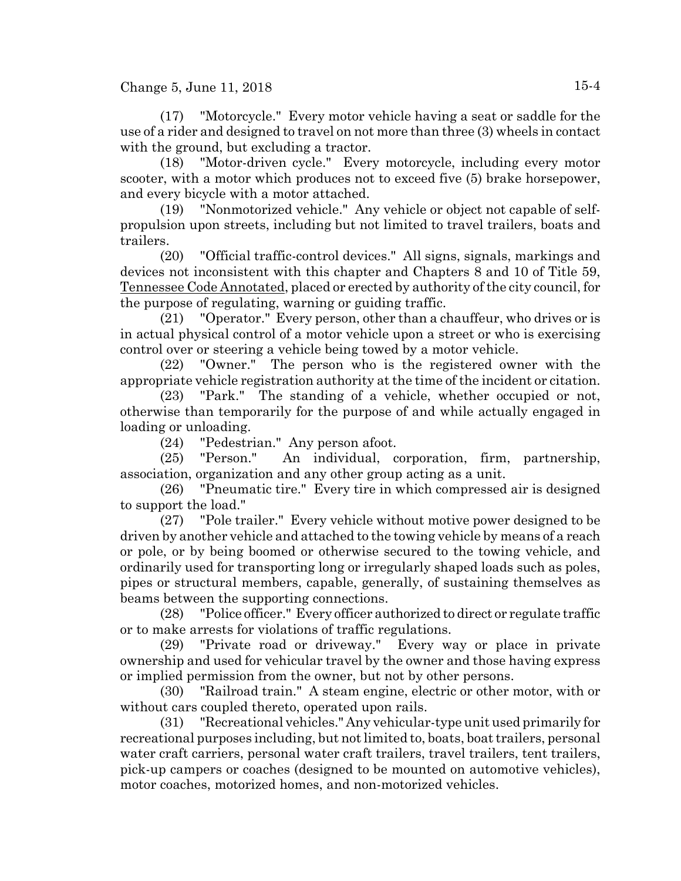(17) "Motorcycle." Every motor vehicle having a seat or saddle for the use of a rider and designed to travel on not more than three (3) wheels in contact with the ground, but excluding a tractor.

(18) "Motor-driven cycle." Every motorcycle, including every motor scooter, with a motor which produces not to exceed five (5) brake horsepower, and every bicycle with a motor attached.

(19) "Nonmotorized vehicle." Any vehicle or object not capable of self-propulsion upon streets, including but not limited to travel trailers, boats and trailers.

(20) "Official traffic-control devices." All signs, signals, markings and devices not inconsistent with this chapter and Chapters 8 and 10 of Title 59, Tennessee Code Annotated, placed or erected by authority of the city council, for the purpose of regulating, warning or guiding traffic.

(21) "Operator." Every person, other than a chauffeur, who drives or is in actual physical control of a motor vehicle upon a street or who is exercising control over or steering a vehicle being towed by a motor vehicle.

(22) "Owner." The person who is the registered owner with the appropriate vehicle registration authority at the time of the incident or citation.

(23) "Park." The standing of a vehicle, whether occupied or not, otherwise than temporarily for the purpose of and while actually engaged in loading or unloading.

(24) "Pedestrian." Any person afoot.

(25) "Person." An individual, corporation, firm, partnership, association, organization and any other group acting as a unit.

(26) "Pneumatic tire." Every tire in which compressed air is designed to support the load."

(27) "Pole trailer." Every vehicle without motive power designed to be driven by another vehicle and attached to the towing vehicle by means of a reach or pole, or by being boomed or otherwise secured to the towing vehicle, and ordinarily used for transporting long or irregularly shaped loads such as poles, pipes or structural members, capable, generally, of sustaining themselves as beams between the supporting connections.

(28) "Police officer." Every officer authorized to direct or regulate traffic or to make arrests for violations of traffic regulations.

(29) "Private road or driveway." Every way or place in private ownership and used for vehicular travel by the owner and those having express or implied permission from the owner, but not by other persons.

(30) "Railroad train." A steam engine, electric or other motor, with or without cars coupled thereto, operated upon rails.

(31) "Recreational vehicles." Any vehicular-type unit used primarily for recreational purposes including, but not limited to, boats, boat trailers, personal water craft carriers, personal water craft trailers, travel trailers, tent trailers, pick-up campers or coaches (designed to be mounted on automotive vehicles), motor coaches, motorized homes, and non-motorized vehicles.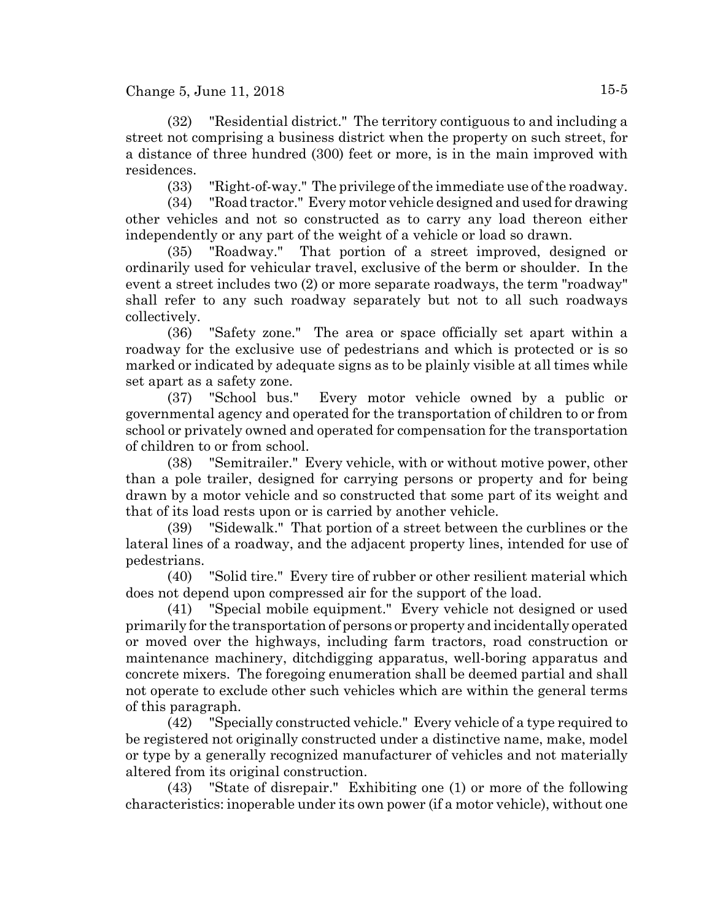(32) "Residential district." The territory contiguous to and including a street not comprising a business district when the property on such street, for a distance of three hundred (300) feet or more, is in the main improved with residences.

(33) "Right-of-way." The privilege of the immediate use of the roadway.

(34) "Road tractor." Every motor vehicle designed and used for drawing other vehicles and not so constructed as to carry any load thereon either independently or any part of the weight of a vehicle or load so drawn.

(35) "Roadway." That portion of a street improved, designed or ordinarily used for vehicular travel, exclusive of the berm or shoulder. In the event a street includes two (2) or more separate roadways, the term "roadway" shall refer to any such roadway separately but not to all such roadways collectively.

(36) "Safety zone." The area or space officially set apart within a roadway for the exclusive use of pedestrians and which is protected or is so marked or indicated by adequate signs as to be plainly visible at all times while set apart as a safety zone.

(37) "School bus." Every motor vehicle owned by a public or governmental agency and operated for the transportation of children to or from school or privately owned and operated for compensation for the transportation of children to or from school.

(38) "Semitrailer." Every vehicle, with or without motive power, other than a pole trailer, designed for carrying persons or property and for being drawn by a motor vehicle and so constructed that some part of its weight and that of its load rests upon or is carried by another vehicle.

(39) "Sidewalk." That portion of a street between the curblines or the lateral lines of a roadway, and the adjacent property lines, intended for use of pedestrians.

(40) "Solid tire." Every tire of rubber or other resilient material which does not depend upon compressed air for the support of the load.

(41) "Special mobile equipment." Every vehicle not designed or used primarily for the transportation of persons or property and incidentally operated or moved over the highways, including farm tractors, road construction or maintenance machinery, ditchdigging apparatus, well-boring apparatus and concrete mixers. The foregoing enumeration shall be deemed partial and shall not operate to exclude other such vehicles which are within the general terms of this paragraph.

(42) "Specially constructed vehicle." Every vehicle of a type required to be registered not originally constructed under a distinctive name, make, model or type by a generally recognized manufacturer of vehicles and not materially altered from its original construction.

(43) "State of disrepair." Exhibiting one (1) or more of the following characteristics: inoperable under its own power (if a motor vehicle), without one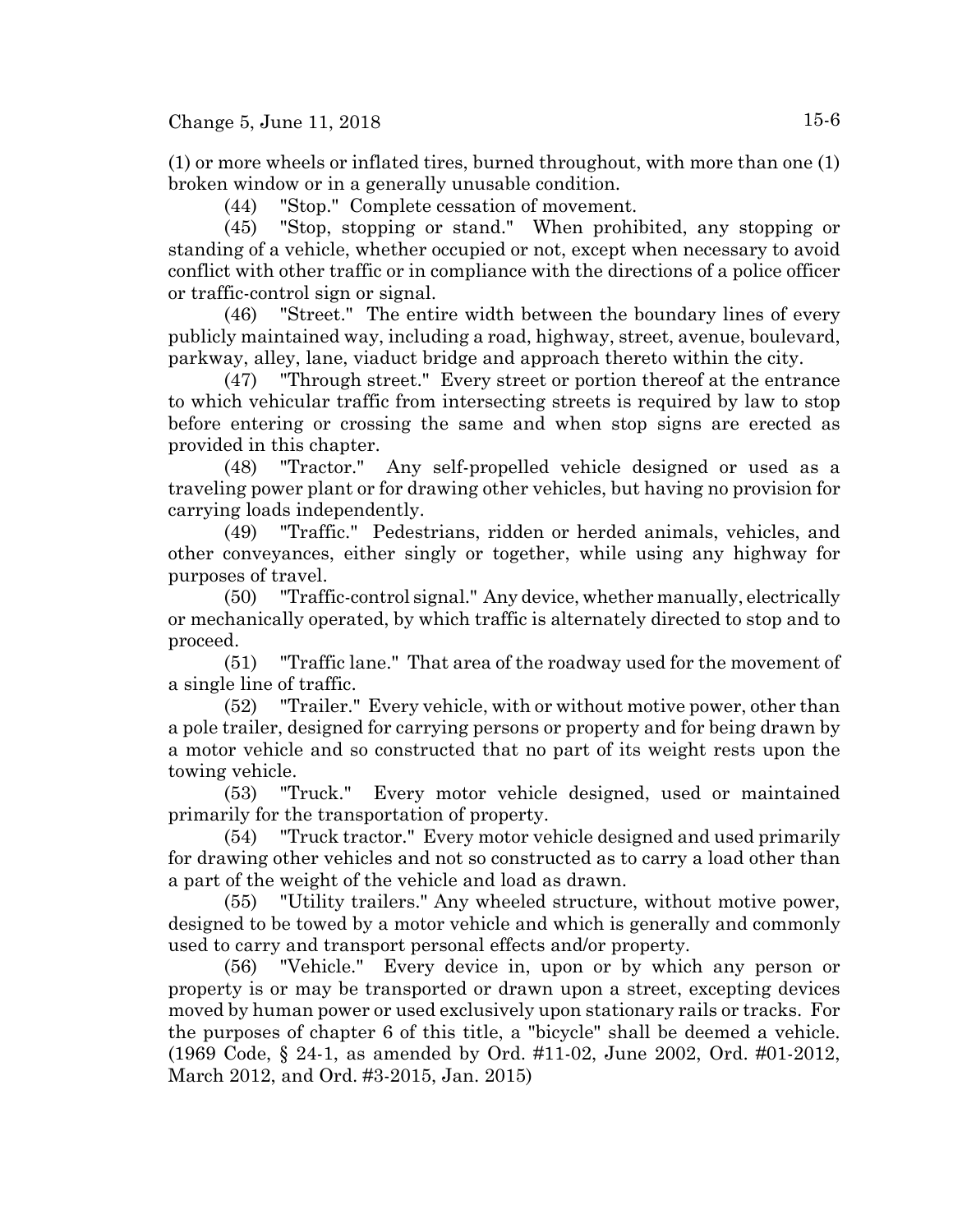(1) or more wheels or inflated tires, burned throughout, with more than one (1) broken window or in a generally unusable condition.

(44) "Stop." Complete cessation of movement.

(45) "Stop, stopping or stand." When prohibited, any stopping or standing of a vehicle, whether occupied or not, except when necessary to avoid conflict with other traffic or in compliance with the directions of a police officer or traffic-control sign or signal.

(46) "Street." The entire width between the boundary lines of every publicly maintained way, including a road, highway, street, avenue, boulevard, parkway, alley, lane, viaduct bridge and approach thereto within the city.

(47) "Through street." Every street or portion thereof at the entrance to which vehicular traffic from intersecting streets is required by law to stop before entering or crossing the same and when stop signs are erected as provided in this chapter.

(48) "Tractor." Any self-propelled vehicle designed or used as a traveling power plant or for drawing other vehicles, but having no provision for carrying loads independently.

(49) "Traffic." Pedestrians, ridden or herded animals, vehicles, and other conveyances, either singly or together, while using any highway for purposes of travel.

(50) "Traffic-control signal." Any device, whether manually, electrically or mechanically operated, by which traffic is alternately directed to stop and to proceed.

(51) "Traffic lane." That area of the roadway used for the movement of a single line of traffic.

(52) "Trailer." Every vehicle, with or without motive power, other than a pole trailer, designed for carrying persons or property and for being drawn by a motor vehicle and so constructed that no part of its weight rests upon the towing vehicle.

(53) "Truck." Every motor vehicle designed, used or maintained primarily for the transportation of property.

(54) "Truck tractor." Every motor vehicle designed and used primarily for drawing other vehicles and not so constructed as to carry a load other than a part of the weight of the vehicle and load as drawn.

(55) "Utility trailers." Any wheeled structure, without motive power, designed to be towed by a motor vehicle and which is generally and commonly used to carry and transport personal effects and/or property.

(56) "Vehicle." Every device in, upon or by which any person or property is or may be transported or drawn upon a street, excepting devices moved by human power or used exclusively upon stationary rails or tracks. For the purposes of chapter 6 of this title, a "bicycle" shall be deemed a vehicle. (1969 Code, § 24-1, as amended by Ord. #11-02, June 2002, Ord. #01-2012, March 2012, and Ord. #3-2015, Jan. 2015)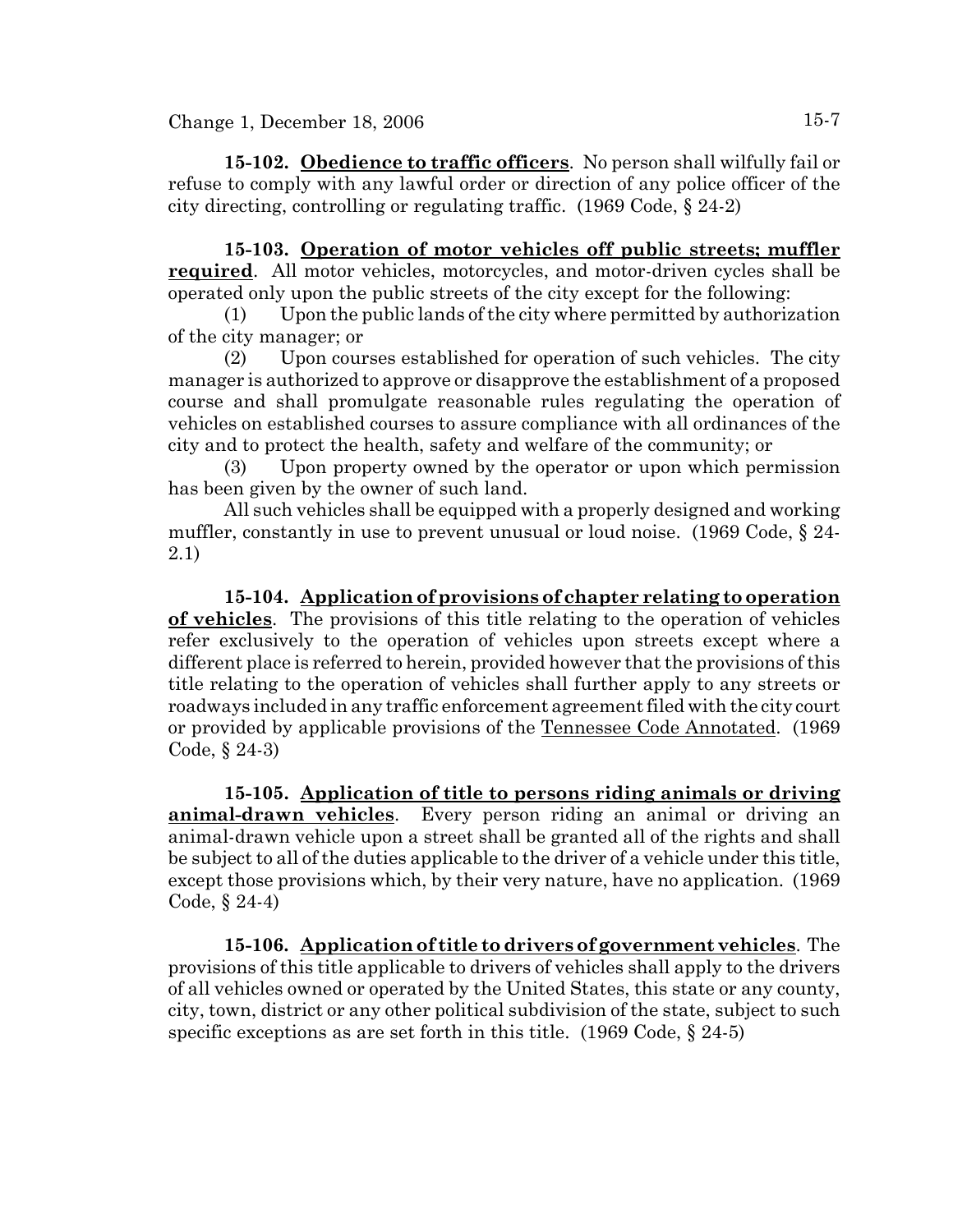**15-102. Obedience to traffic officers**. No person shall wilfully fail or refuse to comply with any lawful order or direction of any police officer of the city directing, controlling or regulating traffic. (1969 Code, § 24-2)

**15-103. Operation of motor vehicles off public streets; muffler required**. All motor vehicles, motorcycles, and motor-driven cycles shall be operated only upon the public streets of the city except for the following:

(1) Upon the public lands of the city where permitted by authorization of the city manager; or

(2) Upon courses established for operation of such vehicles. The city manager is authorized to approve or disapprove the establishment of a proposed course and shall promulgate reasonable rules regulating the operation of vehicles on established courses to assure compliance with all ordinances of the city and to protect the health, safety and welfare of the community; or

(3) Upon property owned by the operator or upon which permission has been given by the owner of such land.

All such vehicles shall be equipped with a properly designed and working muffler, constantly in use to prevent unusual or loud noise. (1969 Code, § 24-2.1)

**15-104. Application of provisions of chapter relating to operation of vehicles**. The provisions of this title relating to the operation of vehicles refer exclusively to the operation of vehicles upon streets except where a different place is referred to herein, provided however that the provisions of this title relating to the operation of vehicles shall further apply to any streets or roadways included in any traffic enforcement agreement filed with the city court or provided by applicable provisions of the Tennessee Code Annotated. (1969 Code, § 24-3)

**15-105. Application of title to persons riding animals or driving animal-drawn vehicles**. Every person riding an animal or driving an animal-drawn vehicle upon a street shall be granted all of the rights and shall be subject to all of the duties applicable to the driver of a vehicle under this title, except those provisions which, by their very nature, have no application. (1969 Code, § 24-4)

**15-106. Application of title to drivers of government vehicles**. The provisions of this title applicable to drivers of vehicles shall apply to the drivers of all vehicles owned or operated by the United States, this state or any county, city, town, district or any other political subdivision of the state, subject to such specific exceptions as are set forth in this title. (1969 Code, § 24-5)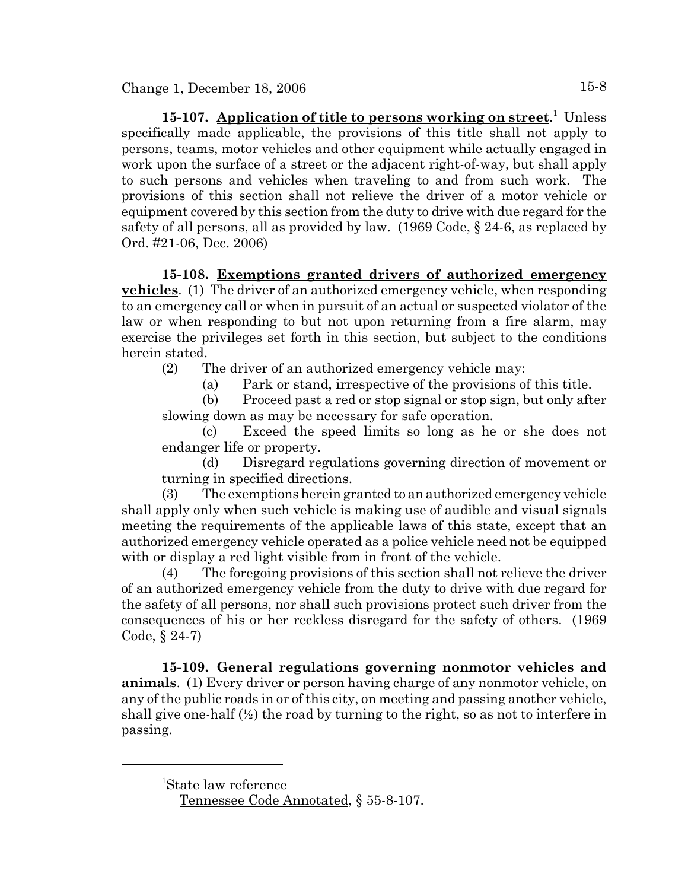**15-107. Application of title to persons working on street**.[1] Unless specifically made applicable, the provisions of this title shall not apply to persons, teams, motor vehicles and other equipment while actually engaged in work upon the surface of a street or the adjacent right-of-way, but shall apply to such persons and vehicles when traveling to and from such work. The provisions of this section shall not relieve the driver of a motor vehicle or equipment covered by this section from the duty to drive with due regard for the safety of all persons, all as provided by law. (1969 Code, § 24-6, as replaced by Ord. #21-06, Dec. 2006)

**15-108. Exemptions granted drivers of authorized emergency vehicles**. (1) The driver of an authorized emergency vehicle, when responding to an emergency call or when in pursuit of an actual or suspected violator of the law or when responding to but not upon returning from a fire alarm, may exercise the privileges set forth in this section, but subject to the conditions herein stated.

(2) The driver of an authorized emergency vehicle may:

(a) Park or stand, irrespective of the provisions of this title.

(b) Proceed past a red or stop signal or stop sign, but only after slowing down as may be necessary for safe operation.

(c) Exceed the speed limits so long as he or she does not endanger life or property.

(d) Disregard regulations governing direction of movement or turning in specified directions.

(3) The exemptions herein granted to an authorized emergency vehicle shall apply only when such vehicle is making use of audible and visual signals meeting the requirements of the applicable laws of this state, except that an authorized emergency vehicle operated as a police vehicle need not be equipped with or display a red light visible from in front of the vehicle.

(4) The foregoing provisions of this section shall not relieve the driver of an authorized emergency vehicle from the duty to drive with due regard for the safety of all persons, nor shall such provisions protect such driver from the consequences of his or her reckless disregard for the safety of others. (1969 Code, § 24-7)

**15-109. General regulations governing nonmotor vehicles and animals**. (1) Every driver or person having charge of any nonmotor vehicle, on any of the public roads in or of this city, on meeting and passing another vehicle, shall give one-half (½) the road by turning to the right, so as not to interfere in passing.

---

[1]State law reference

Tennessee Code Annotated, § 55-8-107.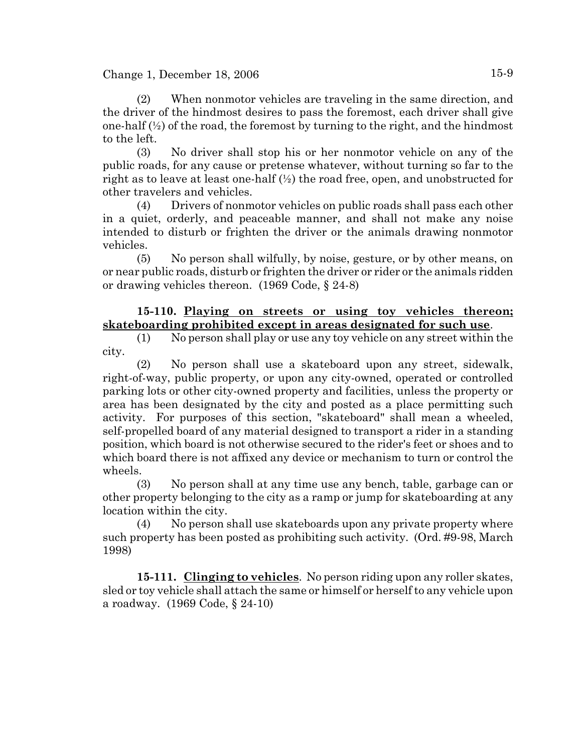(2) When nonmotor vehicles are traveling in the same direction, and the driver of the hindmost desires to pass the foremost, each driver shall give one-half (½) of the road, the foremost by turning to the right, and the hindmost to the left.

(3) No driver shall stop his or her nonmotor vehicle on any of the public roads, for any cause or pretense whatever, without turning so far to the right as to leave at least one-half (½) the road free, open, and unobstructed for other travelers and vehicles.

(4) Drivers of nonmotor vehicles on public roads shall pass each other in a quiet, orderly, and peaceable manner, and shall not make any noise intended to disturb or frighten the driver or the animals drawing nonmotor vehicles.

(5) No person shall wilfully, by noise, gesture, or by other means, on or near public roads, disturb or frighten the driver or rider or the animals ridden or drawing vehicles thereon. (1969 Code, § 24-8)

**15-110. Playing on streets or using toy vehicles thereon; skateboarding prohibited except in areas designated for such use**.

(1) No person shall play or use any toy vehicle on any street within the city.

(2) No person shall use a skateboard upon any street, sidewalk, right-of-way, public property, or upon any city-owned, operated or controlled parking lots or other city-owned property and facilities, unless the property or area has been designated by the city and posted as a place permitting such activity. For purposes of this section, "skateboard" shall mean a wheeled, self-propelled board of any material designed to transport a rider in a standing position, which board is not otherwise secured to the rider's feet or shoes and to which board there is not affixed any device or mechanism to turn or control the wheels.

(3) No person shall at any time use any bench, table, garbage can or other property belonging to the city as a ramp or jump for skateboarding at any location within the city.

(4) No person shall use skateboards upon any private property where such property has been posted as prohibiting such activity. (Ord. #9-98, March 1998)

**15-111. Clinging to vehicles**. No person riding upon any roller skates, sled or toy vehicle shall attach the same or himself or herself to any vehicle upon a roadway. (1969 Code, § 24-10)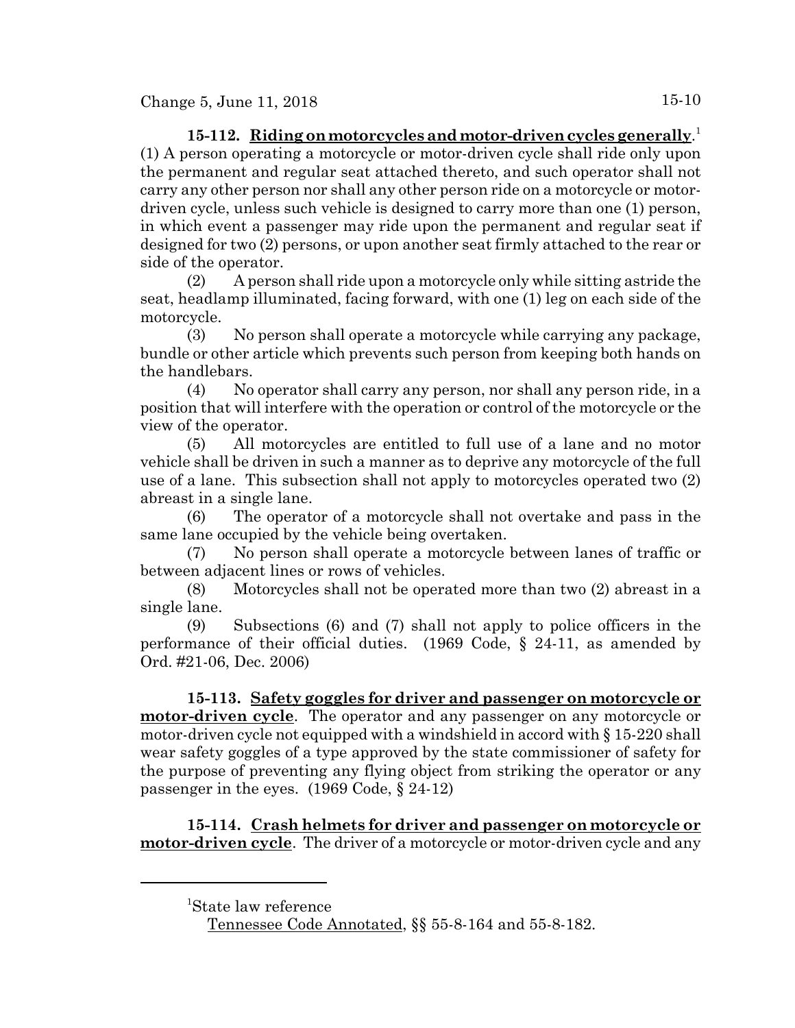**15-112. Riding on motorcycles and motor-driven cycles generally**.[1] (1) A person operating a motorcycle or motor-driven cycle shall ride only upon the permanent and regular seat attached thereto, and such operator shall not carry any other person nor shall any other person ride on a motorcycle or motor-driven cycle, unless such vehicle is designed to carry more than one (1) person, in which event a passenger may ride upon the permanent and regular seat if designed for two (2) persons, or upon another seat firmly attached to the rear or side of the operator.

(2) A person shall ride upon a motorcycle only while sitting astride the seat, headlamp illuminated, facing forward, with one (1) leg on each side of the motorcycle.

(3) No person shall operate a motorcycle while carrying any package, bundle or other article which prevents such person from keeping both hands on the handlebars.

(4) No operator shall carry any person, nor shall any person ride, in a position that will interfere with the operation or control of the motorcycle or the view of the operator.

(5) All motorcycles are entitled to full use of a lane and no motor vehicle shall be driven in such a manner as to deprive any motorcycle of the full use of a lane. This subsection shall not apply to motorcycles operated two (2) abreast in a single lane.

(6) The operator of a motorcycle shall not overtake and pass in the same lane occupied by the vehicle being overtaken.

(7) No person shall operate a motorcycle between lanes of traffic or between adjacent lines or rows of vehicles.

(8) Motorcycles shall not be operated more than two (2) abreast in a single lane.

(9) Subsections (6) and (7) shall not apply to police officers in the performance of their official duties. (1969 Code, § 24-11, as amended by Ord. #21-06, Dec. 2006)

**15-113. Safety goggles for driver and passenger on motorcycle or motor-driven cycle**. The operator and any passenger on any motorcycle or motor-driven cycle not equipped with a windshield in accord with § 15-220 shall wear safety goggles of a type approved by the state commissioner of safety for the purpose of preventing any flying object from striking the operator or any passenger in the eyes. (1969 Code, § 24-12)

**15-114. Crash helmets for driver and passenger on motorcycle or motor-driven cycle**. The driver of a motorcycle or motor-driven cycle and any

---

[1]State law reference

Tennessee Code Annotated, §§ 55-8-164 and 55-8-182.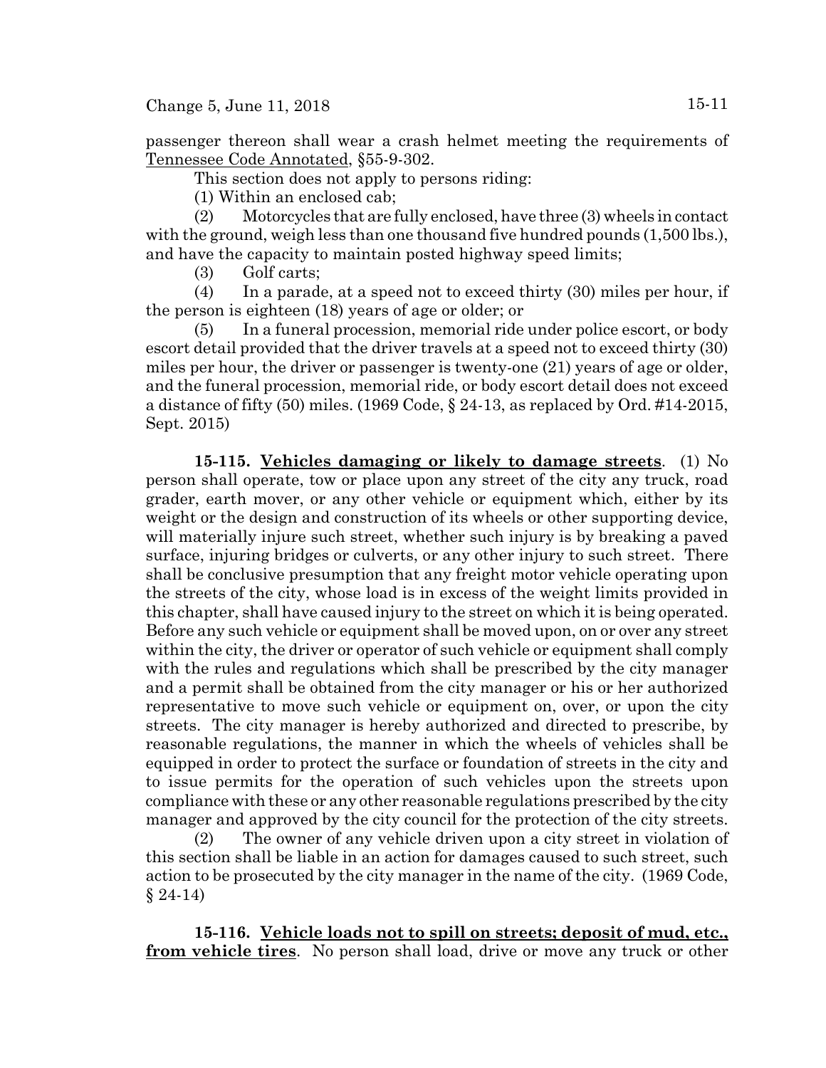passenger thereon shall wear a crash helmet meeting the requirements of Tennessee Code Annotated, §55-9-302.

This section does not apply to persons riding:

(1) Within an enclosed cab;

(2) Motorcycles that are fully enclosed, have three (3) wheels in contact with the ground, weigh less than one thousand five hundred pounds (1,500 lbs.), and have the capacity to maintain posted highway speed limits;

(3) Golf carts;

(4) In a parade, at a speed not to exceed thirty (30) miles per hour, if the person is eighteen (18) years of age or older; or

(5) In a funeral procession, memorial ride under police escort, or body escort detail provided that the driver travels at a speed not to exceed thirty (30) miles per hour, the driver or passenger is twenty-one (21) years of age or older, and the funeral procession, memorial ride, or body escort detail does not exceed a distance of fifty (50) miles. (1969 Code, § 24-13, as replaced by Ord. #14-2015, Sept. 2015)

**15-115. Vehicles damaging or likely to damage streets**. (1) No person shall operate, tow or place upon any street of the city any truck, road grader, earth mover, or any other vehicle or equipment which, either by its weight or the design and construction of its wheels or other supporting device, will materially injure such street, whether such injury is by breaking a paved surface, injuring bridges or culverts, or any other injury to such street. There shall be conclusive presumption that any freight motor vehicle operating upon the streets of the city, whose load is in excess of the weight limits provided in this chapter, shall have caused injury to the street on which it is being operated. Before any such vehicle or equipment shall be moved upon, on or over any street within the city, the driver or operator of such vehicle or equipment shall comply with the rules and regulations which shall be prescribed by the city manager and a permit shall be obtained from the city manager or his or her authorized representative to move such vehicle or equipment on, over, or upon the city streets. The city manager is hereby authorized and directed to prescribe, by reasonable regulations, the manner in which the wheels of vehicles shall be equipped in order to protect the surface or foundation of streets in the city and to issue permits for the operation of such vehicles upon the streets upon compliance with these or any other reasonable regulations prescribed by the city manager and approved by the city council for the protection of the city streets.

(2) The owner of any vehicle driven upon a city street in violation of this section shall be liable in an action for damages caused to such street, such action to be prosecuted by the city manager in the name of the city. (1969 Code, § 24-14)

**15-116. Vehicle loads not to spill on streets; deposit of mud, etc., from vehicle tires**. No person shall load, drive or move any truck or other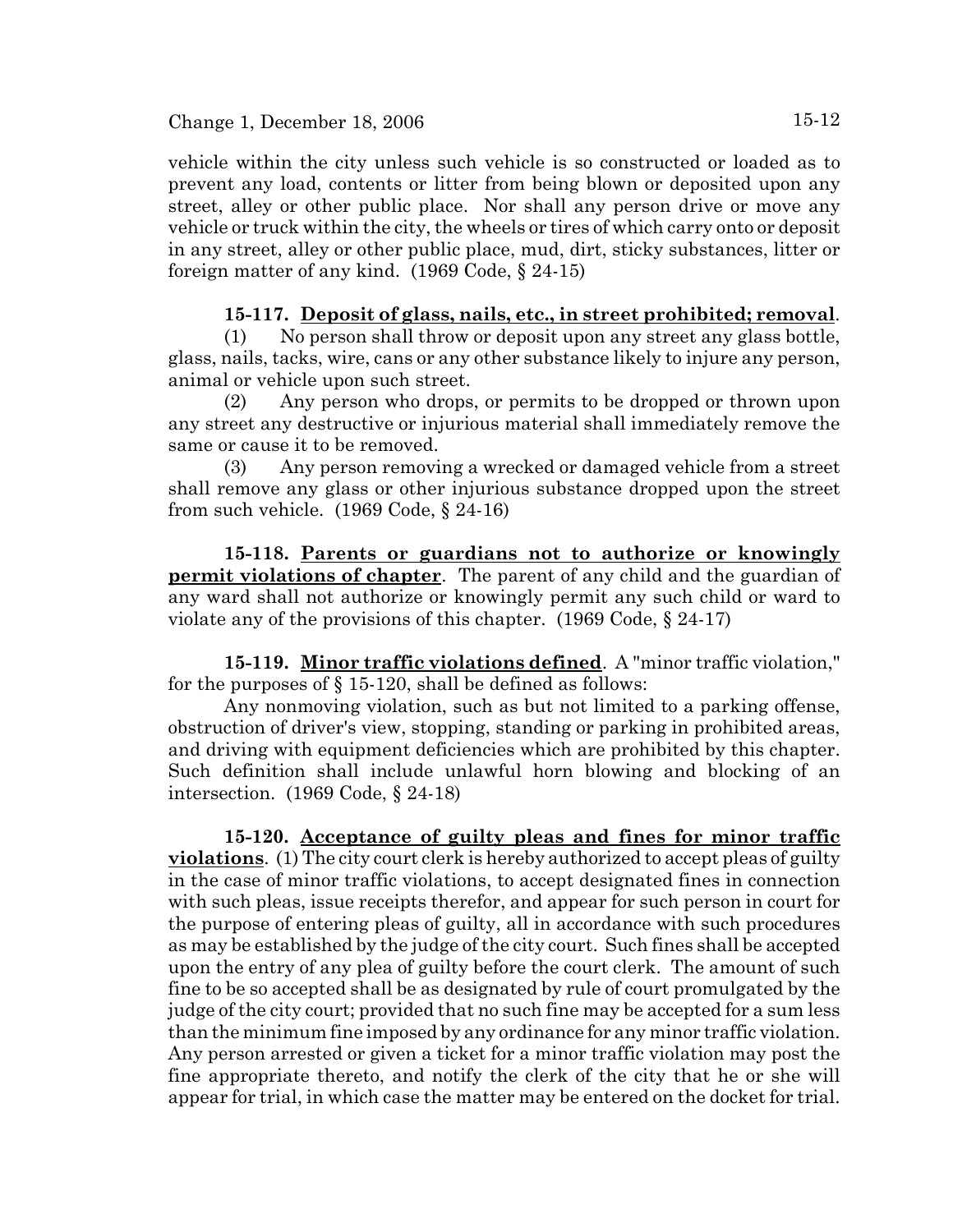vehicle within the city unless such vehicle is so constructed or loaded as to prevent any load, contents or litter from being blown or deposited upon any street, alley or other public place. Nor shall any person drive or move any vehicle or truck within the city, the wheels or tires of which carry onto or deposit in any street, alley or other public place, mud, dirt, sticky substances, litter or foreign matter of any kind. (1969 Code, § 24-15)

**15-117. Deposit of glass, nails, etc., in street prohibited; removal**.

(1) No person shall throw or deposit upon any street any glass bottle, glass, nails, tacks, wire, cans or any other substance likely to injure any person, animal or vehicle upon such street.

(2) Any person who drops, or permits to be dropped or thrown upon any street any destructive or injurious material shall immediately remove the same or cause it to be removed.

(3) Any person removing a wrecked or damaged vehicle from a street shall remove any glass or other injurious substance dropped upon the street from such vehicle. (1969 Code, § 24-16)

**15-118. Parents or guardians not to authorize or knowingly permit violations of chapter**. The parent of any child and the guardian of any ward shall not authorize or knowingly permit any such child or ward to violate any of the provisions of this chapter. (1969 Code, § 24-17)

**15-119. Minor traffic violations defined**. A "minor traffic violation," for the purposes of § 15-120, shall be defined as follows:

Any nonmoving violation, such as but not limited to a parking offense, obstruction of driver's view, stopping, standing or parking in prohibited areas, and driving with equipment deficiencies which are prohibited by this chapter. Such definition shall include unlawful horn blowing and blocking of an intersection. (1969 Code, § 24-18)

**15-120. Acceptance of guilty pleas and fines for minor traffic violations**. (1) The city court clerk is hereby authorized to accept pleas of guilty in the case of minor traffic violations, to accept designated fines in connection with such pleas, issue receipts therefor, and appear for such person in court for the purpose of entering pleas of guilty, all in accordance with such procedures as may be established by the judge of the city court. Such fines shall be accepted upon the entry of any plea of guilty before the court clerk. The amount of such fine to be so accepted shall be as designated by rule of court promulgated by the judge of the city court; provided that no such fine may be accepted for a sum less than the minimum fine imposed by any ordinance for any minor traffic violation. Any person arrested or given a ticket for a minor traffic violation may post the fine appropriate thereto, and notify the clerk of the city that he or she will appear for trial, in which case the matter may be entered on the docket for trial.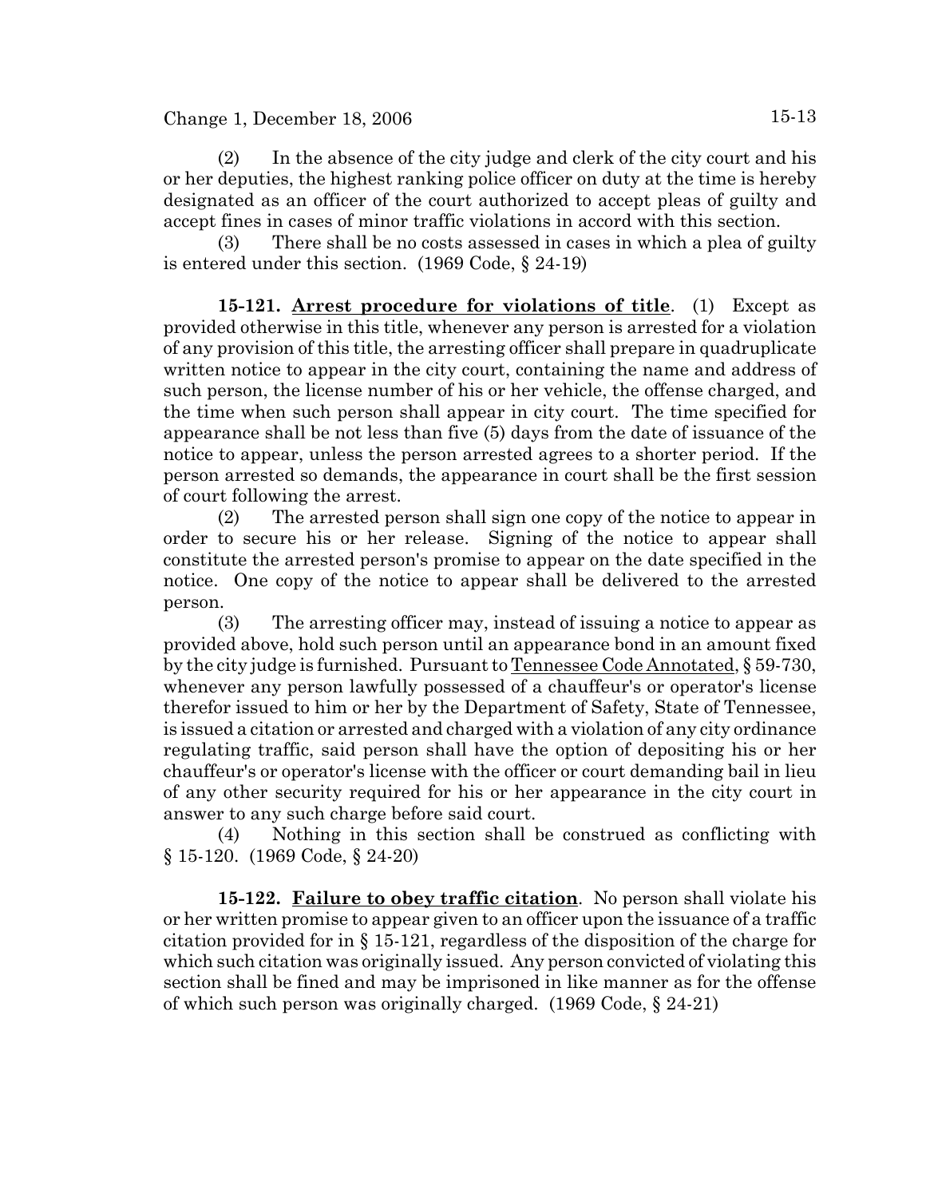(2) In the absence of the city judge and clerk of the city court and his or her deputies, the highest ranking police officer on duty at the time is hereby designated as an officer of the court authorized to accept pleas of guilty and accept fines in cases of minor traffic violations in accord with this section.

(3) There shall be no costs assessed in cases in which a plea of guilty is entered under this section. (1969 Code, § 24-19)

**15-121. Arrest procedure for violations of title**. (1) Except as provided otherwise in this title, whenever any person is arrested for a violation of any provision of this title, the arresting officer shall prepare in quadruplicate written notice to appear in the city court, containing the name and address of such person, the license number of his or her vehicle, the offense charged, and the time when such person shall appear in city court. The time specified for appearance shall be not less than five (5) days from the date of issuance of the notice to appear, unless the person arrested agrees to a shorter period. If the person arrested so demands, the appearance in court shall be the first session of court following the arrest.

(2) The arrested person shall sign one copy of the notice to appear in order to secure his or her release. Signing of the notice to appear shall constitute the arrested person's promise to appear on the date specified in the notice. One copy of the notice to appear shall be delivered to the arrested person.

(3) The arresting officer may, instead of issuing a notice to appear as provided above, hold such person until an appearance bond in an amount fixed by the city judge is furnished. Pursuant to Tennessee Code Annotated, § 59-730, whenever any person lawfully possessed of a chauffeur's or operator's license therefor issued to him or her by the Department of Safety, State of Tennessee, is issued a citation or arrested and charged with a violation of any city ordinance regulating traffic, said person shall have the option of depositing his or her chauffeur's or operator's license with the officer or court demanding bail in lieu of any other security required for his or her appearance in the city court in answer to any such charge before said court.

(4) Nothing in this section shall be construed as conflicting with § 15-120. (1969 Code, § 24-20)

**15-122. Failure to obey traffic citation**. No person shall violate his or her written promise to appear given to an officer upon the issuance of a traffic citation provided for in § 15-121, regardless of the disposition of the charge for which such citation was originally issued. Any person convicted of violating this section shall be fined and may be imprisoned in like manner as for the offense of which such person was originally charged. (1969 Code, § 24-21)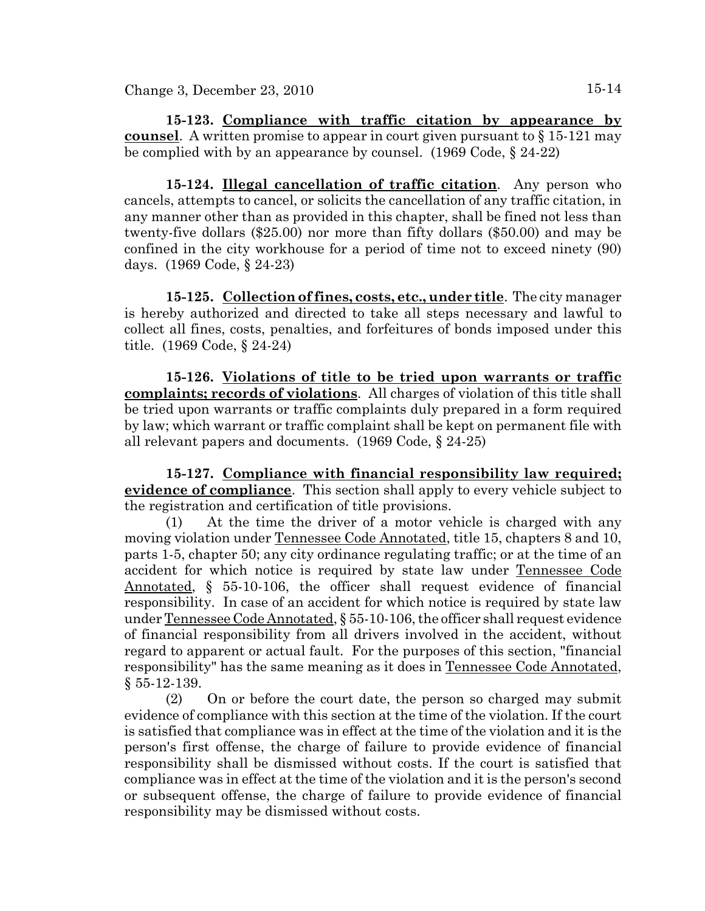**15-123. Compliance with traffic citation by appearance by counsel**. A written promise to appear in court given pursuant to § 15-121 may be complied with by an appearance by counsel. (1969 Code, § 24-22)

**15-124. Illegal cancellation of traffic citation**. Any person who cancels, attempts to cancel, or solicits the cancellation of any traffic citation, in any manner other than as provided in this chapter, shall be fined not less than twenty-five dollars ($25.00) nor more than fifty dollars ($50.00) and may be confined in the city workhouse for a period of time not to exceed ninety (90) days. (1969 Code, § 24-23)

**15-125. Collection of fines, costs, etc., under title**. The city manager is hereby authorized and directed to take all steps necessary and lawful to collect all fines, costs, penalties, and forfeitures of bonds imposed under this title. (1969 Code, § 24-24)

**15-126. Violations of title to be tried upon warrants or traffic complaints; records of violations**. All charges of violation of this title shall be tried upon warrants or traffic complaints duly prepared in a form required by law; which warrant or traffic complaint shall be kept on permanent file with all relevant papers and documents. (1969 Code, § 24-25)

**15-127. Compliance with financial responsibility law required; evidence of compliance**. This section shall apply to every vehicle subject to the registration and certification of title provisions.

(1) At the time the driver of a motor vehicle is charged with any moving violation under Tennessee Code Annotated, title 15, chapters 8 and 10, parts 1-5, chapter 50; any city ordinance regulating traffic; or at the time of an accident for which notice is required by state law under Tennessee Code Annotated, § 55-10-106, the officer shall request evidence of financial responsibility. In case of an accident for which notice is required by state law under Tennessee Code Annotated, § 55-10-106, the officer shall request evidence of financial responsibility from all drivers involved in the accident, without regard to apparent or actual fault. For the purposes of this section, "financial responsibility" has the same meaning as it does in Tennessee Code Annotated, § 55-12-139.

(2) On or before the court date, the person so charged may submit evidence of compliance with this section at the time of the violation. If the court is satisfied that compliance was in effect at the time of the violation and it is the person's first offense, the charge of failure to provide evidence of financial responsibility shall be dismissed without costs. If the court is satisfied that compliance was in effect at the time of the violation and it is the person's second or subsequent offense, the charge of failure to provide evidence of financial responsibility may be dismissed without costs.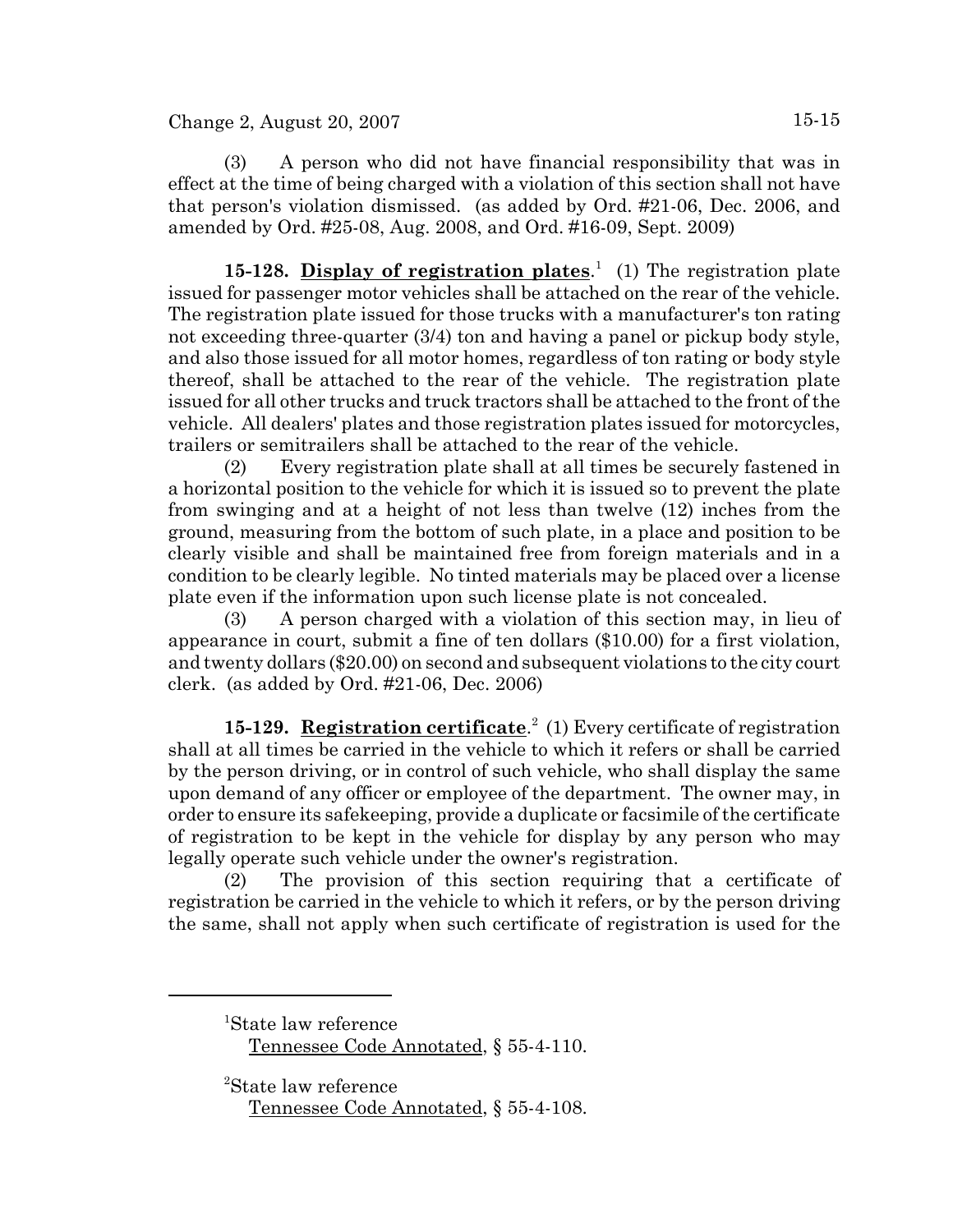(3) A person who did not have financial responsibility that was in effect at the time of being charged with a violation of this section shall not have that person's violation dismissed. (as added by Ord. #21-06, Dec. 2006, and amended by Ord. #25-08, Aug. 2008, and Ord. #16-09, Sept. 2009)

**15-128. Display of registration plates**.[1] (1) The registration plate issued for passenger motor vehicles shall be attached on the rear of the vehicle. The registration plate issued for those trucks with a manufacturer's ton rating not exceeding three-quarter (3/4) ton and having a panel or pickup body style, and also those issued for all motor homes, regardless of ton rating or body style thereof, shall be attached to the rear of the vehicle. The registration plate issued for all other trucks and truck tractors shall be attached to the front of the vehicle. All dealers' plates and those registration plates issued for motorcycles, trailers or semitrailers shall be attached to the rear of the vehicle.

(2) Every registration plate shall at all times be securely fastened in a horizontal position to the vehicle for which it is issued so to prevent the plate from swinging and at a height of not less than twelve (12) inches from the ground, measuring from the bottom of such plate, in a place and position to be clearly visible and shall be maintained free from foreign materials and in a condition to be clearly legible. No tinted materials may be placed over a license plate even if the information upon such license plate is not concealed.

(3) A person charged with a violation of this section may, in lieu of appearance in court, submit a fine of ten dollars ($10.00) for a first violation, and twenty dollars ($20.00) on second and subsequent violations to the city court clerk. (as added by Ord. #21-06, Dec. 2006)

**15-129. Registration certificate**.[2] (1) Every certificate of registration shall at all times be carried in the vehicle to which it refers or shall be carried by the person driving, or in control of such vehicle, who shall display the same upon demand of any officer or employee of the department. The owner may, in order to ensure its safekeeping, provide a duplicate or facsimile of the certificate of registration to be kept in the vehicle for display by any person who may legally operate such vehicle under the owner's registration.

(2) The provision of this section requiring that a certificate of registration be carried in the vehicle to which it refers, or by the person driving the same, shall not apply when such certificate of registration is used for the

---

[1]State law reference
Tennessee Code Annotated, § 55-4-110.

[2]State law reference
Tennessee Code Annotated, § 55-4-108.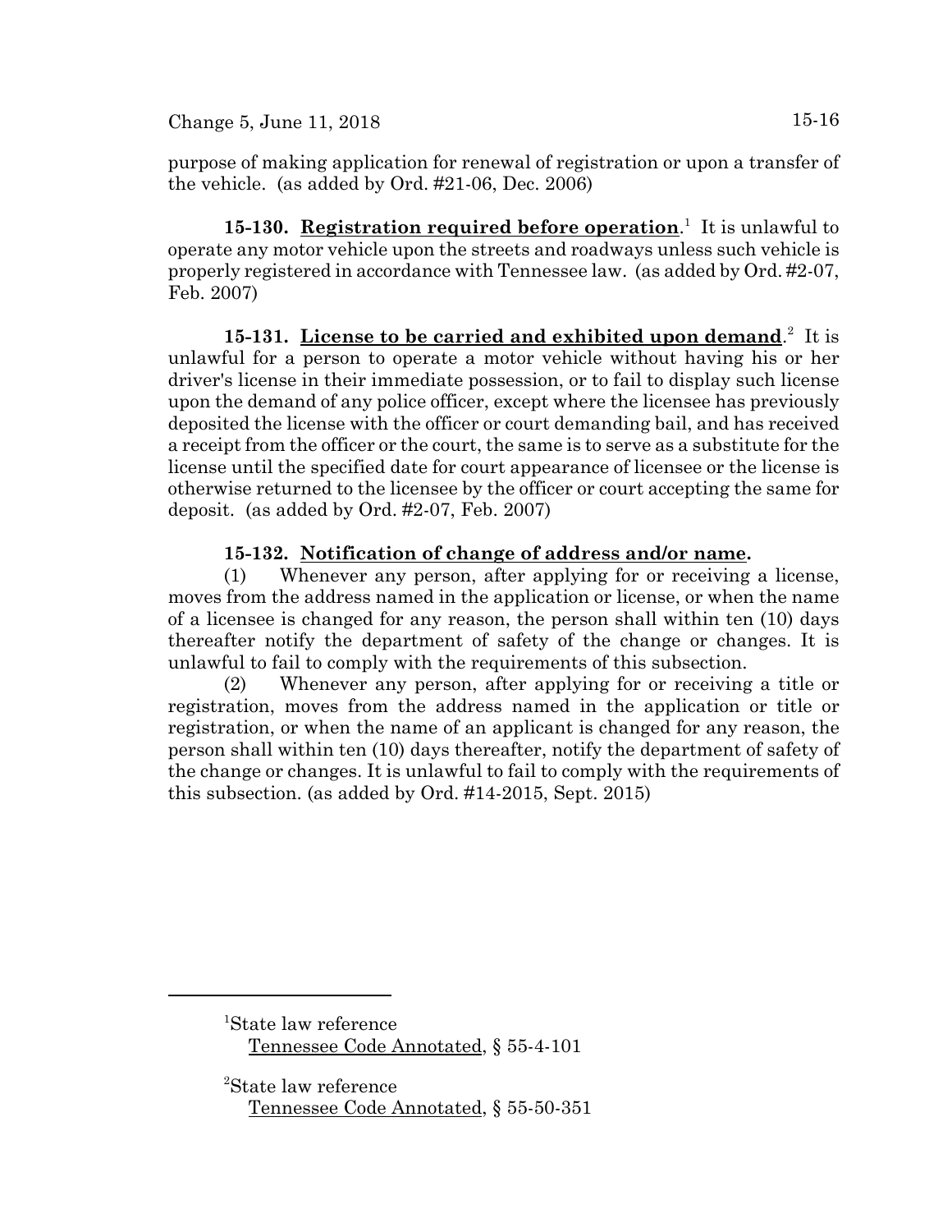purpose of making application for renewal of registration or upon a transfer of the vehicle. (as added by Ord. #21-06, Dec. 2006)

**15-130. Registration required before operation**.[1] It is unlawful to operate any motor vehicle upon the streets and roadways unless such vehicle is properly registered in accordance with Tennessee law. (as added by Ord. #2-07, Feb. 2007)

**15-131. License to be carried and exhibited upon demand**.[2] It is unlawful for a person to operate a motor vehicle without having his or her driver's license in their immediate possession, or to fail to display such license upon the demand of any police officer, except where the licensee has previously deposited the license with the officer or court demanding bail, and has received a receipt from the officer or the court, the same is to serve as a substitute for the license until the specified date for court appearance of licensee or the license is otherwise returned to the licensee by the officer or court accepting the same for deposit. (as added by Ord. #2-07, Feb. 2007)

**15-132. Notification of change of address and/or name.**

(1) Whenever any person, after applying for or receiving a license, moves from the address named in the application or license, or when the name of a licensee is changed for any reason, the person shall within ten (10) days thereafter notify the department of safety of the change or changes. It is unlawful to fail to comply with the requirements of this subsection.

(2) Whenever any person, after applying for or receiving a title or registration, moves from the address named in the application or title or registration, or when the name of an applicant is changed for any reason, the person shall within ten (10) days thereafter, notify the department of safety of the change or changes. It is unlawful to fail to comply with the requirements of this subsection. (as added by Ord. #14-2015, Sept. 2015)

---

[1] State law reference
Tennessee Code Annotated, § 55-4-101

[2] State law reference
Tennessee Code Annotated, § 55-50-351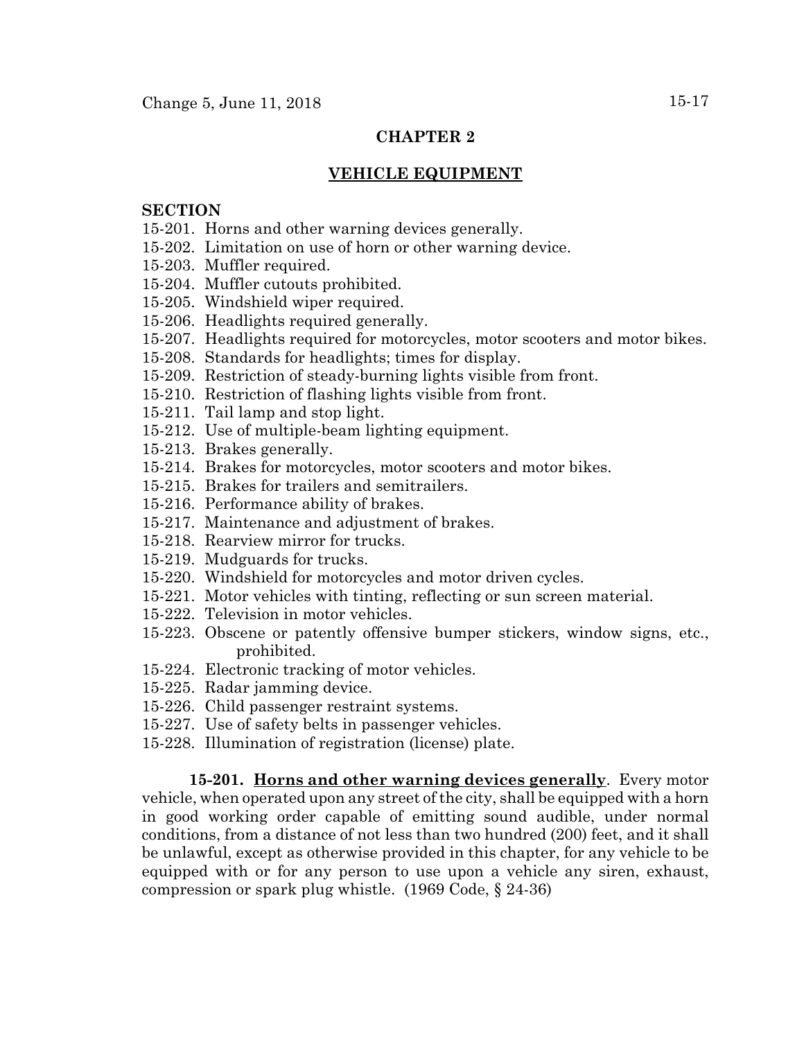## CHAPTER 2

## VEHICLE EQUIPMENT

**SECTION**

15-201. Horns and other warning devices generally.
15-202. Limitation on use of horn or other warning device.
15-203. Muffler required.
15-204. Muffler cutouts prohibited.
15-205. Windshield wiper required.
15-206. Headlights required generally.
15-207. Headlights required for motorcycles, motor scooters and motor bikes.
15-208. Standards for headlights; times for display.
15-209. Restriction of steady-burning lights visible from front.
15-210. Restriction of flashing lights visible from front.
15-211. Tail lamp and stop light.
15-212. Use of multiple-beam lighting equipment.
15-213. Brakes generally.
15-214. Brakes for motorcycles, motor scooters and motor bikes.
15-215. Brakes for trailers and semitrailers.
15-216. Performance ability of brakes.
15-217. Maintenance and adjustment of brakes.
15-218. Rearview mirror for trucks.
15-219. Mudguards for trucks.
15-220. Windshield for motorcycles and motor driven cycles.
15-221. Motor vehicles with tinting, reflecting or sun screen material.
15-222. Television in motor vehicles.
15-223. Obscene or patently offensive bumper stickers, window signs, etc., prohibited.
15-224. Electronic tracking of motor vehicles.
15-225. Radar jamming device.
15-226. Child passenger restraint systems.
15-227. Use of safety belts in passenger vehicles.
15-228. Illumination of registration (license) plate.

**15-201. Horns and other warning devices generally**. Every motor vehicle, when operated upon any street of the city, shall be equipped with a horn in good working order capable of emitting sound audible, under normal conditions, from a distance of not less than two hundred (200) feet, and it shall be unlawful, except as otherwise provided in this chapter, for any vehicle to be equipped with or for any person to use upon a vehicle any siren, exhaust, compression or spark plug whistle. (1969 Code, § 24-36)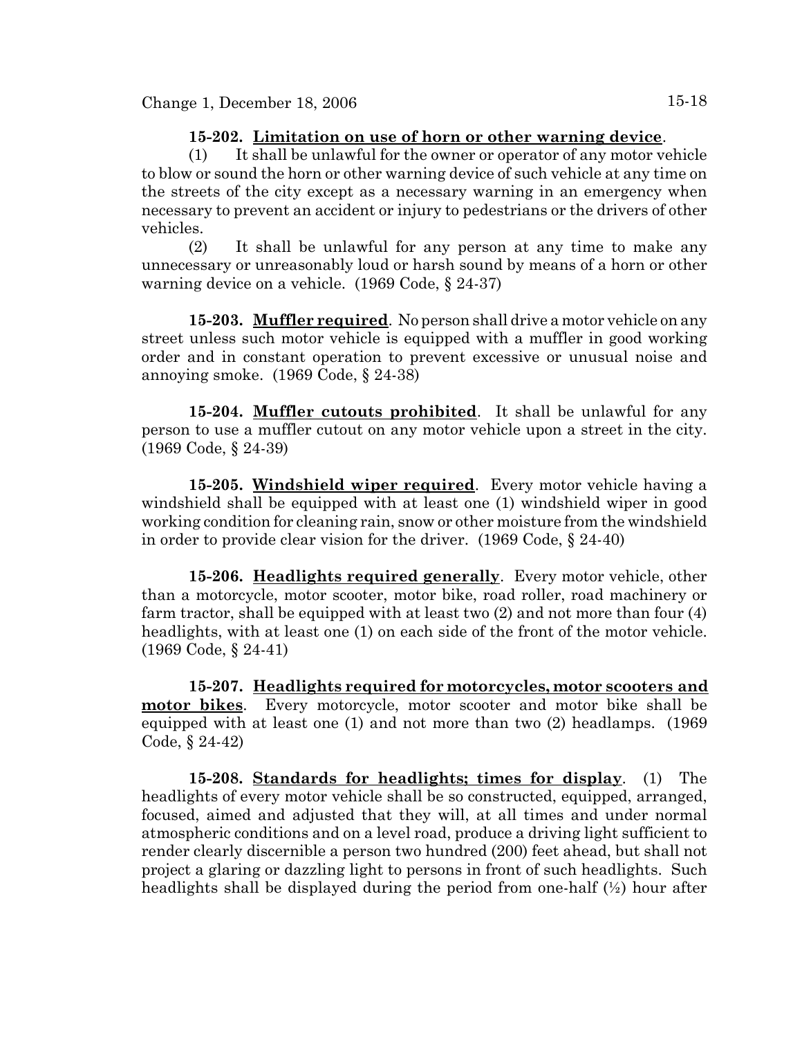**15-202. Limitation on use of horn or other warning device.**

(1) It shall be unlawful for the owner or operator of any motor vehicle to blow or sound the horn or other warning device of such vehicle at any time on the streets of the city except as a necessary warning in an emergency when necessary to prevent an accident or injury to pedestrians or the drivers of other vehicles.

(2) It shall be unlawful for any person at any time to make any unnecessary or unreasonably loud or harsh sound by means of a horn or other warning device on a vehicle. (1969 Code, § 24-37)

**15-203. Muffler required.** No person shall drive a motor vehicle on any street unless such motor vehicle is equipped with a muffler in good working order and in constant operation to prevent excessive or unusual noise and annoying smoke. (1969 Code, § 24-38)

**15-204. Muffler cutouts prohibited.** It shall be unlawful for any person to use a muffler cutout on any motor vehicle upon a street in the city. (1969 Code, § 24-39)

**15-205. Windshield wiper required.** Every motor vehicle having a windshield shall be equipped with at least one (1) windshield wiper in good working condition for cleaning rain, snow or other moisture from the windshield in order to provide clear vision for the driver. (1969 Code, § 24-40)

**15-206. Headlights required generally.** Every motor vehicle, other than a motorcycle, motor scooter, motor bike, road roller, road machinery or farm tractor, shall be equipped with at least two (2) and not more than four (4) headlights, with at least one (1) on each side of the front of the motor vehicle. (1969 Code, § 24-41)

**15-207. Headlights required for motorcycles, motor scooters and motor bikes.** Every motorcycle, motor scooter and motor bike shall be equipped with at least one (1) and not more than two (2) headlamps. (1969 Code, § 24-42)

**15-208. Standards for headlights; times for display.** (1) The headlights of every motor vehicle shall be so constructed, equipped, arranged, focused, aimed and adjusted that they will, at all times and under normal atmospheric conditions and on a level road, produce a driving light sufficient to render clearly discernible a person two hundred (200) feet ahead, but shall not project a glaring or dazzling light to persons in front of such headlights. Such headlights shall be displayed during the period from one-half (½) hour after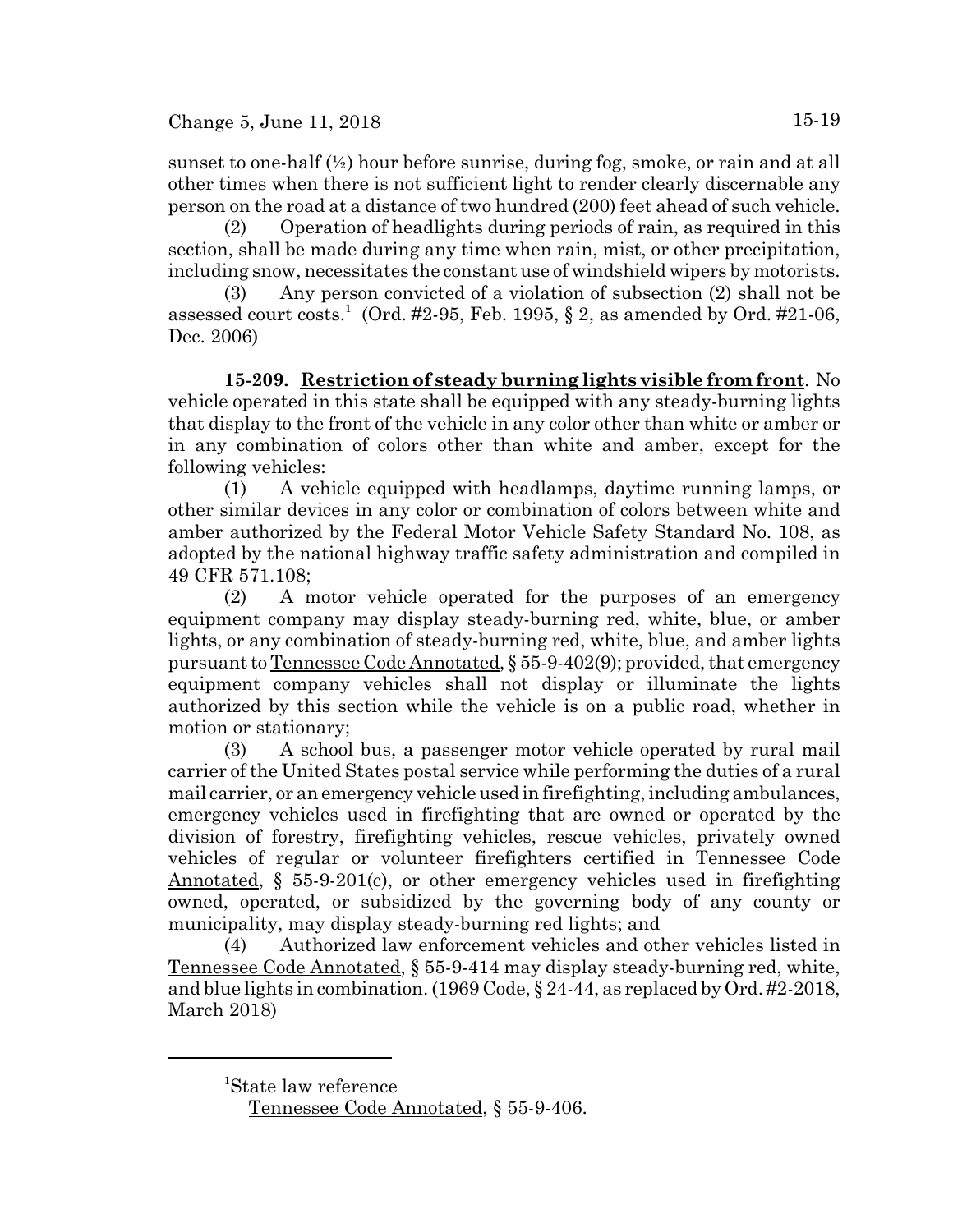sunset to one-half (½) hour before sunrise, during fog, smoke, or rain and at all other times when there is not sufficient light to render clearly discernable any person on the road at a distance of two hundred (200) feet ahead of such vehicle.

(2) Operation of headlights during periods of rain, as required in this section, shall be made during any time when rain, mist, or other precipitation, including snow, necessitates the constant use of windshield wipers by motorists.

(3) Any person convicted of a violation of subsection (2) shall not be assessed court costs.[1] (Ord. #2-95, Feb. 1995, § 2, as amended by Ord. #21-06, Dec. 2006)

**15-209. Restriction of steady burning lights visible from front**. No vehicle operated in this state shall be equipped with any steady-burning lights that display to the front of the vehicle in any color other than white or amber or in any combination of colors other than white and amber, except for the following vehicles:

(1) A vehicle equipped with headlamps, daytime running lamps, or other similar devices in any color or combination of colors between white and amber authorized by the Federal Motor Vehicle Safety Standard No. 108, as adopted by the national highway traffic safety administration and compiled in 49 CFR 571.108;

(2) A motor vehicle operated for the purposes of an emergency equipment company may display steady-burning red, white, blue, or amber lights, or any combination of steady-burning red, white, blue, and amber lights pursuant to Tennessee Code Annotated, § 55-9-402(9); provided, that emergency equipment company vehicles shall not display or illuminate the lights authorized by this section while the vehicle is on a public road, whether in motion or stationary;

(3) A school bus, a passenger motor vehicle operated by rural mail carrier of the United States postal service while performing the duties of a rural mail carrier, or an emergency vehicle used in firefighting, including ambulances, emergency vehicles used in firefighting that are owned or operated by the division of forestry, firefighting vehicles, rescue vehicles, privately owned vehicles of regular or volunteer firefighters certified in Tennessee Code Annotated, § 55-9-201(c), or other emergency vehicles used in firefighting owned, operated, or subsidized by the governing body of any county or municipality, may display steady-burning red lights; and

(4) Authorized law enforcement vehicles and other vehicles listed in Tennessee Code Annotated, § 55-9-414 may display steady-burning red, white, and blue lights in combination. (1969 Code, § 24-44, as replaced by Ord. #2-2018, March 2018)

---

[1]State law reference
Tennessee Code Annotated, § 55-9-406.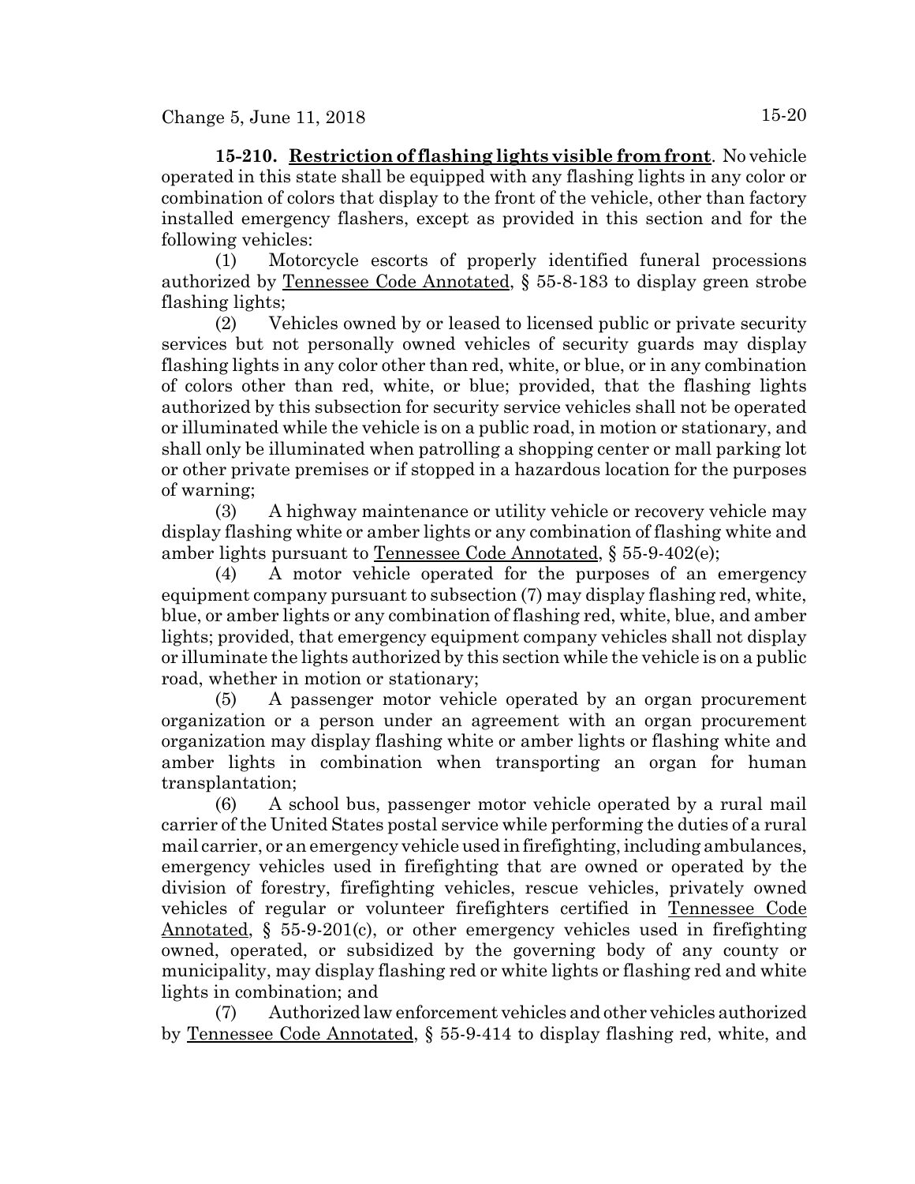**15-210. Restriction of flashing lights visible from front**. No vehicle operated in this state shall be equipped with any flashing lights in any color or combination of colors that display to the front of the vehicle, other than factory installed emergency flashers, except as provided in this section and for the following vehicles:

(1) Motorcycle escorts of properly identified funeral processions authorized by Tennessee Code Annotated, § 55-8-183 to display green strobe flashing lights;

(2) Vehicles owned by or leased to licensed public or private security services but not personally owned vehicles of security guards may display flashing lights in any color other than red, white, or blue, or in any combination of colors other than red, white, or blue; provided, that the flashing lights authorized by this subsection for security service vehicles shall not be operated or illuminated while the vehicle is on a public road, in motion or stationary, and shall only be illuminated when patrolling a shopping center or mall parking lot or other private premises or if stopped in a hazardous location for the purposes of warning;

(3) A highway maintenance or utility vehicle or recovery vehicle may display flashing white or amber lights or any combination of flashing white and amber lights pursuant to Tennessee Code Annotated, § 55-9-402(e);

(4) A motor vehicle operated for the purposes of an emergency equipment company pursuant to subsection (7) may display flashing red, white, blue, or amber lights or any combination of flashing red, white, blue, and amber lights; provided, that emergency equipment company vehicles shall not display or illuminate the lights authorized by this section while the vehicle is on a public road, whether in motion or stationary;

(5) A passenger motor vehicle operated by an organ procurement organization or a person under an agreement with an organ procurement organization may display flashing white or amber lights or flashing white and amber lights in combination when transporting an organ for human transplantation;

(6) A school bus, passenger motor vehicle operated by a rural mail carrier of the United States postal service while performing the duties of a rural mail carrier, or an emergency vehicle used in firefighting, including ambulances, emergency vehicles used in firefighting that are owned or operated by the division of forestry, firefighting vehicles, rescue vehicles, privately owned vehicles of regular or volunteer firefighters certified in Tennessee Code Annotated, § 55-9-201(c), or other emergency vehicles used in firefighting owned, operated, or subsidized by the governing body of any county or municipality, may display flashing red or white lights or flashing red and white lights in combination; and

(7) Authorized law enforcement vehicles and other vehicles authorized by Tennessee Code Annotated, § 55-9-414 to display flashing red, white, and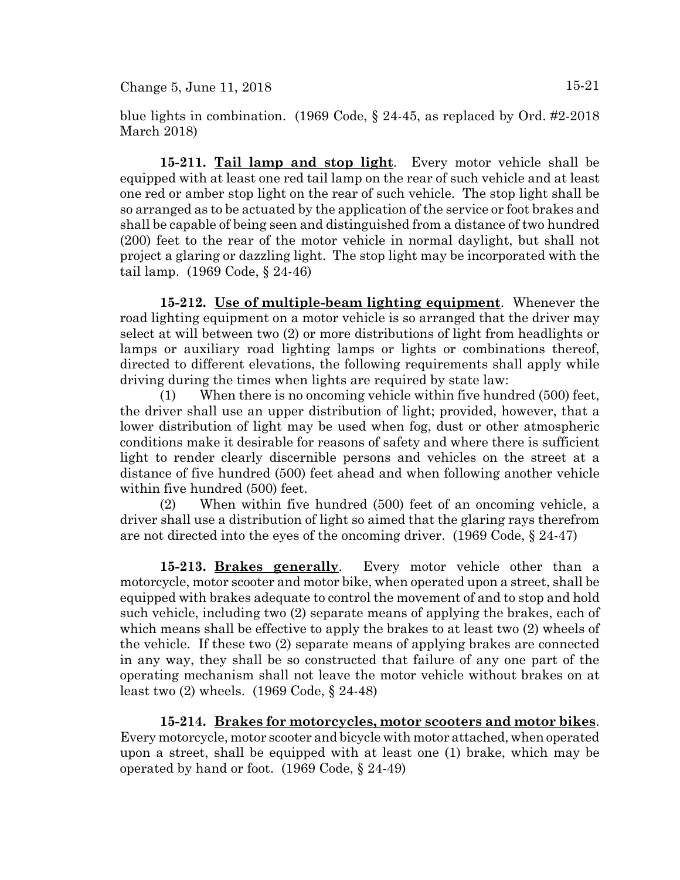blue lights in combination. (1969 Code, § 24-45, as replaced by Ord. #2-2018 March 2018)

**15-211. Tail lamp and stop light**. Every motor vehicle shall be equipped with at least one red tail lamp on the rear of such vehicle and at least one red or amber stop light on the rear of such vehicle. The stop light shall be so arranged as to be actuated by the application of the service or foot brakes and shall be capable of being seen and distinguished from a distance of two hundred (200) feet to the rear of the motor vehicle in normal daylight, but shall not project a glaring or dazzling light. The stop light may be incorporated with the tail lamp. (1969 Code, § 24-46)

**15-212. Use of multiple-beam lighting equipment**. Whenever the road lighting equipment on a motor vehicle is so arranged that the driver may select at will between two (2) or more distributions of light from headlights or lamps or auxiliary road lighting lamps or lights or combinations thereof, directed to different elevations, the following requirements shall apply while driving during the times when lights are required by state law:

(1) When there is no oncoming vehicle within five hundred (500) feet, the driver shall use an upper distribution of light; provided, however, that a lower distribution of light may be used when fog, dust or other atmospheric conditions make it desirable for reasons of safety and where there is sufficient light to render clearly discernible persons and vehicles on the street at a distance of five hundred (500) feet ahead and when following another vehicle within five hundred (500) feet.

(2) When within five hundred (500) feet of an oncoming vehicle, a driver shall use a distribution of light so aimed that the glaring rays therefrom are not directed into the eyes of the oncoming driver. (1969 Code, § 24-47)

**15-213. Brakes generally**. Every motor vehicle other than a motorcycle, motor scooter and motor bike, when operated upon a street, shall be equipped with brakes adequate to control the movement of and to stop and hold such vehicle, including two (2) separate means of applying the brakes, each of which means shall be effective to apply the brakes to at least two (2) wheels of the vehicle. If these two (2) separate means of applying brakes are connected in any way, they shall be so constructed that failure of any one part of the operating mechanism shall not leave the motor vehicle without brakes on at least two (2) wheels. (1969 Code, § 24-48)

**15-214. Brakes for motorcycles, motor scooters and motor bikes**. Every motorcycle, motor scooter and bicycle with motor attached, when operated upon a street, shall be equipped with at least one (1) brake, which may be operated by hand or foot. (1969 Code, § 24-49)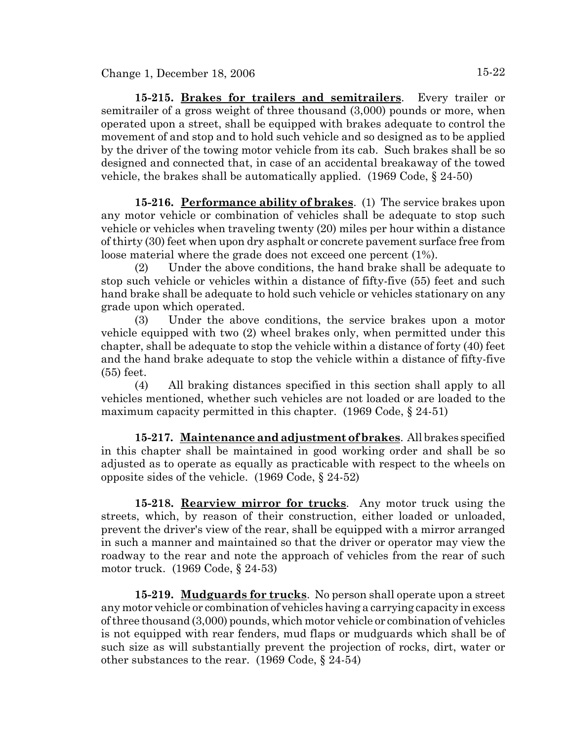**15-215. Brakes for trailers and semitrailers**. Every trailer or semitrailer of a gross weight of three thousand (3,000) pounds or more, when operated upon a street, shall be equipped with brakes adequate to control the movement of and stop and to hold such vehicle and so designed as to be applied by the driver of the towing motor vehicle from its cab. Such brakes shall be so designed and connected that, in case of an accidental breakaway of the towed vehicle, the brakes shall be automatically applied. (1969 Code, § 24-50)

**15-216. Performance ability of brakes**. (1) The service brakes upon any motor vehicle or combination of vehicles shall be adequate to stop such vehicle or vehicles when traveling twenty (20) miles per hour within a distance of thirty (30) feet when upon dry asphalt or concrete pavement surface free from loose material where the grade does not exceed one percent (1%).

(2) Under the above conditions, the hand brake shall be adequate to stop such vehicle or vehicles within a distance of fifty-five (55) feet and such hand brake shall be adequate to hold such vehicle or vehicles stationary on any grade upon which operated.

(3) Under the above conditions, the service brakes upon a motor vehicle equipped with two (2) wheel brakes only, when permitted under this chapter, shall be adequate to stop the vehicle within a distance of forty (40) feet and the hand brake adequate to stop the vehicle within a distance of fifty-five (55) feet.

(4) All braking distances specified in this section shall apply to all vehicles mentioned, whether such vehicles are not loaded or are loaded to the maximum capacity permitted in this chapter. (1969 Code, § 24-51)

**15-217. Maintenance and adjustment of brakes**. All brakes specified in this chapter shall be maintained in good working order and shall be so adjusted as to operate as equally as practicable with respect to the wheels on opposite sides of the vehicle. (1969 Code, § 24-52)

**15-218. Rearview mirror for trucks**. Any motor truck using the streets, which, by reason of their construction, either loaded or unloaded, prevent the driver's view of the rear, shall be equipped with a mirror arranged in such a manner and maintained so that the driver or operator may view the roadway to the rear and note the approach of vehicles from the rear of such motor truck. (1969 Code, § 24-53)

**15-219. Mudguards for trucks**. No person shall operate upon a street any motor vehicle or combination of vehicles having a carrying capacity in excess of three thousand (3,000) pounds, which motor vehicle or combination of vehicles is not equipped with rear fenders, mud flaps or mudguards which shall be of such size as will substantially prevent the projection of rocks, dirt, water or other substances to the rear. (1969 Code, § 24-54)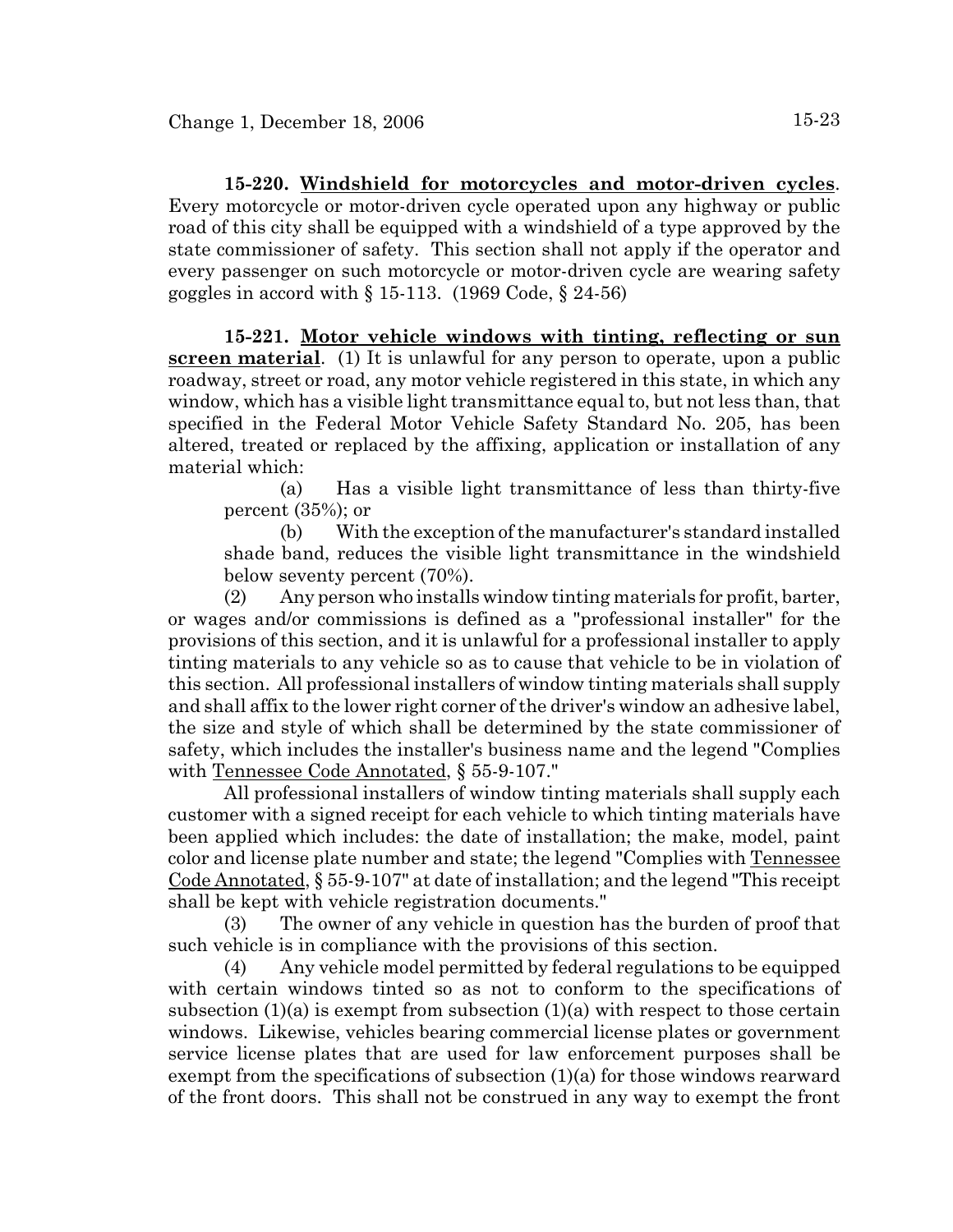**15-220. Windshield for motorcycles and motor-driven cycles**. Every motorcycle or motor-driven cycle operated upon any highway or public road of this city shall be equipped with a windshield of a type approved by the state commissioner of safety. This section shall not apply if the operator and every passenger on such motorcycle or motor-driven cycle are wearing safety goggles in accord with § 15-113. (1969 Code, § 24-56)

**15-221. Motor vehicle windows with tinting, reflecting or sun screen material**. (1) It is unlawful for any person to operate, upon a public roadway, street or road, any motor vehicle registered in this state, in which any window, which has a visible light transmittance equal to, but not less than, that specified in the Federal Motor Vehicle Safety Standard No. 205, has been altered, treated or replaced by the affixing, application or installation of any material which:

(a) Has a visible light transmittance of less than thirty-five percent (35%); or

(b) With the exception of the manufacturer's standard installed shade band, reduces the visible light transmittance in the windshield below seventy percent (70%).

(2) Any person who installs window tinting materials for profit, barter, or wages and/or commissions is defined as a "professional installer" for the provisions of this section, and it is unlawful for a professional installer to apply tinting materials to any vehicle so as to cause that vehicle to be in violation of this section. All professional installers of window tinting materials shall supply and shall affix to the lower right corner of the driver's window an adhesive label, the size and style of which shall be determined by the state commissioner of safety, which includes the installer's business name and the legend "Complies with Tennessee Code Annotated, § 55-9-107."

All professional installers of window tinting materials shall supply each customer with a signed receipt for each vehicle to which tinting materials have been applied which includes: the date of installation; the make, model, paint color and license plate number and state; the legend "Complies with Tennessee Code Annotated, § 55-9-107" at date of installation; and the legend "This receipt shall be kept with vehicle registration documents."

(3) The owner of any vehicle in question has the burden of proof that such vehicle is in compliance with the provisions of this section.

(4) Any vehicle model permitted by federal regulations to be equipped with certain windows tinted so as not to conform to the specifications of subsection (1)(a) is exempt from subsection (1)(a) with respect to those certain windows. Likewise, vehicles bearing commercial license plates or government service license plates that are used for law enforcement purposes shall be exempt from the specifications of subsection (1)(a) for those windows rearward of the front doors. This shall not be construed in any way to exempt the front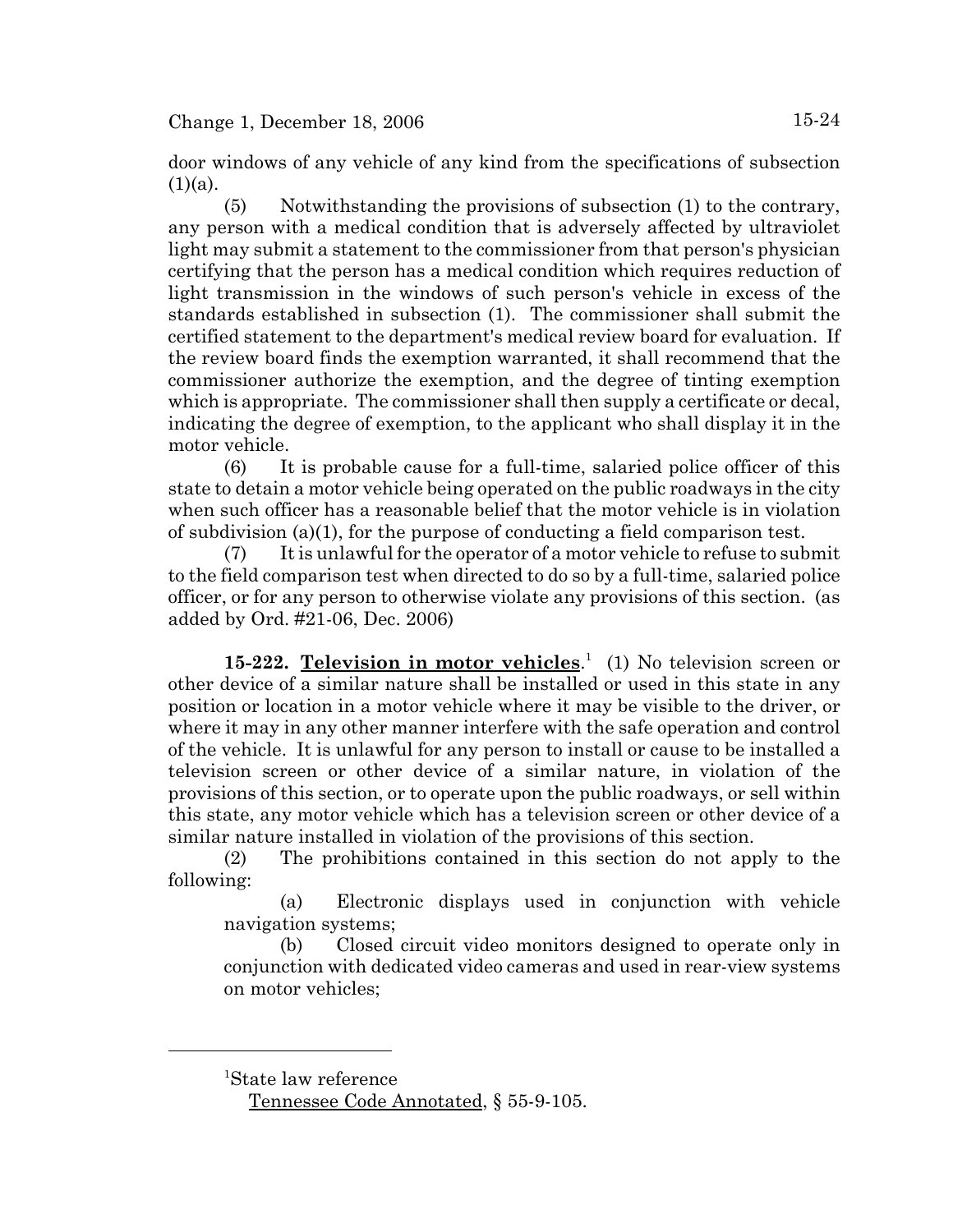door windows of any vehicle of any kind from the specifications of subsection (1)(a).

(5) Notwithstanding the provisions of subsection (1) to the contrary, any person with a medical condition that is adversely affected by ultraviolet light may submit a statement to the commissioner from that person's physician certifying that the person has a medical condition which requires reduction of light transmission in the windows of such person's vehicle in excess of the standards established in subsection (1). The commissioner shall submit the certified statement to the department's medical review board for evaluation. If the review board finds the exemption warranted, it shall recommend that the commissioner authorize the exemption, and the degree of tinting exemption which is appropriate. The commissioner shall then supply a certificate or decal, indicating the degree of exemption, to the applicant who shall display it in the motor vehicle.

(6) It is probable cause for a full-time, salaried police officer of this state to detain a motor vehicle being operated on the public roadways in the city when such officer has a reasonable belief that the motor vehicle is in violation of subdivision (a)(1), for the purpose of conducting a field comparison test.

(7) It is unlawful for the operator of a motor vehicle to refuse to submit to the field comparison test when directed to do so by a full-time, salaried police officer, or for any person to otherwise violate any provisions of this section. (as added by Ord. #21-06, Dec. 2006)

**15-222. Television in motor vehicles**.[1] (1) No television screen or other device of a similar nature shall be installed or used in this state in any position or location in a motor vehicle where it may be visible to the driver, or where it may in any other manner interfere with the safe operation and control of the vehicle. It is unlawful for any person to install or cause to be installed a television screen or other device of a similar nature, in violation of the provisions of this section, or to operate upon the public roadways, or sell within this state, any motor vehicle which has a television screen or other device of a similar nature installed in violation of the provisions of this section.

(2) The prohibitions contained in this section do not apply to the following:

(a) Electronic displays used in conjunction with vehicle navigation systems;

(b) Closed circuit video monitors designed to operate only in conjunction with dedicated video cameras and used in rear-view systems on motor vehicles;

---

[1]State law reference

Tennessee Code Annotated, § 55-9-105.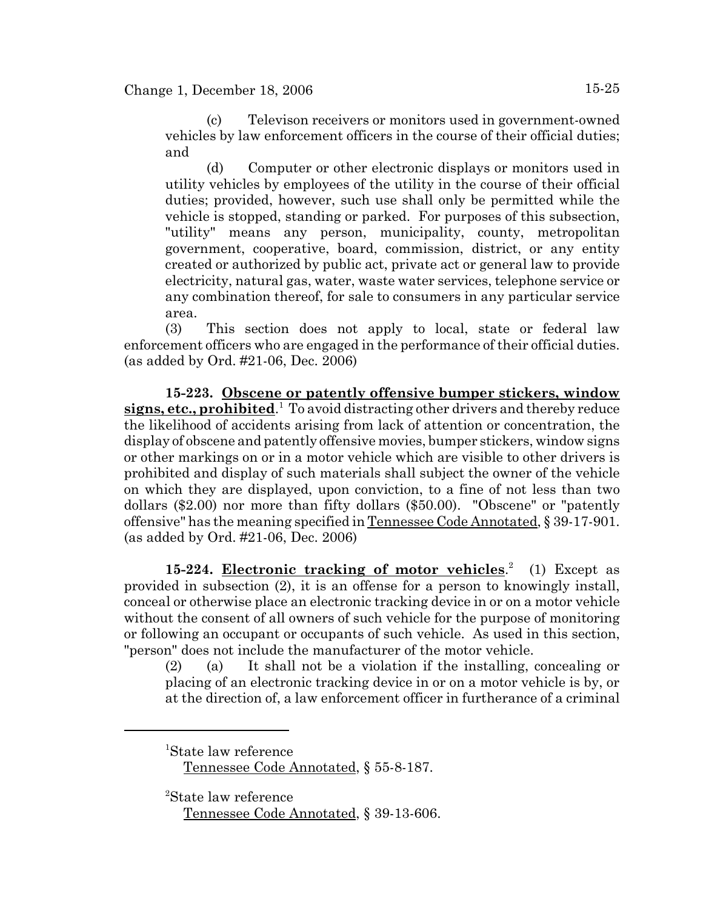(c) Televison receivers or monitors used in government-owned vehicles by law enforcement officers in the course of their official duties; and

(d) Computer or other electronic displays or monitors used in utility vehicles by employees of the utility in the course of their official duties; provided, however, such use shall only be permitted while the vehicle is stopped, standing or parked. For purposes of this subsection, "utility" means any person, municipality, county, metropolitan government, cooperative, board, commission, district, or any entity created or authorized by public act, private act or general law to provide electricity, natural gas, water, waste water services, telephone service or any combination thereof, for sale to consumers in any particular service area.

(3) This section does not apply to local, state or federal law enforcement officers who are engaged in the performance of their official duties. (as added by Ord. #21-06, Dec. 2006)

**15-223. Obscene or patently offensive bumper stickers, window signs, etc., prohibited**.[1] To avoid distracting other drivers and thereby reduce the likelihood of accidents arising from lack of attention or concentration, the display of obscene and patently offensive movies, bumper stickers, window signs or other markings on or in a motor vehicle which are visible to other drivers is prohibited and display of such materials shall subject the owner of the vehicle on which they are displayed, upon conviction, to a fine of not less than two dollars ($2.00) nor more than fifty dollars ($50.00). "Obscene" or "patently offensive" has the meaning specified in Tennessee Code Annotated, § 39-17-901. (as added by Ord. #21-06, Dec. 2006)

**15-224. Electronic tracking of motor vehicles**.[2] (1) Except as provided in subsection (2), it is an offense for a person to knowingly install, conceal or otherwise place an electronic tracking device in or on a motor vehicle without the consent of all owners of such vehicle for the purpose of monitoring or following an occupant or occupants of such vehicle. As used in this section, "person" does not include the manufacturer of the motor vehicle.

(2) (a) It shall not be a violation if the installing, concealing or placing of an electronic tracking device in or on a motor vehicle is by, or at the direction of, a law enforcement officer in furtherance of a criminal

---

[1] State law reference
Tennessee Code Annotated, § 55-8-187.

[2] State law reference
Tennessee Code Annotated, § 39-13-606.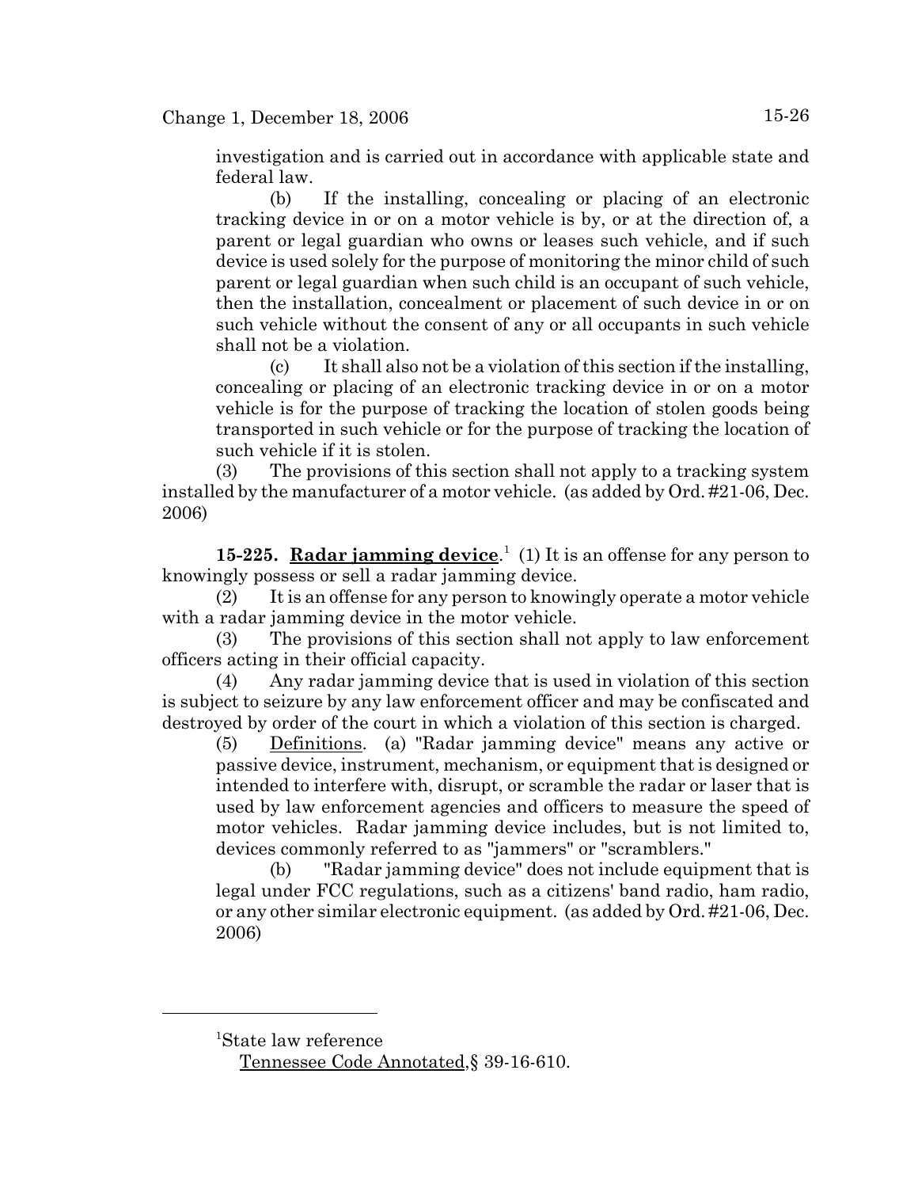investigation and is carried out in accordance with applicable state and federal law.

(b) If the installing, concealing or placing of an electronic tracking device in or on a motor vehicle is by, or at the direction of, a parent or legal guardian who owns or leases such vehicle, and if such device is used solely for the purpose of monitoring the minor child of such parent or legal guardian when such child is an occupant of such vehicle, then the installation, concealment or placement of such device in or on such vehicle without the consent of any or all occupants in such vehicle shall not be a violation.

(c) It shall also not be a violation of this section if the installing, concealing or placing of an electronic tracking device in or on a motor vehicle is for the purpose of tracking the location of stolen goods being transported in such vehicle or for the purpose of tracking the location of such vehicle if it is stolen.

(3) The provisions of this section shall not apply to a tracking system installed by the manufacturer of a motor vehicle. (as added by Ord. #21-06, Dec. 2006)

**15-225. Radar jamming device**.[1] (1) It is an offense for any person to knowingly possess or sell a radar jamming device.

(2) It is an offense for any person to knowingly operate a motor vehicle with a radar jamming device in the motor vehicle.

(3) The provisions of this section shall not apply to law enforcement officers acting in their official capacity.

(4) Any radar jamming device that is used in violation of this section is subject to seizure by any law enforcement officer and may be confiscated and destroyed by order of the court in which a violation of this section is charged.

(5) Definitions. (a) "Radar jamming device" means any active or passive device, instrument, mechanism, or equipment that is designed or intended to interfere with, disrupt, or scramble the radar or laser that is used by law enforcement agencies and officers to measure the speed of motor vehicles. Radar jamming device includes, but is not limited to, devices commonly referred to as "jammers" or "scramblers."

(b) "Radar jamming device" does not include equipment that is legal under FCC regulations, such as a citizens' band radio, ham radio, or any other similar electronic equipment. (as added by Ord. #21-06, Dec. 2006)

---

[1]State law reference

Tennessee Code Annotated, § 39-16-610.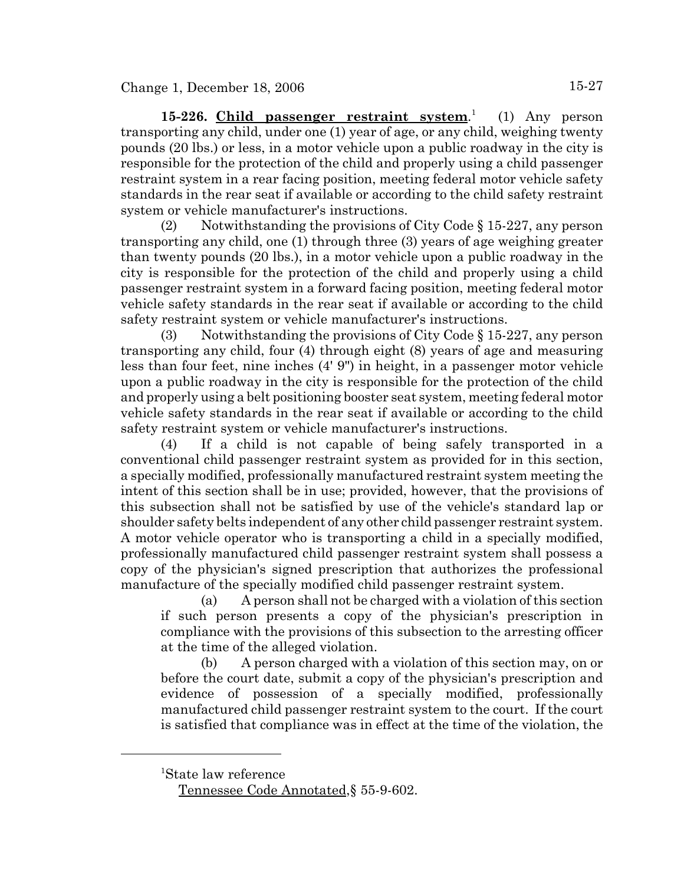**15-226. Child passenger restraint system**.[1] (1) Any person transporting any child, under one (1) year of age, or any child, weighing twenty pounds (20 lbs.) or less, in a motor vehicle upon a public roadway in the city is responsible for the protection of the child and properly using a child passenger restraint system in a rear facing position, meeting federal motor vehicle safety standards in the rear seat if available or according to the child safety restraint system or vehicle manufacturer's instructions.

(2) Notwithstanding the provisions of City Code § 15-227, any person transporting any child, one (1) through three (3) years of age weighing greater than twenty pounds (20 lbs.), in a motor vehicle upon a public roadway in the city is responsible for the protection of the child and properly using a child passenger restraint system in a forward facing position, meeting federal motor vehicle safety standards in the rear seat if available or according to the child safety restraint system or vehicle manufacturer's instructions.

(3) Notwithstanding the provisions of City Code § 15-227, any person transporting any child, four (4) through eight (8) years of age and measuring less than four feet, nine inches (4' 9") in height, in a passenger motor vehicle upon a public roadway in the city is responsible for the protection of the child and properly using a belt positioning booster seat system, meeting federal motor vehicle safety standards in the rear seat if available or according to the child safety restraint system or vehicle manufacturer's instructions.

(4) If a child is not capable of being safely transported in a conventional child passenger restraint system as provided for in this section, a specially modified, professionally manufactured restraint system meeting the intent of this section shall be in use; provided, however, that the provisions of this subsection shall not be satisfied by use of the vehicle's standard lap or shoulder safety belts independent of any other child passenger restraint system. A motor vehicle operator who is transporting a child in a specially modified, professionally manufactured child passenger restraint system shall possess a copy of the physician's signed prescription that authorizes the professional manufacture of the specially modified child passenger restraint system.

(a) A person shall not be charged with a violation of this section if such person presents a copy of the physician's prescription in compliance with the provisions of this subsection to the arresting officer at the time of the alleged violation.

(b) A person charged with a violation of this section may, on or before the court date, submit a copy of the physician's prescription and evidence of possession of a specially modified, professionally manufactured child passenger restraint system to the court. If the court is satisfied that compliance was in effect at the time of the violation, the

---

[1] State law reference
Tennessee Code Annotated, § 55-9-602.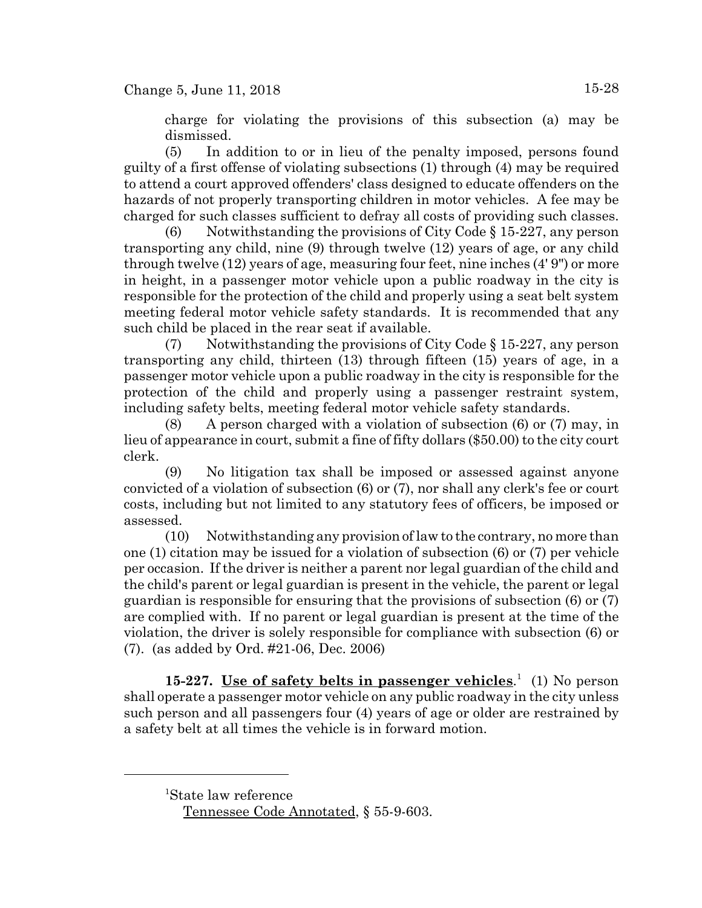charge for violating the provisions of this subsection (a) may be dismissed.

(5) In addition to or in lieu of the penalty imposed, persons found guilty of a first offense of violating subsections (1) through (4) may be required to attend a court approved offenders' class designed to educate offenders on the hazards of not properly transporting children in motor vehicles. A fee may be charged for such classes sufficient to defray all costs of providing such classes.

(6) Notwithstanding the provisions of City Code § 15-227, any person transporting any child, nine (9) through twelve (12) years of age, or any child through twelve (12) years of age, measuring four feet, nine inches (4' 9") or more in height, in a passenger motor vehicle upon a public roadway in the city is responsible for the protection of the child and properly using a seat belt system meeting federal motor vehicle safety standards. It is recommended that any such child be placed in the rear seat if available.

(7) Notwithstanding the provisions of City Code § 15-227, any person transporting any child, thirteen (13) through fifteen (15) years of age, in a passenger motor vehicle upon a public roadway in the city is responsible for the protection of the child and properly using a passenger restraint system, including safety belts, meeting federal motor vehicle safety standards.

(8) A person charged with a violation of subsection (6) or (7) may, in lieu of appearance in court, submit a fine of fifty dollars ($50.00) to the city court clerk.

(9) No litigation tax shall be imposed or assessed against anyone convicted of a violation of subsection (6) or (7), nor shall any clerk's fee or court costs, including but not limited to any statutory fees of officers, be imposed or assessed.

(10) Notwithstanding any provision of law to the contrary, no more than one (1) citation may be issued for a violation of subsection (6) or (7) per vehicle per occasion. If the driver is neither a parent nor legal guardian of the child and the child's parent or legal guardian is present in the vehicle, the parent or legal guardian is responsible for ensuring that the provisions of subsection (6) or (7) are complied with. If no parent or legal guardian is present at the time of the violation, the driver is solely responsible for compliance with subsection (6) or (7). (as added by Ord. #21-06, Dec. 2006)

**15-227. Use of safety belts in passenger vehicles**.[1] (1) No person shall operate a passenger motor vehicle on any public roadway in the city unless such person and all passengers four (4) years of age or older are restrained by a safety belt at all times the vehicle is in forward motion.

---

[1]State law reference
Tennessee Code Annotated, § 55-9-603.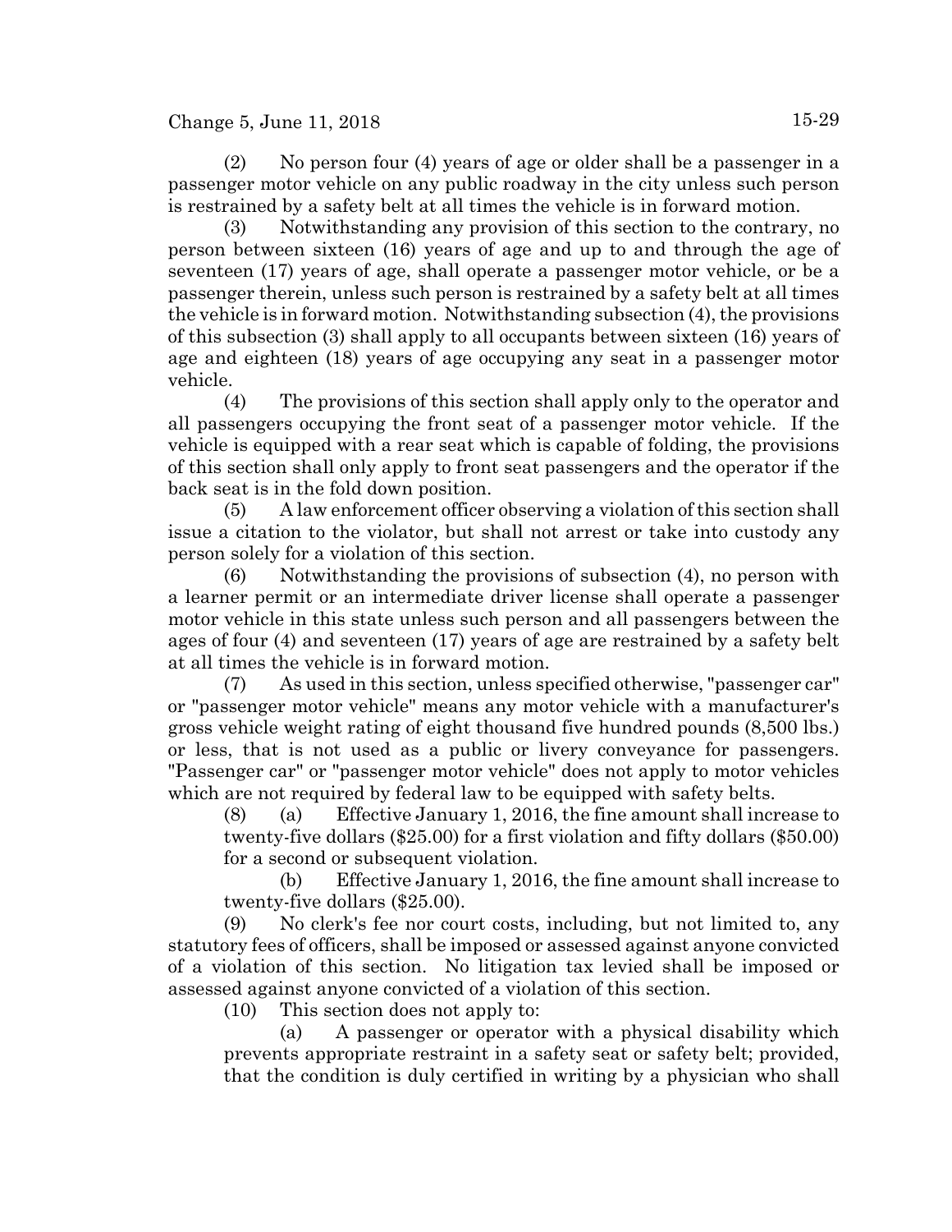(2) No person four (4) years of age or older shall be a passenger in a passenger motor vehicle on any public roadway in the city unless such person is restrained by a safety belt at all times the vehicle is in forward motion.

(3) Notwithstanding any provision of this section to the contrary, no person between sixteen (16) years of age and up to and through the age of seventeen (17) years of age, shall operate a passenger motor vehicle, or be a passenger therein, unless such person is restrained by a safety belt at all times the vehicle is in forward motion. Notwithstanding subsection (4), the provisions of this subsection (3) shall apply to all occupants between sixteen (16) years of age and eighteen (18) years of age occupying any seat in a passenger motor vehicle.

(4) The provisions of this section shall apply only to the operator and all passengers occupying the front seat of a passenger motor vehicle. If the vehicle is equipped with a rear seat which is capable of folding, the provisions of this section shall only apply to front seat passengers and the operator if the back seat is in the fold down position.

(5) A law enforcement officer observing a violation of this section shall issue a citation to the violator, but shall not arrest or take into custody any person solely for a violation of this section.

(6) Notwithstanding the provisions of subsection (4), no person with a learner permit or an intermediate driver license shall operate a passenger motor vehicle in this state unless such person and all passengers between the ages of four (4) and seventeen (17) years of age are restrained by a safety belt at all times the vehicle is in forward motion.

(7) As used in this section, unless specified otherwise, "passenger car" or "passenger motor vehicle" means any motor vehicle with a manufacturer's gross vehicle weight rating of eight thousand five hundred pounds (8,500 lbs.) or less, that is not used as a public or livery conveyance for passengers. "Passenger car" or "passenger motor vehicle" does not apply to motor vehicles which are not required by federal law to be equipped with safety belts.

(8) (a) Effective January 1, 2016, the fine amount shall increase to twenty-five dollars ($25.00) for a first violation and fifty dollars ($50.00) for a second or subsequent violation.

(b) Effective January 1, 2016, the fine amount shall increase to twenty-five dollars ($25.00).

(9) No clerk's fee nor court costs, including, but not limited to, any statutory fees of officers, shall be imposed or assessed against anyone convicted of a violation of this section. No litigation tax levied shall be imposed or assessed against anyone convicted of a violation of this section.

(10) This section does not apply to:

(a) A passenger or operator with a physical disability which prevents appropriate restraint in a safety seat or safety belt; provided, that the condition is duly certified in writing by a physician who shall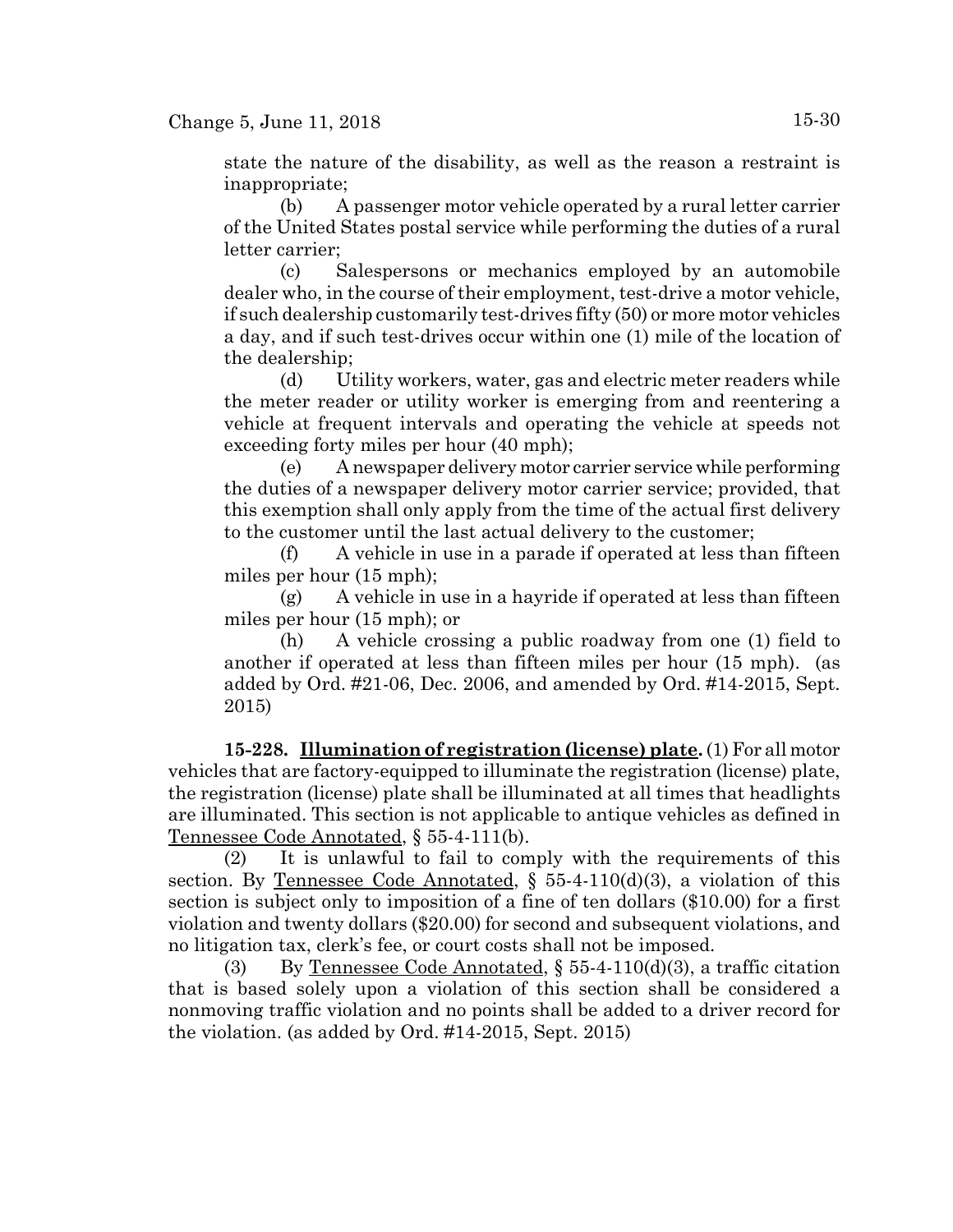state the nature of the disability, as well as the reason a restraint is inappropriate;

(b) A passenger motor vehicle operated by a rural letter carrier of the United States postal service while performing the duties of a rural letter carrier;

(c) Salespersons or mechanics employed by an automobile dealer who, in the course of their employment, test-drive a motor vehicle, if such dealership customarily test-drives fifty (50) or more motor vehicles a day, and if such test-drives occur within one (1) mile of the location of the dealership;

(d) Utility workers, water, gas and electric meter readers while the meter reader or utility worker is emerging from and reentering a vehicle at frequent intervals and operating the vehicle at speeds not exceeding forty miles per hour (40 mph);

(e) A newspaper delivery motor carrier service while performing the duties of a newspaper delivery motor carrier service; provided, that this exemption shall only apply from the time of the actual first delivery to the customer until the last actual delivery to the customer;

(f) A vehicle in use in a parade if operated at less than fifteen miles per hour (15 mph);

(g) A vehicle in use in a hayride if operated at less than fifteen miles per hour (15 mph); or

(h) A vehicle crossing a public roadway from one (1) field to another if operated at less than fifteen miles per hour (15 mph). (as added by Ord. #21-06, Dec. 2006, and amended by Ord. #14-2015, Sept. 2015)

**15-228. Illumination of registration (license) plate.** (1) For all motor vehicles that are factory-equipped to illuminate the registration (license) plate, the registration (license) plate shall be illuminated at all times that headlights are illuminated. This section is not applicable to antique vehicles as defined in Tennessee Code Annotated, § 55-4-111(b).

(2) It is unlawful to fail to comply with the requirements of this section. By Tennessee Code Annotated, § 55-4-110(d)(3), a violation of this section is subject only to imposition of a fine of ten dollars ($10.00) for a first violation and twenty dollars ($20.00) for second and subsequent violations, and no litigation tax, clerk's fee, or court costs shall not be imposed.

(3) By Tennessee Code Annotated, § 55-4-110(d)(3), a traffic citation that is based solely upon a violation of this section shall be considered a nonmoving traffic violation and no points shall be added to a driver record for the violation. (as added by Ord. #14-2015, Sept. 2015)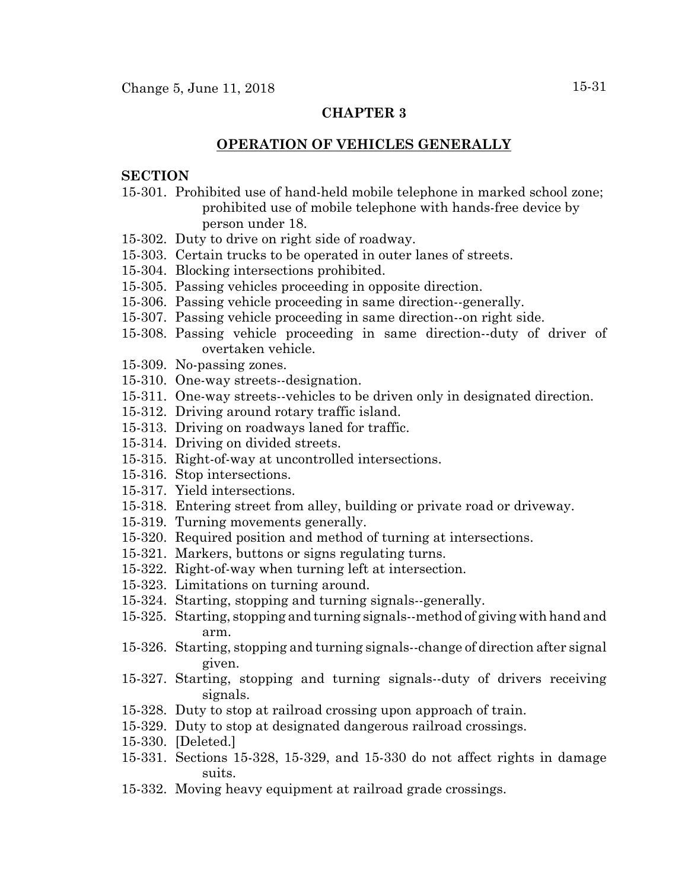## CHAPTER 3

## OPERATION OF VEHICLES GENERALLY

**SECTION**

15-301. Prohibited use of hand-held mobile telephone in marked school zone; prohibited use of mobile telephone with hands-free device by person under 18.
15-302. Duty to drive on right side of roadway.
15-303. Certain trucks to be operated in outer lanes of streets.
15-304. Blocking intersections prohibited.
15-305. Passing vehicles proceeding in opposite direction.
15-306. Passing vehicle proceeding in same direction--generally.
15-307. Passing vehicle proceeding in same direction--on right side.
15-308. Passing vehicle proceeding in same direction--duty of driver of overtaken vehicle.
15-309. No-passing zones.
15-310. One-way streets--designation.
15-311. One-way streets--vehicles to be driven only in designated direction.
15-312. Driving around rotary traffic island.
15-313. Driving on roadways laned for traffic.
15-314. Driving on divided streets.
15-315. Right-of-way at uncontrolled intersections.
15-316. Stop intersections.
15-317. Yield intersections.
15-318. Entering street from alley, building or private road or driveway.
15-319. Turning movements generally.
15-320. Required position and method of turning at intersections.
15-321. Markers, buttons or signs regulating turns.
15-322. Right-of-way when turning left at intersection.
15-323. Limitations on turning around.
15-324. Starting, stopping and turning signals--generally.
15-325. Starting, stopping and turning signals--method of giving with hand and arm.
15-326. Starting, stopping and turning signals--change of direction after signal given.
15-327. Starting, stopping and turning signals--duty of drivers receiving signals.
15-328. Duty to stop at railroad crossing upon approach of train.
15-329. Duty to stop at designated dangerous railroad crossings.
15-330. [Deleted.]
15-331. Sections 15-328, 15-329, and 15-330 do not affect rights in damage suits.
15-332. Moving heavy equipment at railroad grade crossings.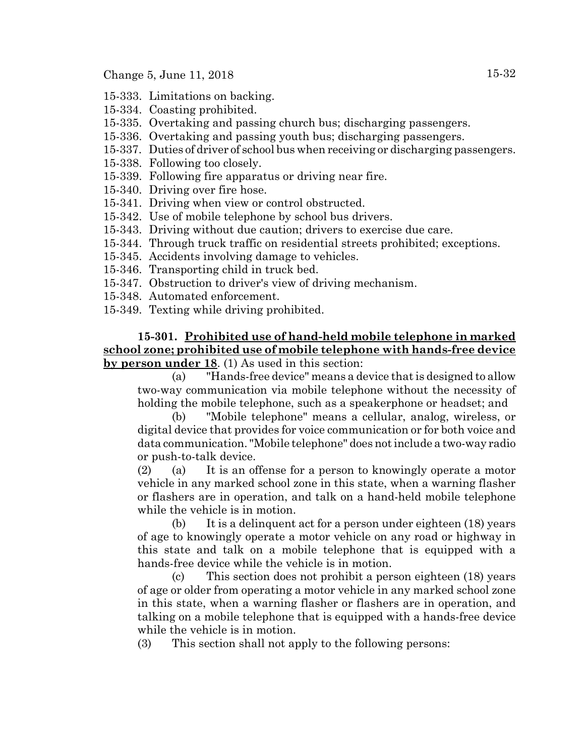15-333. Limitations on backing.
15-334. Coasting prohibited.
15-335. Overtaking and passing church bus; discharging passengers.
15-336. Overtaking and passing youth bus; discharging passengers.
15-337. Duties of driver of school bus when receiving or discharging passengers.
15-338. Following too closely.
15-339. Following fire apparatus or driving near fire.
15-340. Driving over fire hose.
15-341. Driving when view or control obstructed.
15-342. Use of mobile telephone by school bus drivers.
15-343. Driving without due caution; drivers to exercise due care.
15-344. Through truck traffic on residential streets prohibited; exceptions.
15-345. Accidents involving damage to vehicles.
15-346. Transporting child in truck bed.
15-347. Obstruction to driver's view of driving mechanism.
15-348. Automated enforcement.
15-349. Texting while driving prohibited.

**15-301. Prohibited use of hand-held mobile telephone in marked school zone; prohibited use of mobile telephone with hands-free device by person under 18**. (1) As used in this section:

(a) "Hands-free device" means a device that is designed to allow two-way communication via mobile telephone without the necessity of holding the mobile telephone, such as a speakerphone or headset; and

(b) "Mobile telephone" means a cellular, analog, wireless, or digital device that provides for voice communication or for both voice and data communication. "Mobile telephone" does not include a two-way radio or push-to-talk device.

(2) (a) It is an offense for a person to knowingly operate a motor vehicle in any marked school zone in this state, when a warning flasher or flashers are in operation, and talk on a hand-held mobile telephone while the vehicle is in motion.

(b) It is a delinquent act for a person under eighteen (18) years of age to knowingly operate a motor vehicle on any road or highway in this state and talk on a mobile telephone that is equipped with a hands-free device while the vehicle is in motion.

(c) This section does not prohibit a person eighteen (18) years of age or older from operating a motor vehicle in any marked school zone in this state, when a warning flasher or flashers are in operation, and talking on a mobile telephone that is equipped with a hands-free device while the vehicle is in motion.

(3) This section shall not apply to the following persons: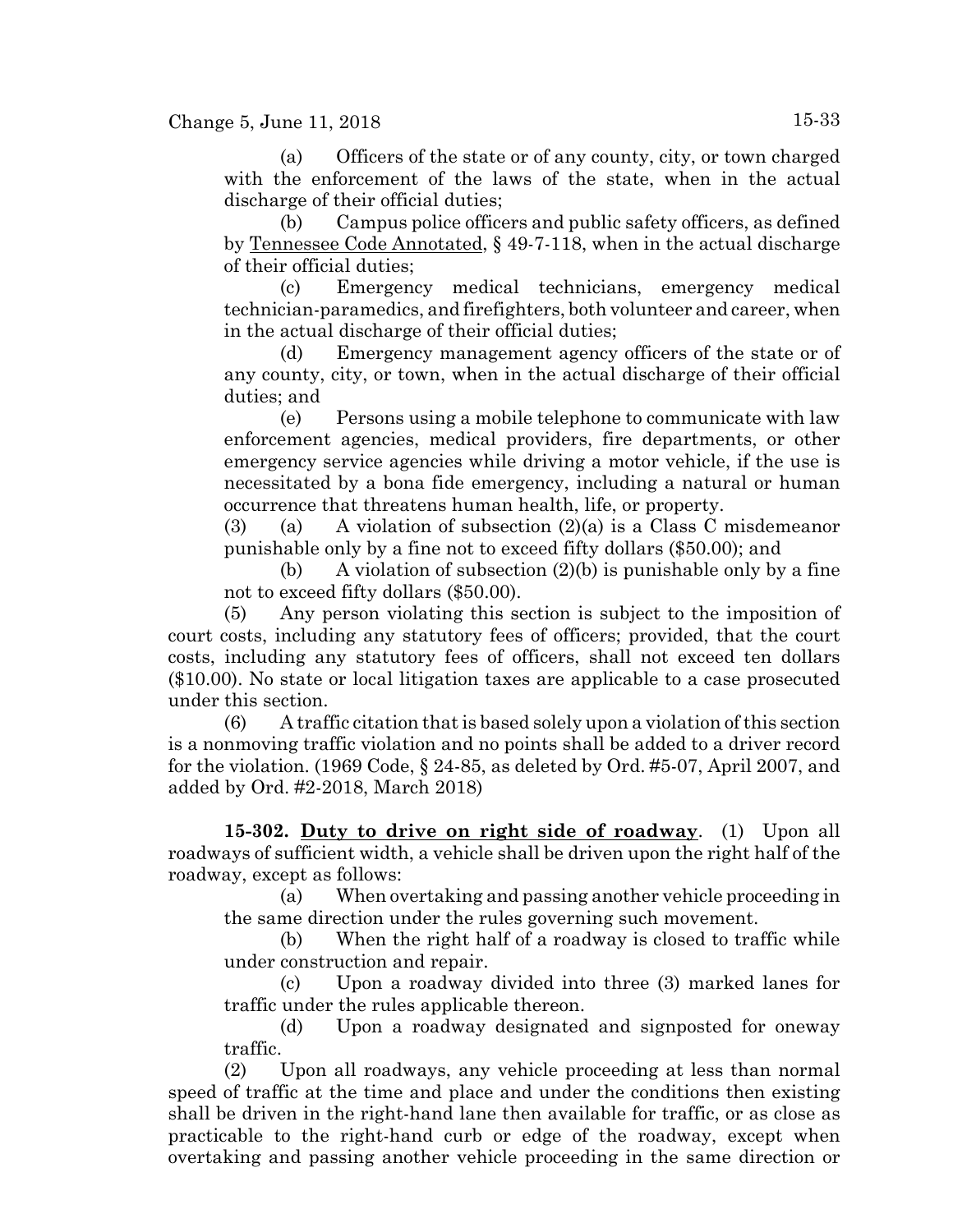(a) Officers of the state or of any county, city, or town charged with the enforcement of the laws of the state, when in the actual discharge of their official duties;

(b) Campus police officers and public safety officers, as defined by Tennessee Code Annotated, § 49-7-118, when in the actual discharge of their official duties;

(c) Emergency medical technicians, emergency medical technician-paramedics, and firefighters, both volunteer and career, when in the actual discharge of their official duties;

(d) Emergency management agency officers of the state or of any county, city, or town, when in the actual discharge of their official duties; and

(e) Persons using a mobile telephone to communicate with law enforcement agencies, medical providers, fire departments, or other emergency service agencies while driving a motor vehicle, if the use is necessitated by a bona fide emergency, including a natural or human occurrence that threatens human health, life, or property.

(3) (a) A violation of subsection (2)(a) is a Class C misdemeanor punishable only by a fine not to exceed fifty dollars ($50.00); and

(b) A violation of subsection (2)(b) is punishable only by a fine not to exceed fifty dollars ($50.00).

(5) Any person violating this section is subject to the imposition of court costs, including any statutory fees of officers; provided, that the court costs, including any statutory fees of officers, shall not exceed ten dollars ($10.00). No state or local litigation taxes are applicable to a case prosecuted under this section.

(6) A traffic citation that is based solely upon a violation of this section is a nonmoving traffic violation and no points shall be added to a driver record for the violation. (1969 Code, § 24-85, as deleted by Ord. #5-07, April 2007, and added by Ord. #2-2018, March 2018)

**15-302. Duty to drive on right side of roadway**. (1) Upon all roadways of sufficient width, a vehicle shall be driven upon the right half of the roadway, except as follows:

(a) When overtaking and passing another vehicle proceeding in the same direction under the rules governing such movement.

(b) When the right half of a roadway is closed to traffic while under construction and repair.

(c) Upon a roadway divided into three (3) marked lanes for traffic under the rules applicable thereon.

(d) Upon a roadway designated and signposted for oneway traffic.

(2) Upon all roadways, any vehicle proceeding at less than normal speed of traffic at the time and place and under the conditions then existing shall be driven in the right-hand lane then available for traffic, or as close as practicable to the right-hand curb or edge of the roadway, except when overtaking and passing another vehicle proceeding in the same direction or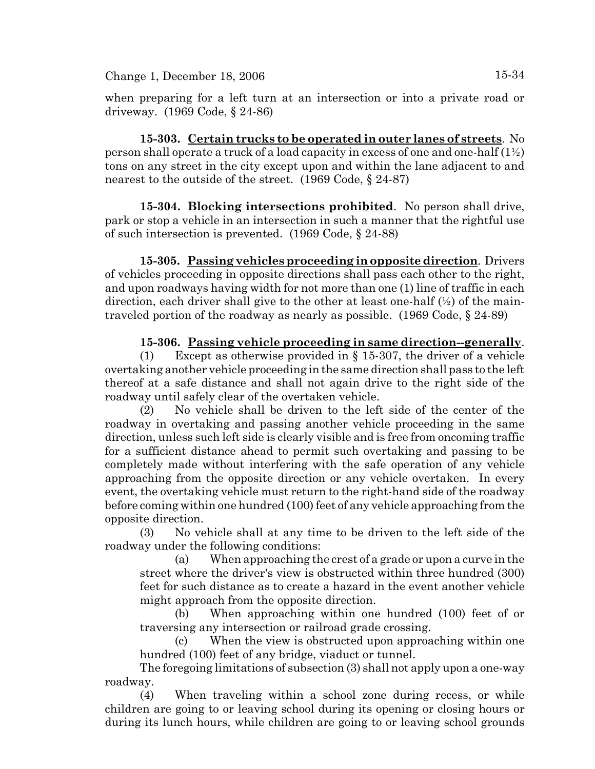when preparing for a left turn at an intersection or into a private road or driveway. (1969 Code, § 24-86)

**15-303. Certain trucks to be operated in outer lanes of streets**. No person shall operate a truck of a load capacity in excess of one and one-half (1½) tons on any street in the city except upon and within the lane adjacent to and nearest to the outside of the street. (1969 Code, § 24-87)

**15-304. Blocking intersections prohibited**. No person shall drive, park or stop a vehicle in an intersection in such a manner that the rightful use of such intersection is prevented. (1969 Code, § 24-88)

**15-305. Passing vehicles proceeding in opposite direction**. Drivers of vehicles proceeding in opposite directions shall pass each other to the right, and upon roadways having width for not more than one (1) line of traffic in each direction, each driver shall give to the other at least one-half (½) of the main-traveled portion of the roadway as nearly as possible. (1969 Code, § 24-89)

**15-306. Passing vehicle proceeding in same direction--generally**.

(1) Except as otherwise provided in § 15-307, the driver of a vehicle overtaking another vehicle proceeding in the same direction shall pass to the left thereof at a safe distance and shall not again drive to the right side of the roadway until safely clear of the overtaken vehicle.

(2) No vehicle shall be driven to the left side of the center of the roadway in overtaking and passing another vehicle proceeding in the same direction, unless such left side is clearly visible and is free from oncoming traffic for a sufficient distance ahead to permit such overtaking and passing to be completely made without interfering with the safe operation of any vehicle approaching from the opposite direction or any vehicle overtaken. In every event, the overtaking vehicle must return to the right-hand side of the roadway before coming within one hundred (100) feet of any vehicle approaching from the opposite direction.

(3) No vehicle shall at any time to be driven to the left side of the roadway under the following conditions:

(a) When approaching the crest of a grade or upon a curve in the street where the driver's view is obstructed within three hundred (300) feet for such distance as to create a hazard in the event another vehicle might approach from the opposite direction.

(b) When approaching within one hundred (100) feet of or traversing any intersection or railroad grade crossing.

(c) When the view is obstructed upon approaching within one hundred (100) feet of any bridge, viaduct or tunnel.

The foregoing limitations of subsection (3) shall not apply upon a one-way roadway.

(4) When traveling within a school zone during recess, or while children are going to or leaving school during its opening or closing hours or during its lunch hours, while children are going to or leaving school grounds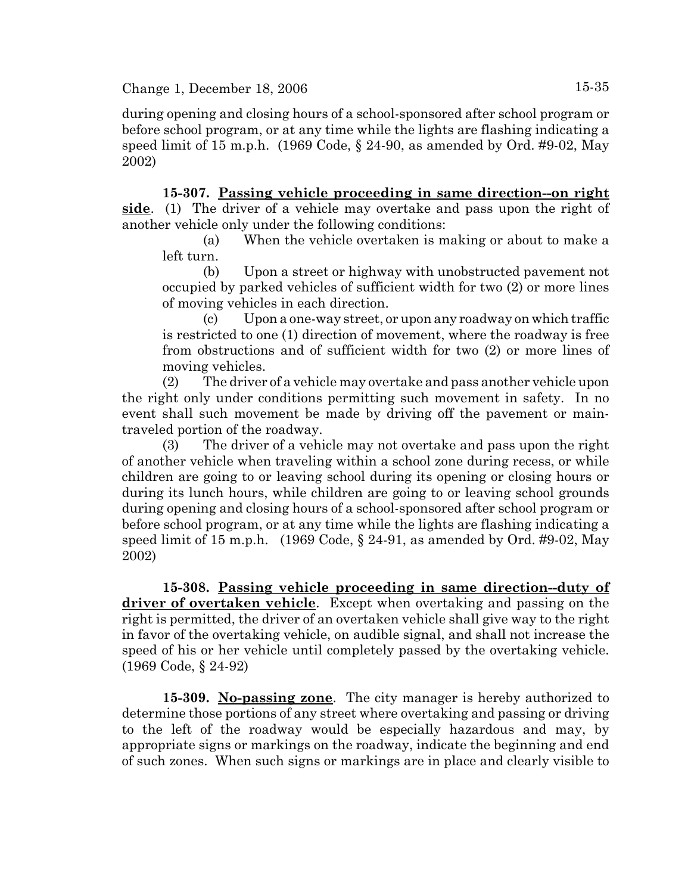during opening and closing hours of a school-sponsored after school program or before school program, or at any time while the lights are flashing indicating a speed limit of 15 m.p.h. (1969 Code, § 24-90, as amended by Ord. #9-02, May 2002)

**15-307. Passing vehicle proceeding in same direction--on right side**. (1) The driver of a vehicle may overtake and pass upon the right of another vehicle only under the following conditions:

(a) When the vehicle overtaken is making or about to make a left turn.

(b) Upon a street or highway with unobstructed pavement not occupied by parked vehicles of sufficient width for two (2) or more lines of moving vehicles in each direction.

(c) Upon a one-way street, or upon any roadway on which traffic is restricted to one (1) direction of movement, where the roadway is free from obstructions and of sufficient width for two (2) or more lines of moving vehicles.

(2) The driver of a vehicle may overtake and pass another vehicle upon the right only under conditions permitting such movement in safety. In no event shall such movement be made by driving off the pavement or main-traveled portion of the roadway.

(3) The driver of a vehicle may not overtake and pass upon the right of another vehicle when traveling within a school zone during recess, or while children are going to or leaving school during its opening or closing hours or during its lunch hours, while children are going to or leaving school grounds during opening and closing hours of a school-sponsored after school program or before school program, or at any time while the lights are flashing indicating a speed limit of 15 m.p.h. (1969 Code, § 24-91, as amended by Ord. #9-02, May 2002)

**15-308. Passing vehicle proceeding in same direction--duty of driver of overtaken vehicle**. Except when overtaking and passing on the right is permitted, the driver of an overtaken vehicle shall give way to the right in favor of the overtaking vehicle, on audible signal, and shall not increase the speed of his or her vehicle until completely passed by the overtaking vehicle. (1969 Code, § 24-92)

**15-309. No-passing zone**. The city manager is hereby authorized to determine those portions of any street where overtaking and passing or driving to the left of the roadway would be especially hazardous and may, by appropriate signs or markings on the roadway, indicate the beginning and end of such zones. When such signs or markings are in place and clearly visible to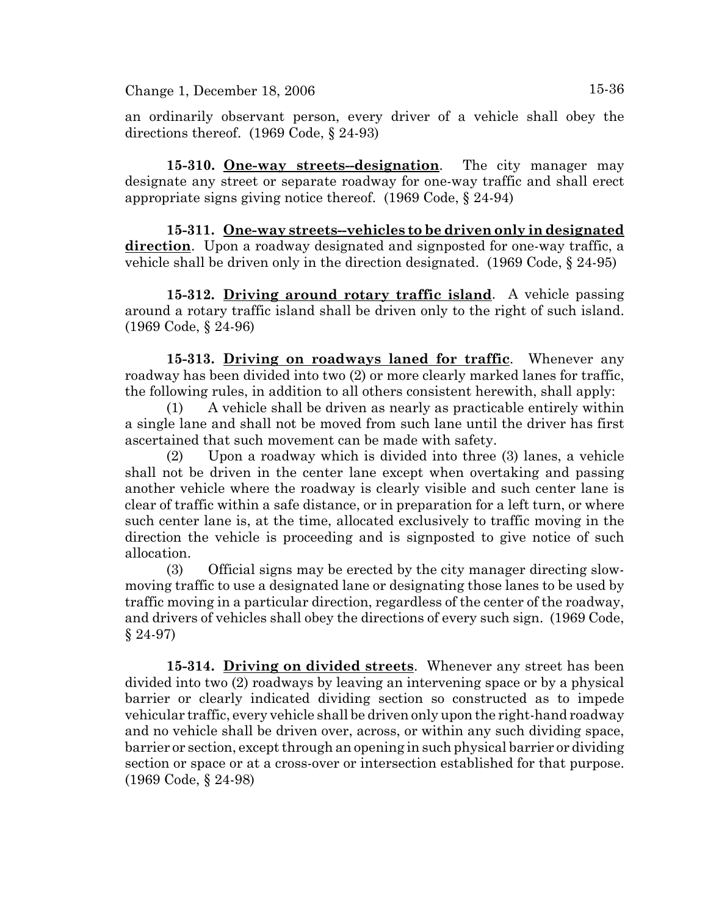an ordinarily observant person, every driver of a vehicle shall obey the directions thereof. (1969 Code, § 24-93)

**15-310. <u>One-way streets--designation</u>**. The city manager may designate any street or separate roadway for one-way traffic and shall erect appropriate signs giving notice thereof. (1969 Code, § 24-94)

**15-311. <u>One-way streets--vehicles to be driven only in designated direction</u>**. Upon a roadway designated and signposted for one-way traffic, a vehicle shall be driven only in the direction designated. (1969 Code, § 24-95)

**15-312. <u>Driving around rotary traffic island</u>**. A vehicle passing around a rotary traffic island shall be driven only to the right of such island. (1969 Code, § 24-96)

**15-313. <u>Driving on roadways laned for traffic</u>**. Whenever any roadway has been divided into two (2) or more clearly marked lanes for traffic, the following rules, in addition to all others consistent herewith, shall apply:

(1) A vehicle shall be driven as nearly as practicable entirely within a single lane and shall not be moved from such lane until the driver has first ascertained that such movement can be made with safety.

(2) Upon a roadway which is divided into three (3) lanes, a vehicle shall not be driven in the center lane except when overtaking and passing another vehicle where the roadway is clearly visible and such center lane is clear of traffic within a safe distance, or in preparation for a left turn, or where such center lane is, at the time, allocated exclusively to traffic moving in the direction the vehicle is proceeding and is signposted to give notice of such allocation.

(3) Official signs may be erected by the city manager directing slow-moving traffic to use a designated lane or designating those lanes to be used by traffic moving in a particular direction, regardless of the center of the roadway, and drivers of vehicles shall obey the directions of every such sign. (1969 Code, § 24-97)

**15-314. <u>Driving on divided streets</u>**. Whenever any street has been divided into two (2) roadways by leaving an intervening space or by a physical barrier or clearly indicated dividing section so constructed as to impede vehicular traffic, every vehicle shall be driven only upon the right-hand roadway and no vehicle shall be driven over, across, or within any such dividing space, barrier or section, except through an opening in such physical barrier or dividing section or space or at a cross-over or intersection established for that purpose. (1969 Code, § 24-98)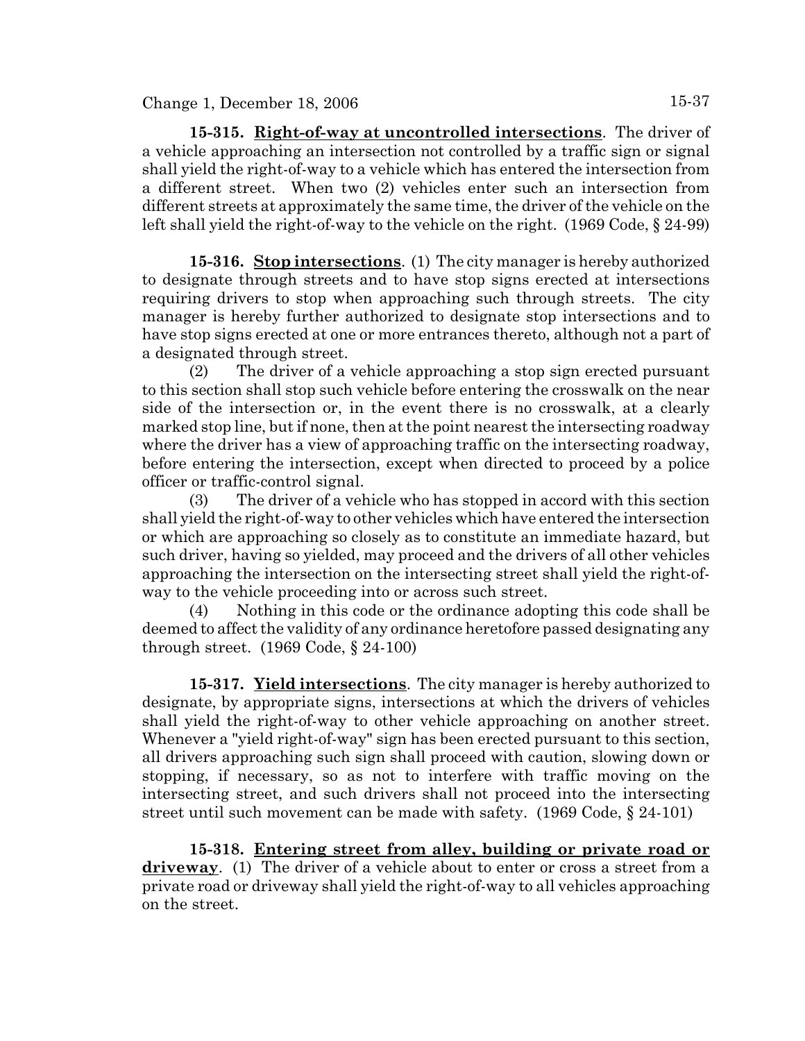**15-315. Right-of-way at uncontrolled intersections**. The driver of a vehicle approaching an intersection not controlled by a traffic sign or signal shall yield the right-of-way to a vehicle which has entered the intersection from a different street. When two (2) vehicles enter such an intersection from different streets at approximately the same time, the driver of the vehicle on the left shall yield the right-of-way to the vehicle on the right. (1969 Code, § 24-99)

**15-316. Stop intersections**. (1) The city manager is hereby authorized to designate through streets and to have stop signs erected at intersections requiring drivers to stop when approaching such through streets. The city manager is hereby further authorized to designate stop intersections and to have stop signs erected at one or more entrances thereto, although not a part of a designated through street.

(2) The driver of a vehicle approaching a stop sign erected pursuant to this section shall stop such vehicle before entering the crosswalk on the near side of the intersection or, in the event there is no crosswalk, at a clearly marked stop line, but if none, then at the point nearest the intersecting roadway where the driver has a view of approaching traffic on the intersecting roadway, before entering the intersection, except when directed to proceed by a police officer or traffic-control signal.

(3) The driver of a vehicle who has stopped in accord with this section shall yield the right-of-way to other vehicles which have entered the intersection or which are approaching so closely as to constitute an immediate hazard, but such driver, having so yielded, may proceed and the drivers of all other vehicles approaching the intersection on the intersecting street shall yield the right-of-way to the vehicle proceeding into or across such street.

(4) Nothing in this code or the ordinance adopting this code shall be deemed to affect the validity of any ordinance heretofore passed designating any through street. (1969 Code, § 24-100)

**15-317. Yield intersections**. The city manager is hereby authorized to designate, by appropriate signs, intersections at which the drivers of vehicles shall yield the right-of-way to other vehicle approaching on another street. Whenever a "yield right-of-way" sign has been erected pursuant to this section, all drivers approaching such sign shall proceed with caution, slowing down or stopping, if necessary, so as not to interfere with traffic moving on the intersecting street, and such drivers shall not proceed into the intersecting street until such movement can be made with safety. (1969 Code, § 24-101)

**15-318. Entering street from alley, building or private road or driveway**. (1) The driver of a vehicle about to enter or cross a street from a private road or driveway shall yield the right-of-way to all vehicles approaching on the street.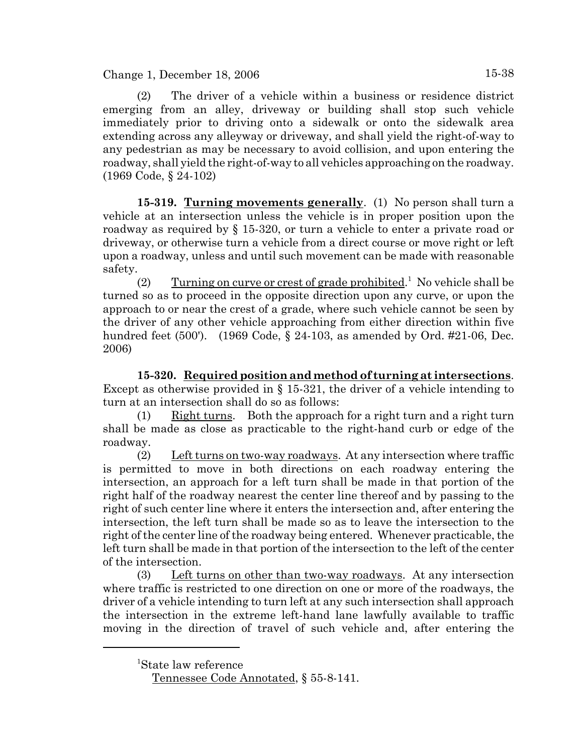(2) The driver of a vehicle within a business or residence district emerging from an alley, driveway or building shall stop such vehicle immediately prior to driving onto a sidewalk or onto the sidewalk area extending across any alleyway or driveway, and shall yield the right-of-way to any pedestrian as may be necessary to avoid collision, and upon entering the roadway, shall yield the right-of-way to all vehicles approaching on the roadway. (1969 Code, § 24-102)

**15-319. Turning movements generally**. (1) No person shall turn a vehicle at an intersection unless the vehicle is in proper position upon the roadway as required by § 15-320, or turn a vehicle to enter a private road or driveway, or otherwise turn a vehicle from a direct course or move right or left upon a roadway, unless and until such movement can be made with reasonable safety.

(2) Turning on curve or crest of grade prohibited.[1] No vehicle shall be turned so as to proceed in the opposite direction upon any curve, or upon the approach to or near the crest of a grade, where such vehicle cannot be seen by the driver of any other vehicle approaching from either direction within five hundred feet (500'). (1969 Code, § 24-103, as amended by Ord. #21-06, Dec. 2006)

**15-320. Required position and method of turning at intersections**. Except as otherwise provided in § 15-321, the driver of a vehicle intending to turn at an intersection shall do so as follows:

(1) Right turns. Both the approach for a right turn and a right turn shall be made as close as practicable to the right-hand curb or edge of the roadway.

(2) Left turns on two-way roadways. At any intersection where traffic is permitted to move in both directions on each roadway entering the intersection, an approach for a left turn shall be made in that portion of the right half of the roadway nearest the center line thereof and by passing to the right of such center line where it enters the intersection and, after entering the intersection, the left turn shall be made so as to leave the intersection to the right of the center line of the roadway being entered. Whenever practicable, the left turn shall be made in that portion of the intersection to the left of the center of the intersection.

(3) Left turns on other than two-way roadways. At any intersection where traffic is restricted to one direction on one or more of the roadways, the driver of a vehicle intending to turn left at any such intersection shall approach the intersection in the extreme left-hand lane lawfully available to traffic moving in the direction of travel of such vehicle and, after entering the

---

[1]State law reference

Tennessee Code Annotated, § 55-8-141.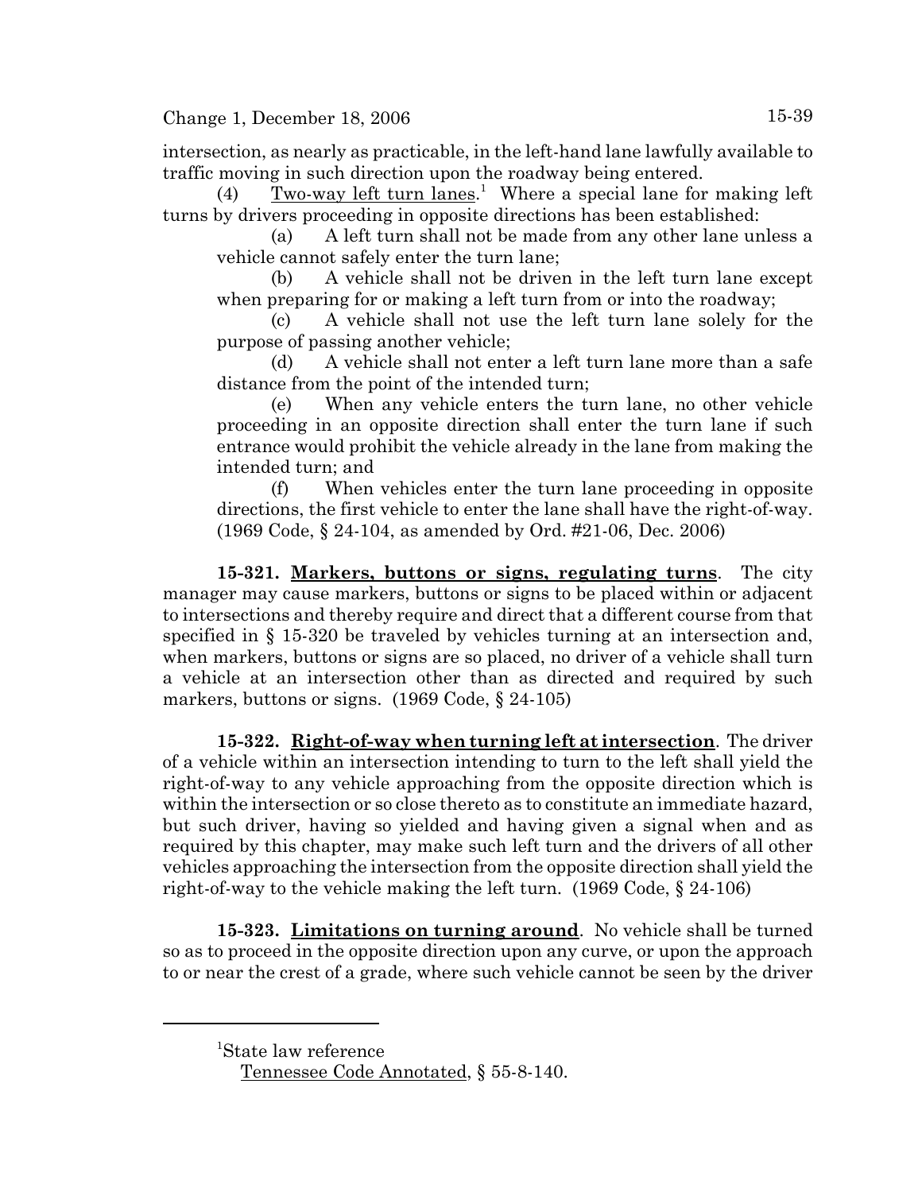intersection, as nearly as practicable, in the left-hand lane lawfully available to traffic moving in such direction upon the roadway being entered.

(4) Two-way left turn lanes.[1] Where a special lane for making left turns by drivers proceeding in opposite directions has been established:

(a) A left turn shall not be made from any other lane unless a vehicle cannot safely enter the turn lane;

(b) A vehicle shall not be driven in the left turn lane except when preparing for or making a left turn from or into the roadway;

(c) A vehicle shall not use the left turn lane solely for the purpose of passing another vehicle;

(d) A vehicle shall not enter a left turn lane more than a safe distance from the point of the intended turn;

(e) When any vehicle enters the turn lane, no other vehicle proceeding in an opposite direction shall enter the turn lane if such entrance would prohibit the vehicle already in the lane from making the intended turn; and

(f) When vehicles enter the turn lane proceeding in opposite directions, the first vehicle to enter the lane shall have the right-of-way. (1969 Code, § 24-104, as amended by Ord. #21-06, Dec. 2006)

**15-321. Markers, buttons or signs, regulating turns**. The city manager may cause markers, buttons or signs to be placed within or adjacent to intersections and thereby require and direct that a different course from that specified in § 15-320 be traveled by vehicles turning at an intersection and, when markers, buttons or signs are so placed, no driver of a vehicle shall turn a vehicle at an intersection other than as directed and required by such markers, buttons or signs. (1969 Code, § 24-105)

**15-322. Right-of-way when turning left at intersection**. The driver of a vehicle within an intersection intending to turn to the left shall yield the right-of-way to any vehicle approaching from the opposite direction which is within the intersection or so close thereto as to constitute an immediate hazard, but such driver, having so yielded and having given a signal when and as required by this chapter, may make such left turn and the drivers of all other vehicles approaching the intersection from the opposite direction shall yield the right-of-way to the vehicle making the left turn. (1969 Code, § 24-106)

**15-323. Limitations on turning around**. No vehicle shall be turned so as to proceed in the opposite direction upon any curve, or upon the approach to or near the crest of a grade, where such vehicle cannot be seen by the driver

---

[1]State law reference

Tennessee Code Annotated, § 55-8-140.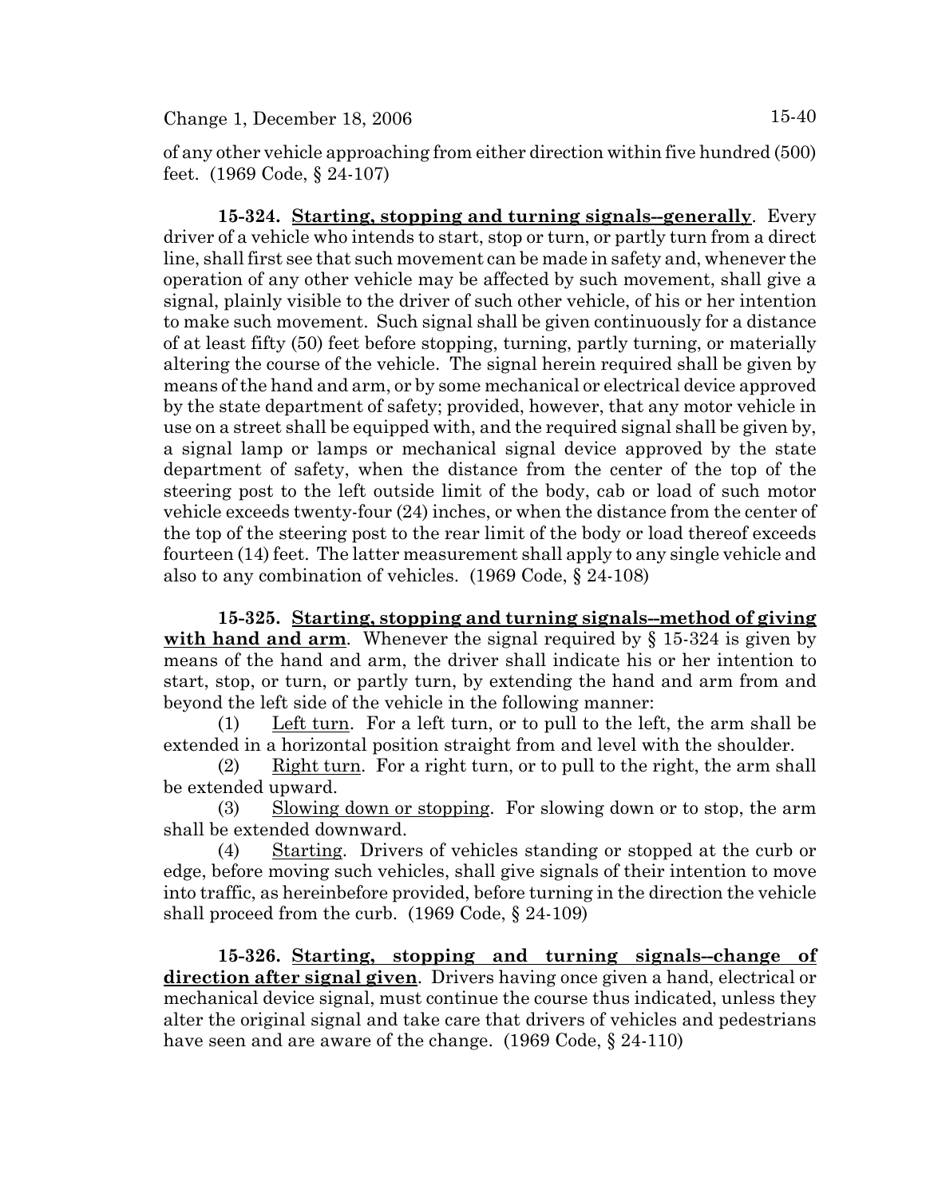of any other vehicle approaching from either direction within five hundred (500) feet. (1969 Code, § 24-107)

**15-324. Starting, stopping and turning signals--generally**. Every driver of a vehicle who intends to start, stop or turn, or partly turn from a direct line, shall first see that such movement can be made in safety and, whenever the operation of any other vehicle may be affected by such movement, shall give a signal, plainly visible to the driver of such other vehicle, of his or her intention to make such movement. Such signal shall be given continuously for a distance of at least fifty (50) feet before stopping, turning, partly turning, or materially altering the course of the vehicle. The signal herein required shall be given by means of the hand and arm, or by some mechanical or electrical device approved by the state department of safety; provided, however, that any motor vehicle in use on a street shall be equipped with, and the required signal shall be given by, a signal lamp or lamps or mechanical signal device approved by the state department of safety, when the distance from the center of the top of the steering post to the left outside limit of the body, cab or load of such motor vehicle exceeds twenty-four (24) inches, or when the distance from the center of the top of the steering post to the rear limit of the body or load thereof exceeds fourteen (14) feet. The latter measurement shall apply to any single vehicle and also to any combination of vehicles. (1969 Code, § 24-108)

**15-325. Starting, stopping and turning signals--method of giving with hand and arm**. Whenever the signal required by § 15-324 is given by means of the hand and arm, the driver shall indicate his or her intention to start, stop, or turn, or partly turn, by extending the hand and arm from and beyond the left side of the vehicle in the following manner:

(1) Left turn. For a left turn, or to pull to the left, the arm shall be extended in a horizontal position straight from and level with the shoulder.

(2) Right turn. For a right turn, or to pull to the right, the arm shall be extended upward.

(3) Slowing down or stopping. For slowing down or to stop, the arm shall be extended downward.

(4) Starting. Drivers of vehicles standing or stopped at the curb or edge, before moving such vehicles, shall give signals of their intention to move into traffic, as hereinbefore provided, before turning in the direction the vehicle shall proceed from the curb. (1969 Code, § 24-109)

**15-326. Starting, stopping and turning signals--change of direction after signal given**. Drivers having once given a hand, electrical or mechanical device signal, must continue the course thus indicated, unless they alter the original signal and take care that drivers of vehicles and pedestrians have seen and are aware of the change. (1969 Code, § 24-110)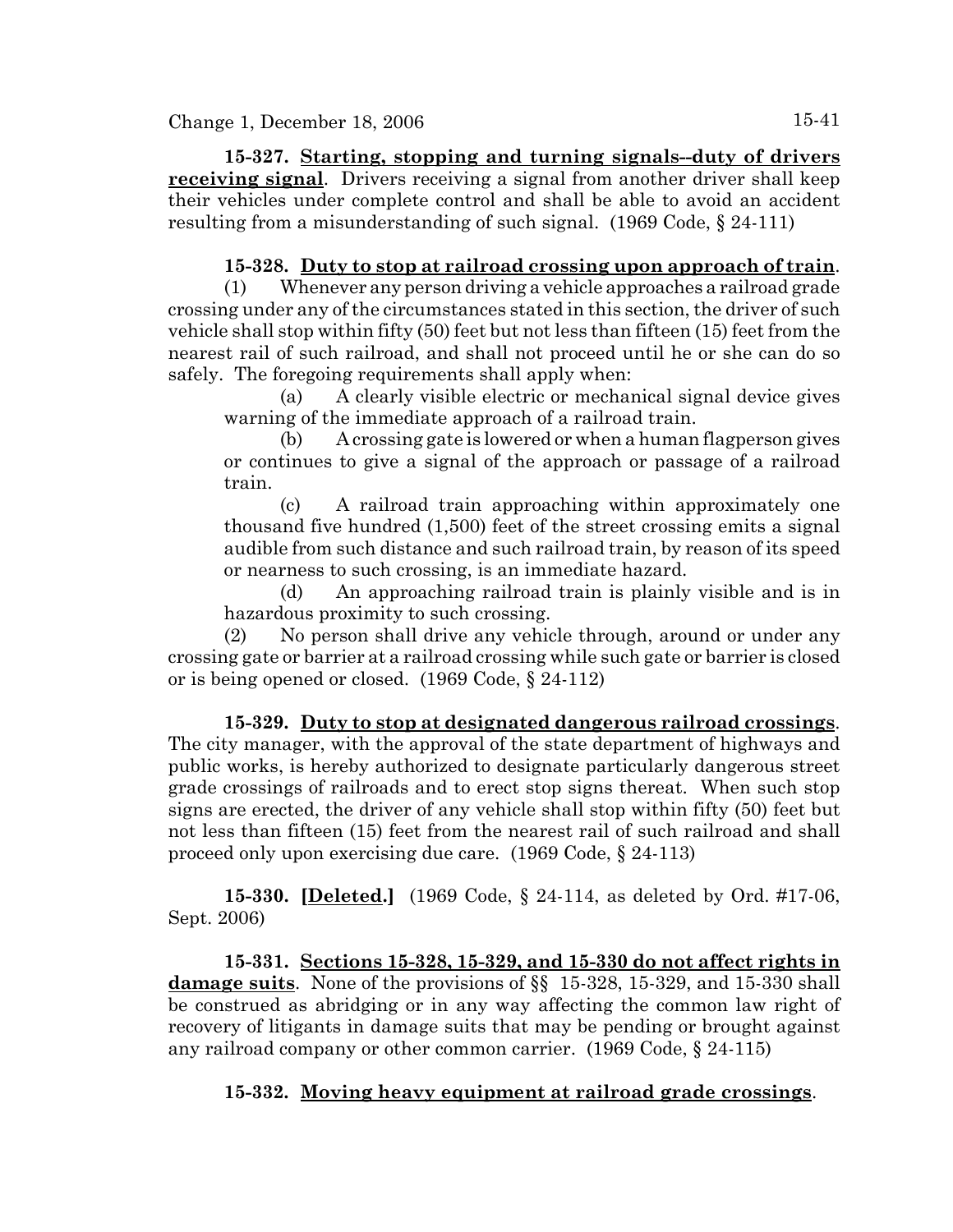**15-327. Starting, stopping and turning signals--duty of drivers receiving signal**. Drivers receiving a signal from another driver shall keep their vehicles under complete control and shall be able to avoid an accident resulting from a misunderstanding of such signal. (1969 Code, § 24-111)

**15-328. Duty to stop at railroad crossing upon approach of train**.

(1) Whenever any person driving a vehicle approaches a railroad grade crossing under any of the circumstances stated in this section, the driver of such vehicle shall stop within fifty (50) feet but not less than fifteen (15) feet from the nearest rail of such railroad, and shall not proceed until he or she can do so safely. The foregoing requirements shall apply when:

(a) A clearly visible electric or mechanical signal device gives warning of the immediate approach of a railroad train.

(b) A crossing gate is lowered or when a human flagperson gives or continues to give a signal of the approach or passage of a railroad train.

(c) A railroad train approaching within approximately one thousand five hundred (1,500) feet of the street crossing emits a signal audible from such distance and such railroad train, by reason of its speed or nearness to such crossing, is an immediate hazard.

(d) An approaching railroad train is plainly visible and is in hazardous proximity to such crossing.

(2) No person shall drive any vehicle through, around or under any crossing gate or barrier at a railroad crossing while such gate or barrier is closed or is being opened or closed. (1969 Code, § 24-112)

**15-329. Duty to stop at designated dangerous railroad crossings**. The city manager, with the approval of the state department of highways and public works, is hereby authorized to designate particularly dangerous street grade crossings of railroads and to erect stop signs thereat. When such stop signs are erected, the driver of any vehicle shall stop within fifty (50) feet but not less than fifteen (15) feet from the nearest rail of such railroad and shall proceed only upon exercising due care. (1969 Code, § 24-113)

**15-330. [Deleted.]** (1969 Code, § 24-114, as deleted by Ord. #17-06, Sept. 2006)

**15-331. Sections 15-328, 15-329, and 15-330 do not affect rights in damage suits**. None of the provisions of §§ 15-328, 15-329, and 15-330 shall be construed as abridging or in any way affecting the common law right of recovery of litigants in damage suits that may be pending or brought against any railroad company or other common carrier. (1969 Code, § 24-115)

**15-332. Moving heavy equipment at railroad grade crossings**.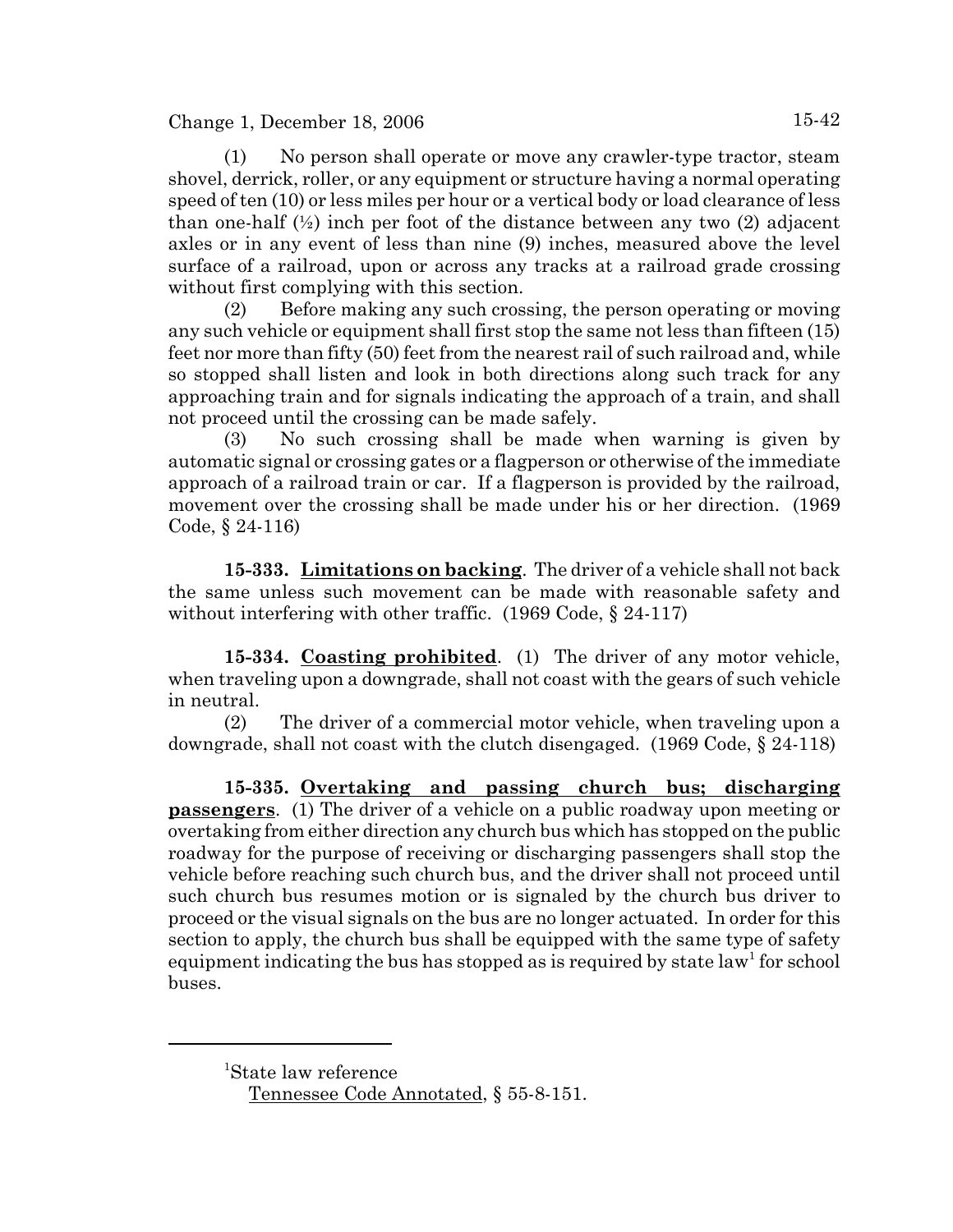(1) No person shall operate or move any crawler-type tractor, steam shovel, derrick, roller, or any equipment or structure having a normal operating speed of ten (10) or less miles per hour or a vertical body or load clearance of less than one-half (½) inch per foot of the distance between any two (2) adjacent axles or in any event of less than nine (9) inches, measured above the level surface of a railroad, upon or across any tracks at a railroad grade crossing without first complying with this section.

(2) Before making any such crossing, the person operating or moving any such vehicle or equipment shall first stop the same not less than fifteen (15) feet nor more than fifty (50) feet from the nearest rail of such railroad and, while so stopped shall listen and look in both directions along such track for any approaching train and for signals indicating the approach of a train, and shall not proceed until the crossing can be made safely.

(3) No such crossing shall be made when warning is given by automatic signal or crossing gates or a flagperson or otherwise of the immediate approach of a railroad train or car. If a flagperson is provided by the railroad, movement over the crossing shall be made under his or her direction. (1969 Code, § 24-116)

**15-333. Limitations on backing**. The driver of a vehicle shall not back the same unless such movement can be made with reasonable safety and without interfering with other traffic. (1969 Code, § 24-117)

**15-334. Coasting prohibited**. (1) The driver of any motor vehicle, when traveling upon a downgrade, shall not coast with the gears of such vehicle in neutral.

(2) The driver of a commercial motor vehicle, when traveling upon a downgrade, shall not coast with the clutch disengaged. (1969 Code, § 24-118)

**15-335. Overtaking and passing church bus; discharging passengers**. (1) The driver of a vehicle on a public roadway upon meeting or overtaking from either direction any church bus which has stopped on the public roadway for the purpose of receiving or discharging passengers shall stop the vehicle before reaching such church bus, and the driver shall not proceed until such church bus resumes motion or is signaled by the church bus driver to proceed or the visual signals on the bus are no longer actuated. In order for this section to apply, the church bus shall be equipped with the same type of safety equipment indicating the bus has stopped as is required by state law[1] for school buses.

---

[1]State law reference

Tennessee Code Annotated, § 55-8-151.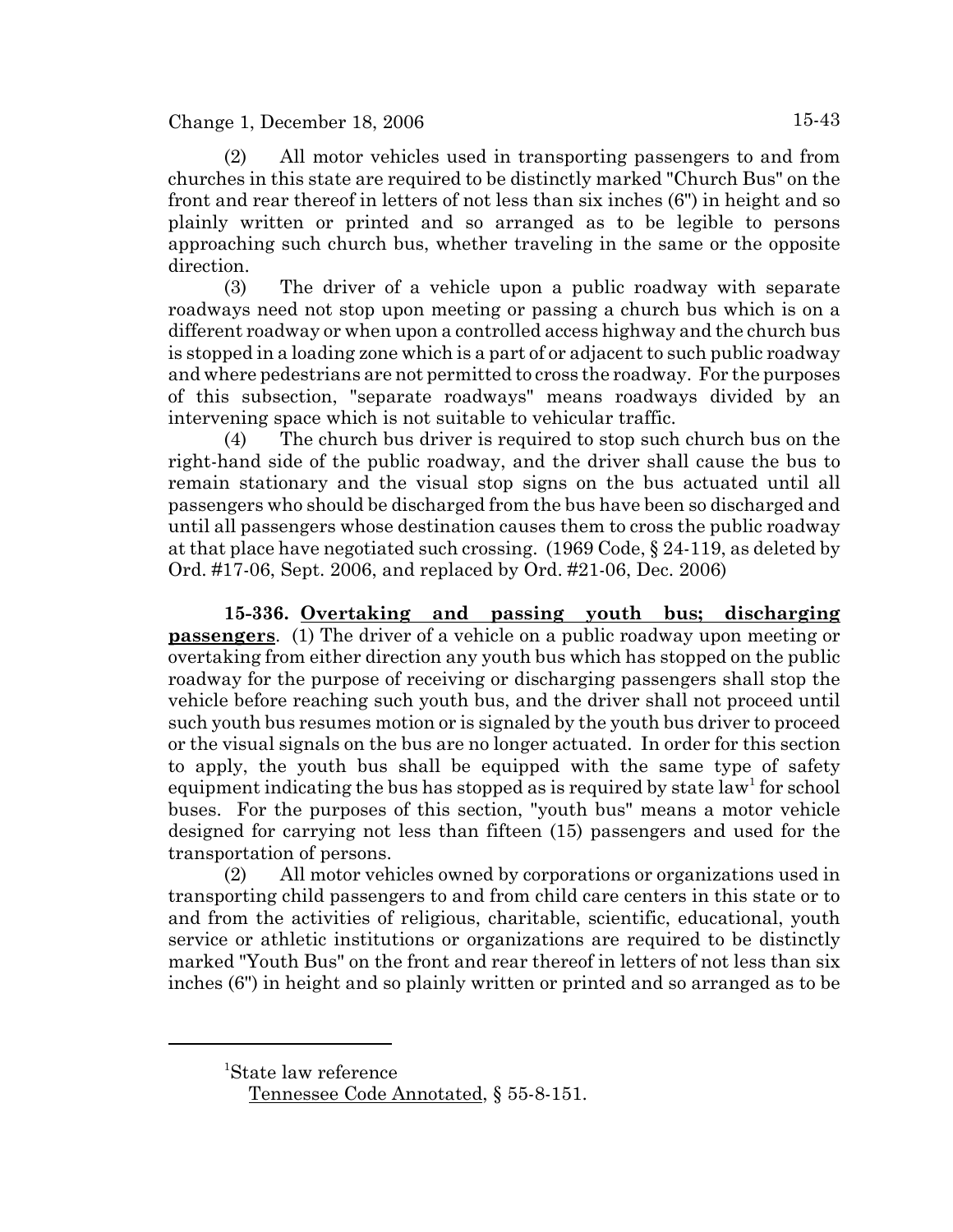(2) All motor vehicles used in transporting passengers to and from churches in this state are required to be distinctly marked "Church Bus" on the front and rear thereof in letters of not less than six inches (6") in height and so plainly written or printed and so arranged as to be legible to persons approaching such church bus, whether traveling in the same or the opposite direction.

(3) The driver of a vehicle upon a public roadway with separate roadways need not stop upon meeting or passing a church bus which is on a different roadway or when upon a controlled access highway and the church bus is stopped in a loading zone which is a part of or adjacent to such public roadway and where pedestrians are not permitted to cross the roadway. For the purposes of this subsection, "separate roadways" means roadways divided by an intervening space which is not suitable to vehicular traffic.

(4) The church bus driver is required to stop such church bus on the right-hand side of the public roadway, and the driver shall cause the bus to remain stationary and the visual stop signs on the bus actuated until all passengers who should be discharged from the bus have been so discharged and until all passengers whose destination causes them to cross the public roadway at that place have negotiated such crossing. (1969 Code, § 24-119, as deleted by Ord. #17-06, Sept. 2006, and replaced by Ord. #21-06, Dec. 2006)

**15-336. Overtaking and passing youth bus; discharging passengers**. (1) The driver of a vehicle on a public roadway upon meeting or overtaking from either direction any youth bus which has stopped on the public roadway for the purpose of receiving or discharging passengers shall stop the vehicle before reaching such youth bus, and the driver shall not proceed until such youth bus resumes motion or is signaled by the youth bus driver to proceed or the visual signals on the bus are no longer actuated. In order for this section to apply, the youth bus shall be equipped with the same type of safety equipment indicating the bus has stopped as is required by state law[1] for school buses. For the purposes of this section, "youth bus" means a motor vehicle designed for carrying not less than fifteen (15) passengers and used for the transportation of persons.

(2) All motor vehicles owned by corporations or organizations used in transporting child passengers to and from child care centers in this state or to and from the activities of religious, charitable, scientific, educational, youth service or athletic institutions or organizations are required to be distinctly marked "Youth Bus" on the front and rear thereof in letters of not less than six inches (6") in height and so plainly written or printed and so arranged as to be

---

[1]State law reference
Tennessee Code Annotated, § 55-8-151.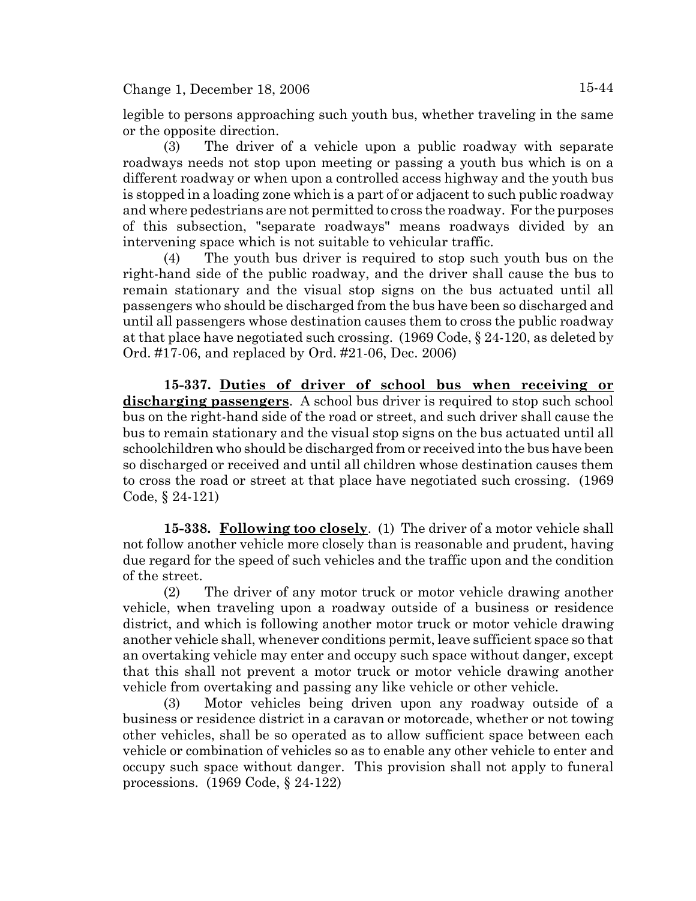legible to persons approaching such youth bus, whether traveling in the same or the opposite direction.

(3) The driver of a vehicle upon a public roadway with separate roadways needs not stop upon meeting or passing a youth bus which is on a different roadway or when upon a controlled access highway and the youth bus is stopped in a loading zone which is a part of or adjacent to such public roadway and where pedestrians are not permitted to cross the roadway. For the purposes of this subsection, "separate roadways" means roadways divided by an intervening space which is not suitable to vehicular traffic.

(4) The youth bus driver is required to stop such youth bus on the right-hand side of the public roadway, and the driver shall cause the bus to remain stationary and the visual stop signs on the bus actuated until all passengers who should be discharged from the bus have been so discharged and until all passengers whose destination causes them to cross the public roadway at that place have negotiated such crossing. (1969 Code, § 24-120, as deleted by Ord. #17-06, and replaced by Ord. #21-06, Dec. 2006)

**15-337. Duties of driver of school bus when receiving or discharging passengers**. A school bus driver is required to stop such school bus on the right-hand side of the road or street, and such driver shall cause the bus to remain stationary and the visual stop signs on the bus actuated until all schoolchildren who should be discharged from or received into the bus have been so discharged or received and until all children whose destination causes them to cross the road or street at that place have negotiated such crossing. (1969 Code, § 24-121)

**15-338. Following too closely**. (1) The driver of a motor vehicle shall not follow another vehicle more closely than is reasonable and prudent, having due regard for the speed of such vehicles and the traffic upon and the condition of the street.

(2) The driver of any motor truck or motor vehicle drawing another vehicle, when traveling upon a roadway outside of a business or residence district, and which is following another motor truck or motor vehicle drawing another vehicle shall, whenever conditions permit, leave sufficient space so that an overtaking vehicle may enter and occupy such space without danger, except that this shall not prevent a motor truck or motor vehicle drawing another vehicle from overtaking and passing any like vehicle or other vehicle.

(3) Motor vehicles being driven upon any roadway outside of a business or residence district in a caravan or motorcade, whether or not towing other vehicles, shall be so operated as to allow sufficient space between each vehicle or combination of vehicles so as to enable any other vehicle to enter and occupy such space without danger. This provision shall not apply to funeral processions. (1969 Code, § 24-122)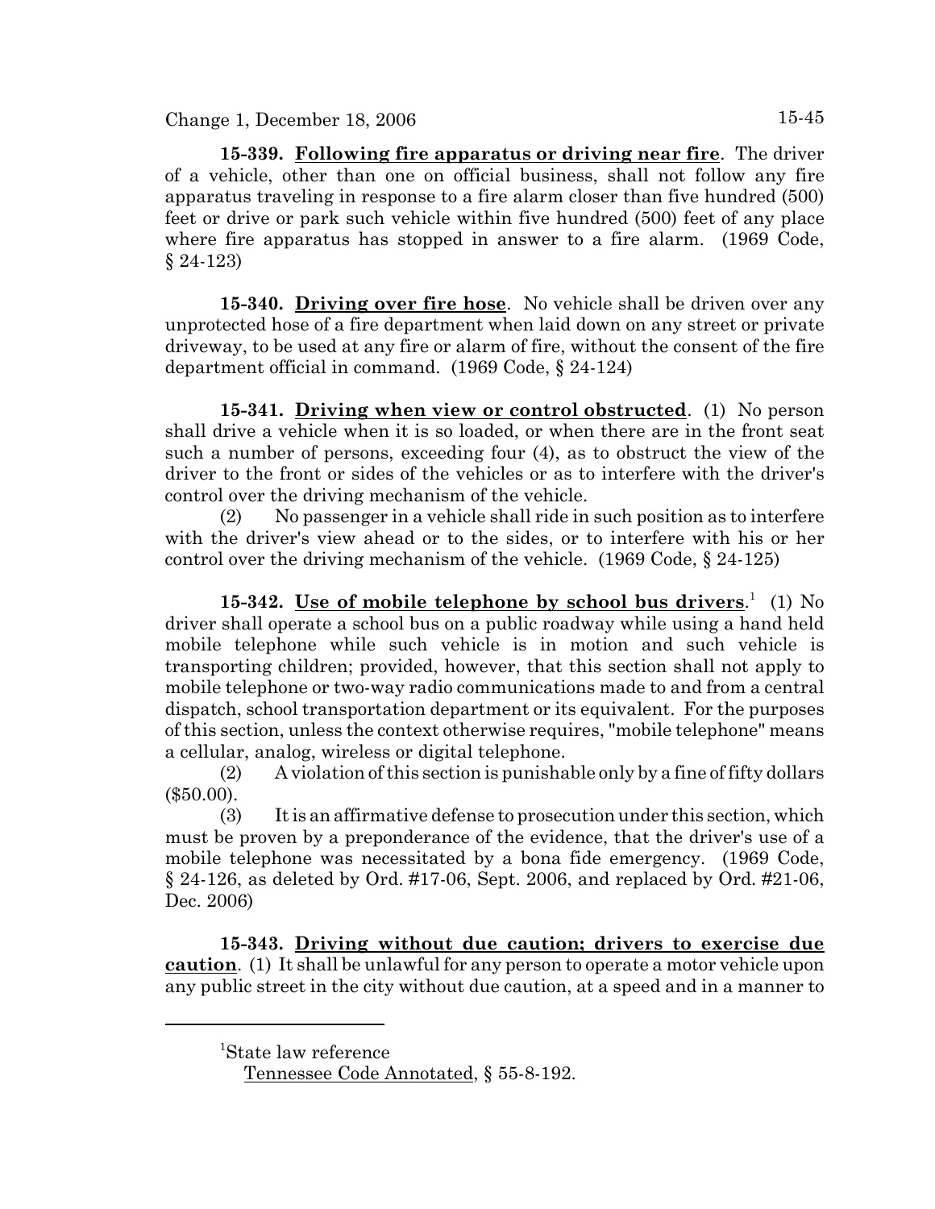**15-339. Following fire apparatus or driving near fire**. The driver of a vehicle, other than one on official business, shall not follow any fire apparatus traveling in response to a fire alarm closer than five hundred (500) feet or drive or park such vehicle within five hundred (500) feet of any place where fire apparatus has stopped in answer to a fire alarm. (1969 Code, § 24-123)

**15-340. Driving over fire hose**. No vehicle shall be driven over any unprotected hose of a fire department when laid down on any street or private driveway, to be used at any fire or alarm of fire, without the consent of the fire department official in command. (1969 Code, § 24-124)

**15-341. Driving when view or control obstructed**. (1) No person shall drive a vehicle when it is so loaded, or when there are in the front seat such a number of persons, exceeding four (4), as to obstruct the view of the driver to the front or sides of the vehicles or as to interfere with the driver's control over the driving mechanism of the vehicle.

(2) No passenger in a vehicle shall ride in such position as to interfere with the driver's view ahead or to the sides, or to interfere with his or her control over the driving mechanism of the vehicle. (1969 Code, § 24-125)

**15-342. Use of mobile telephone by school bus drivers**.[1] (1) No driver shall operate a school bus on a public roadway while using a hand held mobile telephone while such vehicle is in motion and such vehicle is transporting children; provided, however, that this section shall not apply to mobile telephone or two-way radio communications made to and from a central dispatch, school transportation department or its equivalent. For the purposes of this section, unless the context otherwise requires, "mobile telephone" means a cellular, analog, wireless or digital telephone.

(2) A violation of this section is punishable only by a fine of fifty dollars ($50.00).

(3) It is an affirmative defense to prosecution under this section, which must be proven by a preponderance of the evidence, that the driver's use of a mobile telephone was necessitated by a bona fide emergency. (1969 Code, § 24-126, as deleted by Ord. #17-06, Sept. 2006, and replaced by Ord. #21-06, Dec. 2006)

**15-343. Driving without due caution; drivers to exercise due caution**. (1) It shall be unlawful for any person to operate a motor vehicle upon any public street in the city without due caution, at a speed and in a manner to

---

[1]State law reference
Tennessee Code Annotated, § 55-8-192.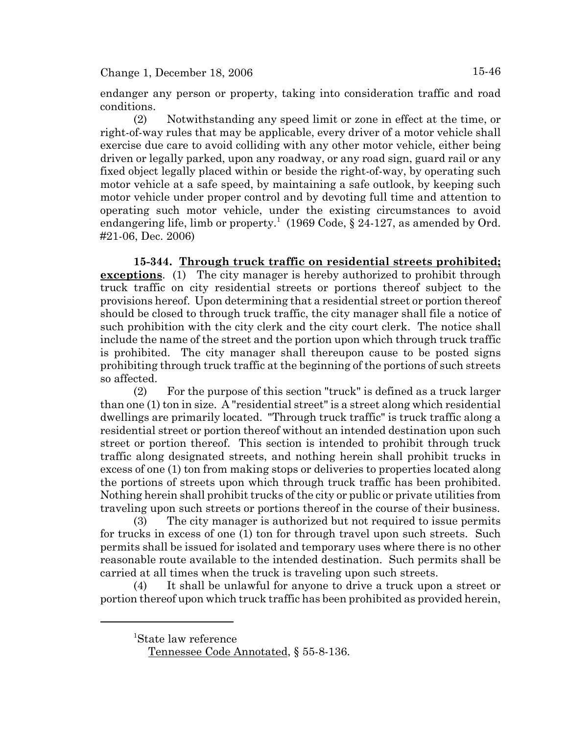endanger any person or property, taking into consideration traffic and road conditions.

(2) Notwithstanding any speed limit or zone in effect at the time, or right-of-way rules that may be applicable, every driver of a motor vehicle shall exercise due care to avoid colliding with any other motor vehicle, either being driven or legally parked, upon any roadway, or any road sign, guard rail or any fixed object legally placed within or beside the right-of-way, by operating such motor vehicle at a safe speed, by maintaining a safe outlook, by keeping such motor vehicle under proper control and by devoting full time and attention to operating such motor vehicle, under the existing circumstances to avoid endangering life, limb or property.[1] (1969 Code, § 24-127, as amended by Ord. #21-06, Dec. 2006)

**15-344. Through truck traffic on residential streets prohibited; exceptions**. (1) The city manager is hereby authorized to prohibit through truck traffic on city residential streets or portions thereof subject to the provisions hereof. Upon determining that a residential street or portion thereof should be closed to through truck traffic, the city manager shall file a notice of such prohibition with the city clerk and the city court clerk. The notice shall include the name of the street and the portion upon which through truck traffic is prohibited. The city manager shall thereupon cause to be posted signs prohibiting through truck traffic at the beginning of the portions of such streets so affected.

(2) For the purpose of this section "truck" is defined as a truck larger than one (1) ton in size. A "residential street" is a street along which residential dwellings are primarily located. "Through truck traffic" is truck traffic along a residential street or portion thereof without an intended destination upon such street or portion thereof. This section is intended to prohibit through truck traffic along designated streets, and nothing herein shall prohibit trucks in excess of one (1) ton from making stops or deliveries to properties located along the portions of streets upon which through truck traffic has been prohibited. Nothing herein shall prohibit trucks of the city or public or private utilities from traveling upon such streets or portions thereof in the course of their business.

(3) The city manager is authorized but not required to issue permits for trucks in excess of one (1) ton for through travel upon such streets. Such permits shall be issued for isolated and temporary uses where there is no other reasonable route available to the intended destination. Such permits shall be carried at all times when the truck is traveling upon such streets.

(4) It shall be unlawful for anyone to drive a truck upon a street or portion thereof upon which truck traffic has been prohibited as provided herein,

---

[1] State law reference

Tennessee Code Annotated, § 55-8-136.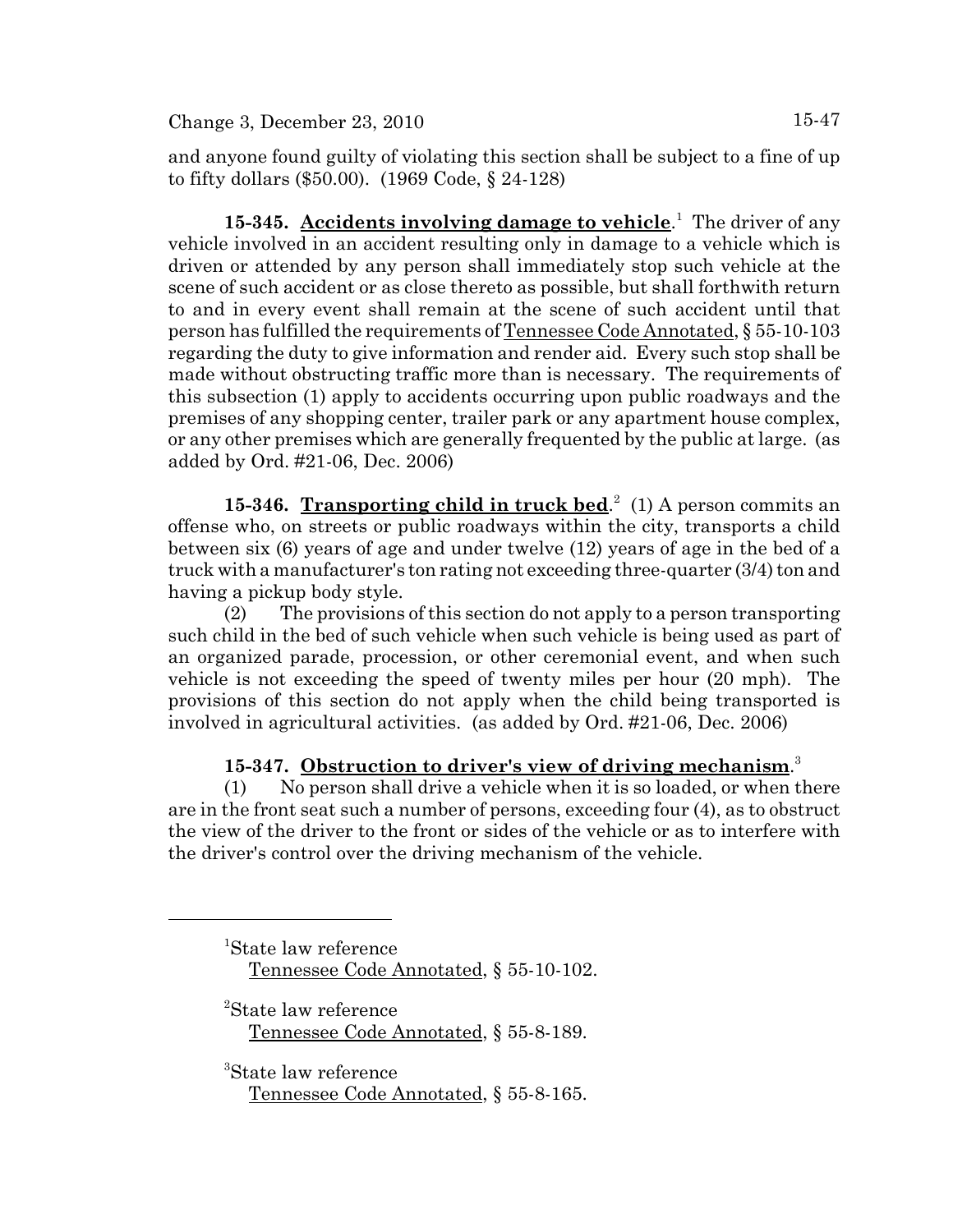and anyone found guilty of violating this section shall be subject to a fine of up to fifty dollars ($50.00). (1969 Code, § 24-128)

**15-345. Accidents involving damage to vehicle**.[1] The driver of any vehicle involved in an accident resulting only in damage to a vehicle which is driven or attended by any person shall immediately stop such vehicle at the scene of such accident or as close thereto as possible, but shall forthwith return to and in every event shall remain at the scene of such accident until that person has fulfilled the requirements of Tennessee Code Annotated, § 55-10-103 regarding the duty to give information and render aid. Every such stop shall be made without obstructing traffic more than is necessary. The requirements of this subsection (1) apply to accidents occurring upon public roadways and the premises of any shopping center, trailer park or any apartment house complex, or any other premises which are generally frequented by the public at large. (as added by Ord. #21-06, Dec. 2006)

**15-346. Transporting child in truck bed**.[2] (1) A person commits an offense who, on streets or public roadways within the city, transports a child between six (6) years of age and under twelve (12) years of age in the bed of a truck with a manufacturer's ton rating not exceeding three-quarter (3/4) ton and having a pickup body style.

(2) The provisions of this section do not apply to a person transporting such child in the bed of such vehicle when such vehicle is being used as part of an organized parade, procession, or other ceremonial event, and when such vehicle is not exceeding the speed of twenty miles per hour (20 mph). The provisions of this section do not apply when the child being transported is involved in agricultural activities. (as added by Ord. #21-06, Dec. 2006)

**15-347. Obstruction to driver's view of driving mechanism**.[3]

(1) No person shall drive a vehicle when it is so loaded, or when there are in the front seat such a number of persons, exceeding four (4), as to obstruct the view of the driver to the front or sides of the vehicle or as to interfere with the driver's control over the driving mechanism of the vehicle.

---

[1]State law reference
Tennessee Code Annotated, § 55-10-102.

[2]State law reference
Tennessee Code Annotated, § 55-8-189.

[3]State law reference
Tennessee Code Annotated, § 55-8-165.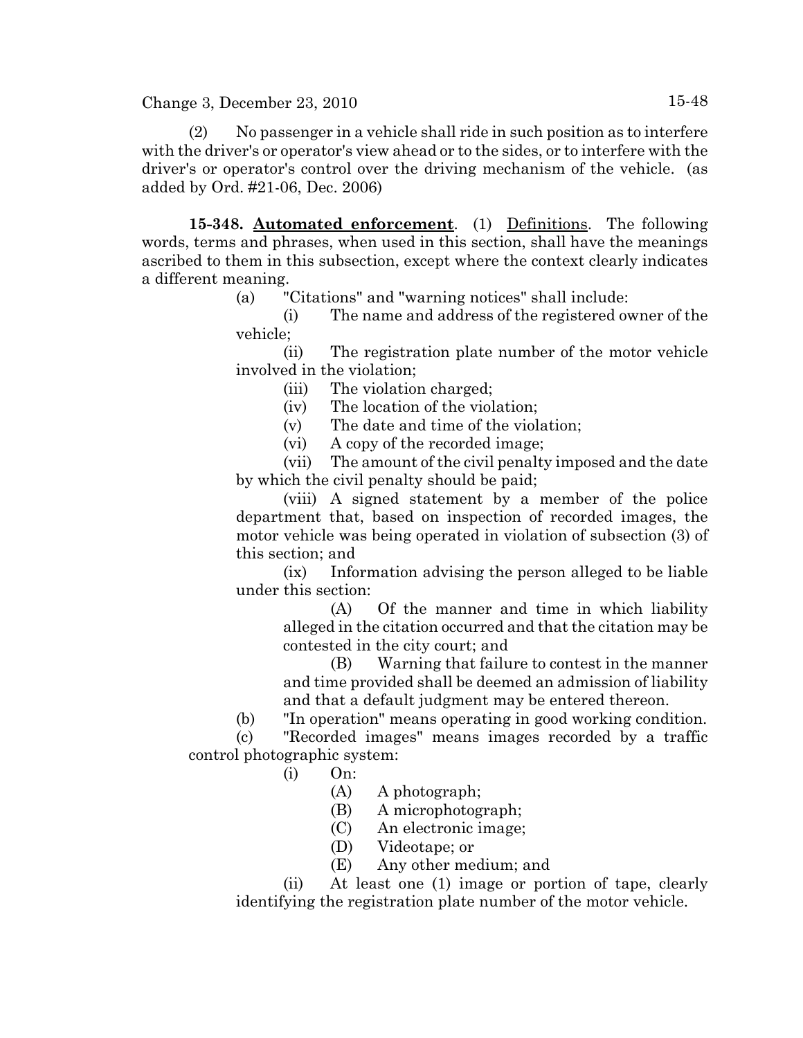(2) No passenger in a vehicle shall ride in such position as to interfere with the driver's or operator's view ahead or to the sides, or to interfere with the driver's or operator's control over the driving mechanism of the vehicle. (as added by Ord. #21-06, Dec. 2006)

**15-348. Automated enforcement**. (1) Definitions. The following words, terms and phrases, when used in this section, shall have the meanings ascribed to them in this subsection, except where the context clearly indicates a different meaning.

(a) "Citations" and "warning notices" shall include:

(i) The name and address of the registered owner of the vehicle;

(ii) The registration plate number of the motor vehicle involved in the violation;

(iii) The violation charged;

(iv) The location of the violation;

(v) The date and time of the violation;

(vi) A copy of the recorded image;

(vii) The amount of the civil penalty imposed and the date by which the civil penalty should be paid;

(viii) A signed statement by a member of the police department that, based on inspection of recorded images, the motor vehicle was being operated in violation of subsection (3) of this section; and

(ix) Information advising the person alleged to be liable under this section:

(A) Of the manner and time in which liability alleged in the citation occurred and that the citation may be contested in the city court; and

(B) Warning that failure to contest in the manner and time provided shall be deemed an admission of liability and that a default judgment may be entered thereon.

(b) "In operation" means operating in good working condition.

(c) "Recorded images" means images recorded by a traffic control photographic system:

(i) On:

(A) A photograph;

(B) A microphotograph;

(C) An electronic image;

(D) Videotape; or

(E) Any other medium; and

(ii) At least one (1) image or portion of tape, clearly identifying the registration plate number of the motor vehicle.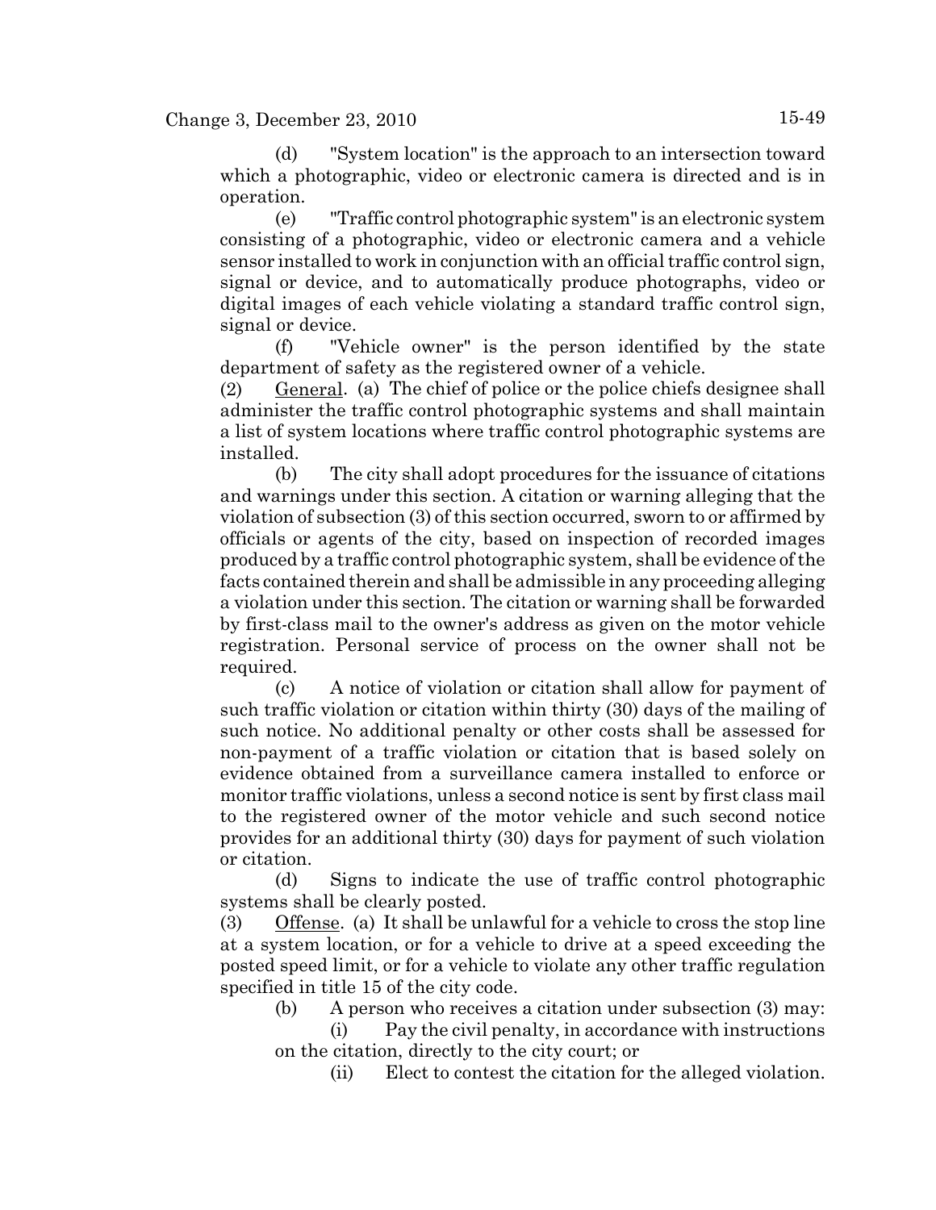(d) "System location" is the approach to an intersection toward which a photographic, video or electronic camera is directed and is in operation.

(e) "Traffic control photographic system" is an electronic system consisting of a photographic, video or electronic camera and a vehicle sensor installed to work in conjunction with an official traffic control sign, signal or device, and to automatically produce photographs, video or digital images of each vehicle violating a standard traffic control sign, signal or device.

(f) "Vehicle owner" is the person identified by the state department of safety as the registered owner of a vehicle.

(2) General. (a) The chief of police or the police chiefs designee shall administer the traffic control photographic systems and shall maintain a list of system locations where traffic control photographic systems are installed.

(b) The city shall adopt procedures for the issuance of citations and warnings under this section. A citation or warning alleging that the violation of subsection (3) of this section occurred, sworn to or affirmed by officials or agents of the city, based on inspection of recorded images produced by a traffic control photographic system, shall be evidence of the facts contained therein and shall be admissible in any proceeding alleging a violation under this section. The citation or warning shall be forwarded by first-class mail to the owner's address as given on the motor vehicle registration. Personal service of process on the owner shall not be required.

(c) A notice of violation or citation shall allow for payment of such traffic violation or citation within thirty (30) days of the mailing of such notice. No additional penalty or other costs shall be assessed for non-payment of a traffic violation or citation that is based solely on evidence obtained from a surveillance camera installed to enforce or monitor traffic violations, unless a second notice is sent by first class mail to the registered owner of the motor vehicle and such second notice provides for an additional thirty (30) days for payment of such violation or citation.

(d) Signs to indicate the use of traffic control photographic systems shall be clearly posted.

(3) Offense. (a) It shall be unlawful for a vehicle to cross the stop line at a system location, or for a vehicle to drive at a speed exceeding the posted speed limit, or for a vehicle to violate any other traffic regulation specified in title 15 of the city code.

(b) A person who receives a citation under subsection (3) may:

(i) Pay the civil penalty, in accordance with instructions on the citation, directly to the city court; or

(ii) Elect to contest the citation for the alleged violation.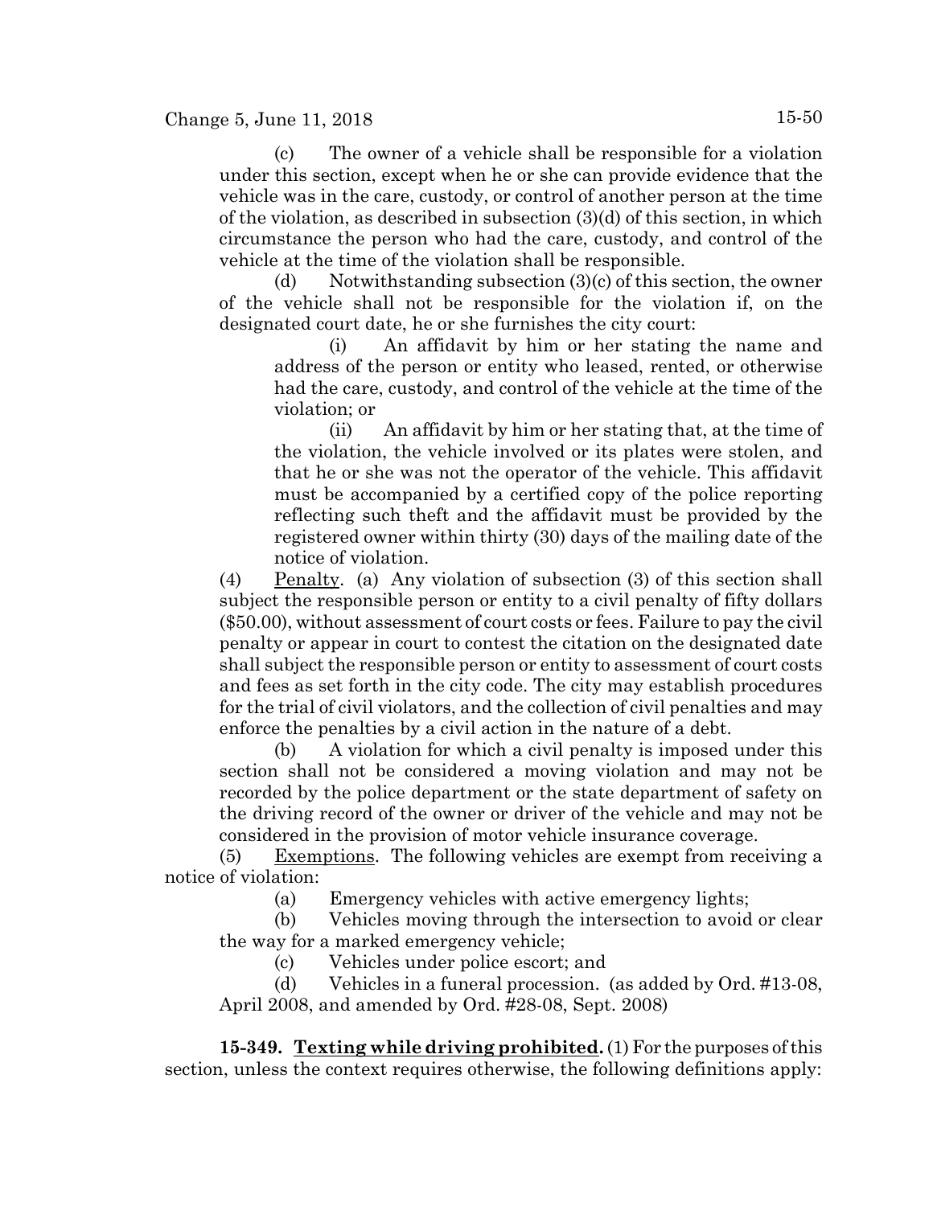(c) The owner of a vehicle shall be responsible for a violation under this section, except when he or she can provide evidence that the vehicle was in the care, custody, or control of another person at the time of the violation, as described in subsection (3)(d) of this section, in which circumstance the person who had the care, custody, and control of the vehicle at the time of the violation shall be responsible.

(d) Notwithstanding subsection (3)(c) of this section, the owner of the vehicle shall not be responsible for the violation if, on the designated court date, he or she furnishes the city court:

(i) An affidavit by him or her stating the name and address of the person or entity who leased, rented, or otherwise had the care, custody, and control of the vehicle at the time of the violation; or

(ii) An affidavit by him or her stating that, at the time of the violation, the vehicle involved or its plates were stolen, and that he or she was not the operator of the vehicle. This affidavit must be accompanied by a certified copy of the police reporting reflecting such theft and the affidavit must be provided by the registered owner within thirty (30) days of the mailing date of the notice of violation.

(4) Penalty. (a) Any violation of subsection (3) of this section shall subject the responsible person or entity to a civil penalty of fifty dollars ($50.00), without assessment of court costs or fees. Failure to pay the civil penalty or appear in court to contest the citation on the designated date shall subject the responsible person or entity to assessment of court costs and fees as set forth in the city code. The city may establish procedures for the trial of civil violators, and the collection of civil penalties and may enforce the penalties by a civil action in the nature of a debt.

(b) A violation for which a civil penalty is imposed under this section shall not be considered a moving violation and may not be recorded by the police department or the state department of safety on the driving record of the owner or driver of the vehicle and may not be considered in the provision of motor vehicle insurance coverage.

(5) Exemptions. The following vehicles are exempt from receiving a notice of violation:

(a) Emergency vehicles with active emergency lights;

(b) Vehicles moving through the intersection to avoid or clear the way for a marked emergency vehicle;

(c) Vehicles under police escort; and

(d) Vehicles in a funeral procession. (as added by Ord. #13-08, April 2008, and amended by Ord. #28-08, Sept. 2008)

**15-349. Texting while driving prohibited.** (1) For the purposes of this section, unless the context requires otherwise, the following definitions apply: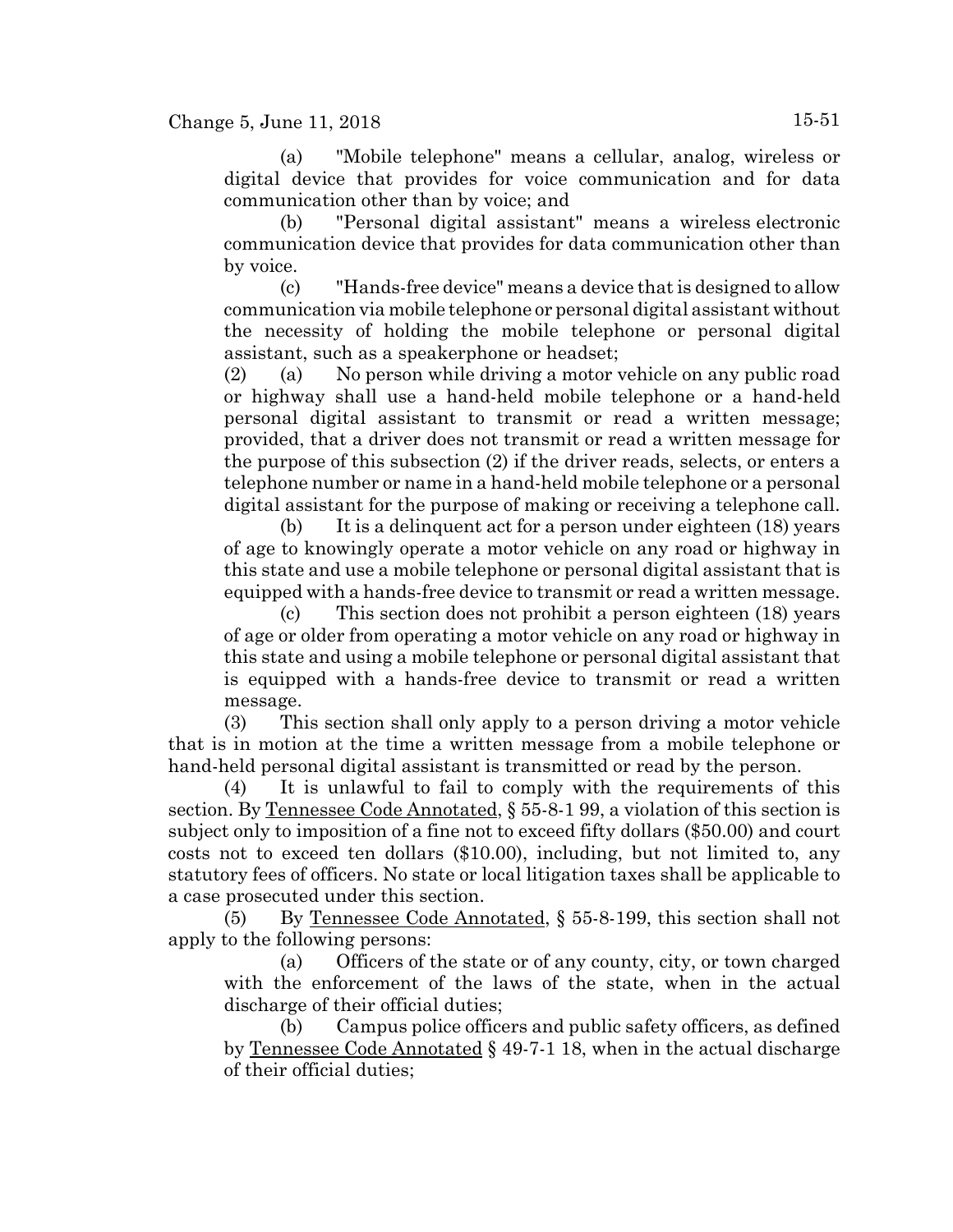(a) "Mobile telephone" means a cellular, analog, wireless or digital device that provides for voice communication and for data communication other than by voice; and

(b) "Personal digital assistant" means a wireless electronic communication device that provides for data communication other than by voice.

(c) "Hands-free device" means a device that is designed to allow communication via mobile telephone or personal digital assistant without the necessity of holding the mobile telephone or personal digital assistant, such as a speakerphone or headset;

(2) (a) No person while driving a motor vehicle on any public road or highway shall use a hand-held mobile telephone or a hand-held personal digital assistant to transmit or read a written message; provided, that a driver does not transmit or read a written message for the purpose of this subsection (2) if the driver reads, selects, or enters a telephone number or name in a hand-held mobile telephone or a personal digital assistant for the purpose of making or receiving a telephone call.

(b) It is a delinquent act for a person under eighteen (18) years of age to knowingly operate a motor vehicle on any road or highway in this state and use a mobile telephone or personal digital assistant that is equipped with a hands-free device to transmit or read a written message.

(c) This section does not prohibit a person eighteen (18) years of age or older from operating a motor vehicle on any road or highway in this state and using a mobile telephone or personal digital assistant that is equipped with a hands-free device to transmit or read a written message.

(3) This section shall only apply to a person driving a motor vehicle that is in motion at the time a written message from a mobile telephone or hand-held personal digital assistant is transmitted or read by the person.

(4) It is unlawful to fail to comply with the requirements of this section. By Tennessee Code Annotated, § 55-8-1 99, a violation of this section is subject only to imposition of a fine not to exceed fifty dollars ($50.00) and court costs not to exceed ten dollars ($10.00), including, but not limited to, any statutory fees of officers. No state or local litigation taxes shall be applicable to a case prosecuted under this section.

(5) By Tennessee Code Annotated, § 55-8-199, this section shall not apply to the following persons:

(a) Officers of the state or of any county, city, or town charged with the enforcement of the laws of the state, when in the actual discharge of their official duties;

(b) Campus police officers and public safety officers, as defined by Tennessee Code Annotated § 49-7-1 18, when in the actual discharge of their official duties;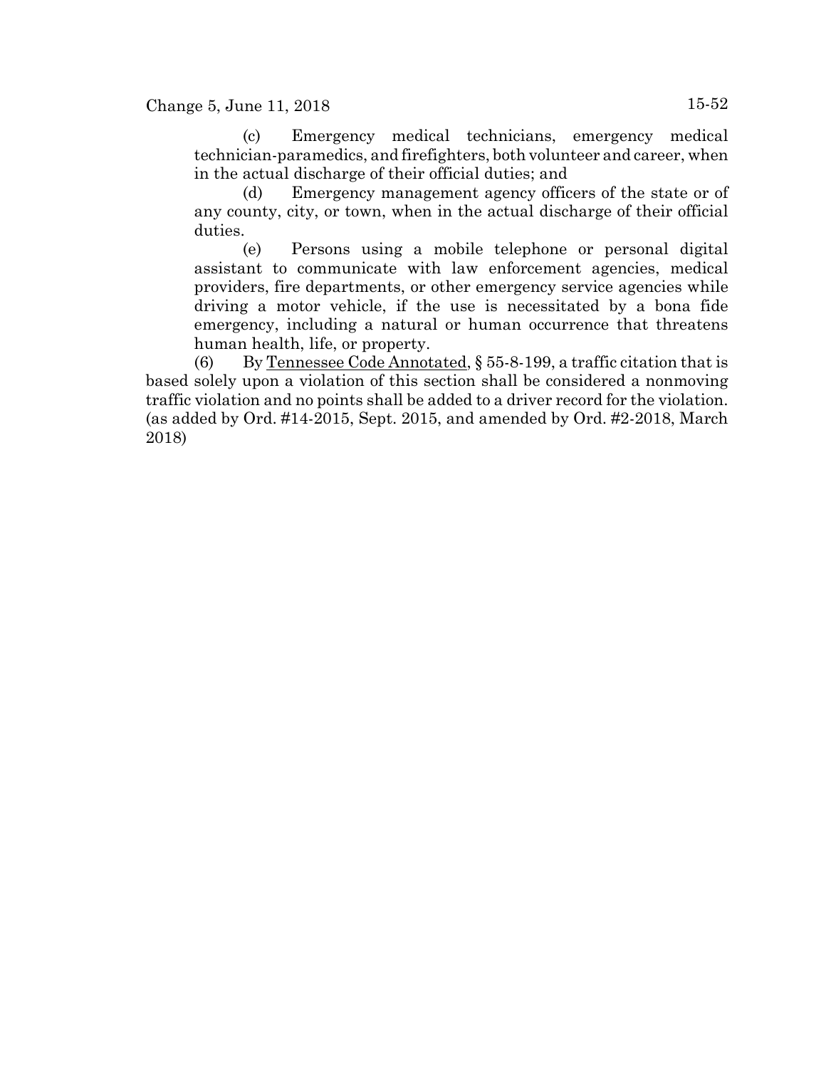(c) Emergency medical technicians, emergency medical technician-paramedics, and firefighters, both volunteer and career, when in the actual discharge of their official duties; and

(d) Emergency management agency officers of the state or of any county, city, or town, when in the actual discharge of their official duties.

(e) Persons using a mobile telephone or personal digital assistant to communicate with law enforcement agencies, medical providers, fire departments, or other emergency service agencies while driving a motor vehicle, if the use is necessitated by a bona fide emergency, including a natural or human occurrence that threatens human health, life, or property.

(6) By Tennessee Code Annotated, § 55-8-199, a traffic citation that is based solely upon a violation of this section shall be considered a nonmoving traffic violation and no points shall be added to a driver record for the violation. (as added by Ord. #14-2015, Sept. 2015, and amended by Ord. #2-2018, March 2018)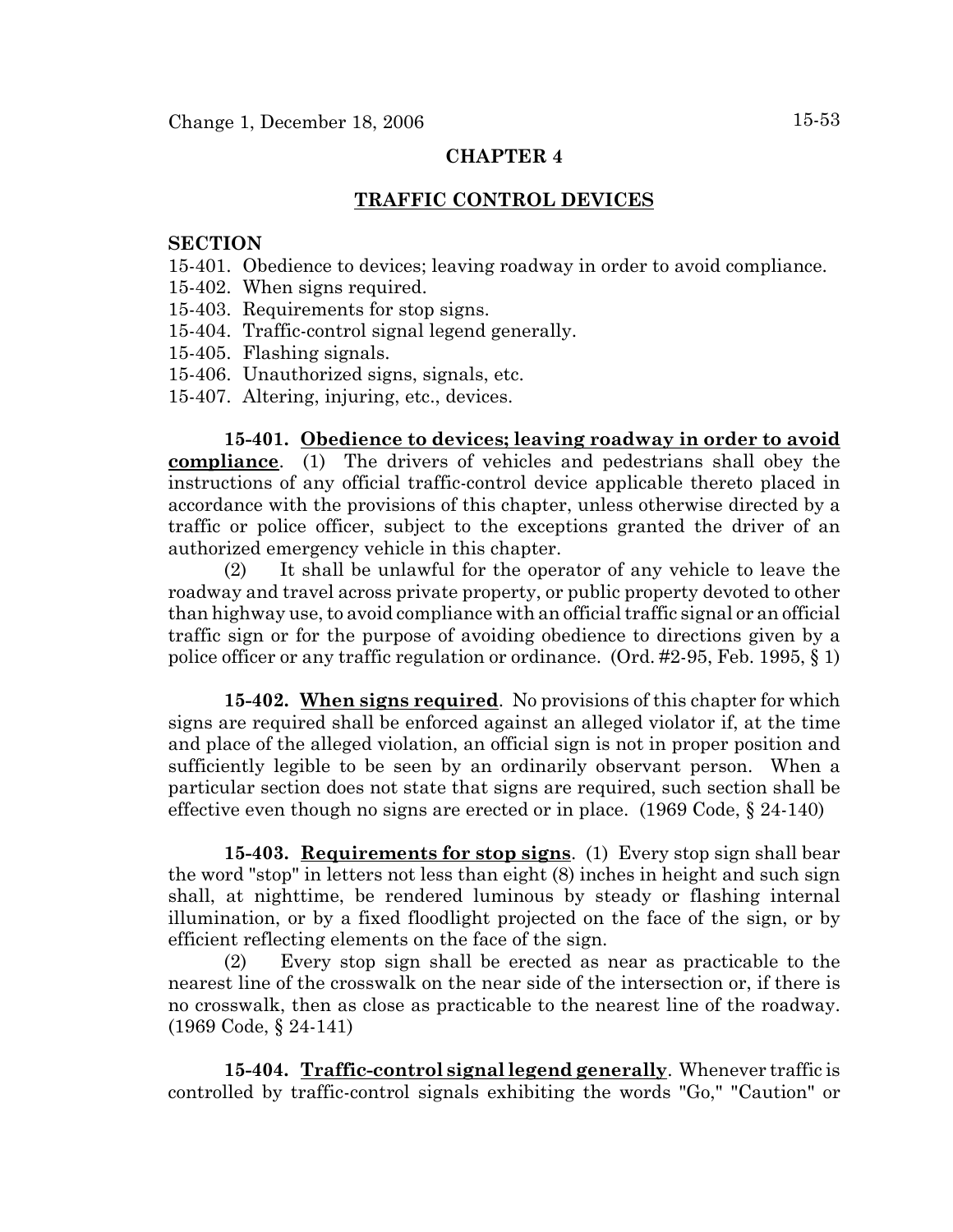## CHAPTER 4

## TRAFFIC CONTROL DEVICES

**SECTION**

15-401. Obedience to devices; leaving roadway in order to avoid compliance.
15-402. When signs required.
15-403. Requirements for stop signs.
15-404. Traffic-control signal legend generally.
15-405. Flashing signals.
15-406. Unauthorized signs, signals, etc.
15-407. Altering, injuring, etc., devices.

**15-401. Obedience to devices; leaving roadway in order to avoid compliance.** (1) The drivers of vehicles and pedestrians shall obey the instructions of any official traffic-control device applicable thereto placed in accordance with the provisions of this chapter, unless otherwise directed by a traffic or police officer, subject to the exceptions granted the driver of an authorized emergency vehicle in this chapter.

(2) It shall be unlawful for the operator of any vehicle to leave the roadway and travel across private property, or public property devoted to other than highway use, to avoid compliance with an official traffic signal or an official traffic sign or for the purpose of avoiding obedience to directions given by a police officer or any traffic regulation or ordinance. (Ord. #2-95, Feb. 1995, § 1)

**15-402. When signs required.** No provisions of this chapter for which signs are required shall be enforced against an alleged violator if, at the time and place of the alleged violation, an official sign is not in proper position and sufficiently legible to be seen by an ordinarily observant person. When a particular section does not state that signs are required, such section shall be effective even though no signs are erected or in place. (1969 Code, § 24-140)

**15-403. Requirements for stop signs.** (1) Every stop sign shall bear the word "stop" in letters not less than eight (8) inches in height and such sign shall, at nighttime, be rendered luminous by steady or flashing internal illumination, or by a fixed floodlight projected on the face of the sign, or by efficient reflecting elements on the face of the sign.

(2) Every stop sign shall be erected as near as practicable to the nearest line of the crosswalk on the near side of the intersection or, if there is no crosswalk, then as close as practicable to the nearest line of the roadway. (1969 Code, § 24-141)

**15-404. Traffic-control signal legend generally.** Whenever traffic is controlled by traffic-control signals exhibiting the words "Go," "Caution" or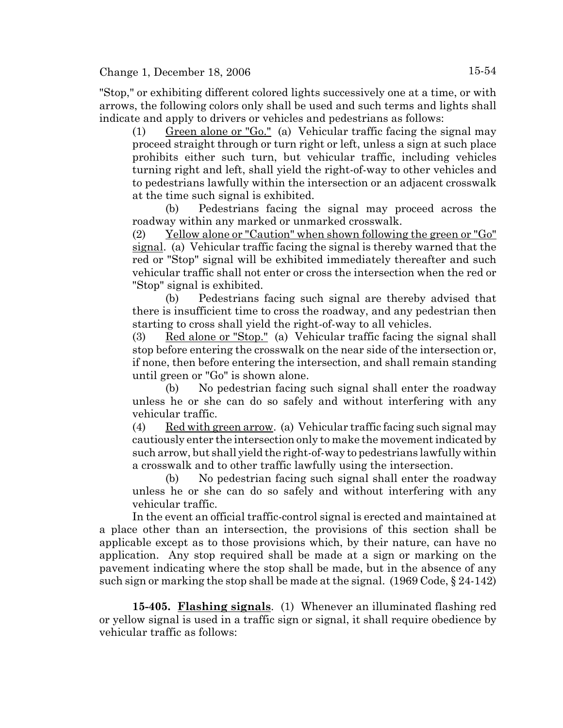"Stop," or exhibiting different colored lights successively one at a time, or with arrows, the following colors only shall be used and such terms and lights shall indicate and apply to drivers or vehicles and pedestrians as follows:

(1) Green alone or "Go." (a) Vehicular traffic facing the signal may proceed straight through or turn right or left, unless a sign at such place prohibits either such turn, but vehicular traffic, including vehicles turning right and left, shall yield the right-of-way to other vehicles and to pedestrians lawfully within the intersection or an adjacent crosswalk at the time such signal is exhibited.

(b) Pedestrians facing the signal may proceed across the roadway within any marked or unmarked crosswalk.

(2) Yellow alone or "Caution" when shown following the green or "Go" signal. (a) Vehicular traffic facing the signal is thereby warned that the red or "Stop" signal will be exhibited immediately thereafter and such vehicular traffic shall not enter or cross the intersection when the red or "Stop" signal is exhibited.

(b) Pedestrians facing such signal are thereby advised that there is insufficient time to cross the roadway, and any pedestrian then starting to cross shall yield the right-of-way to all vehicles.

(3) Red alone or "Stop." (a) Vehicular traffic facing the signal shall stop before entering the crosswalk on the near side of the intersection or, if none, then before entering the intersection, and shall remain standing until green or "Go" is shown alone.

(b) No pedestrian facing such signal shall enter the roadway unless he or she can do so safely and without interfering with any vehicular traffic.

(4) Red with green arrow. (a) Vehicular traffic facing such signal may cautiously enter the intersection only to make the movement indicated by such arrow, but shall yield the right-of-way to pedestrians lawfully within a crosswalk and to other traffic lawfully using the intersection.

(b) No pedestrian facing such signal shall enter the roadway unless he or she can do so safely and without interfering with any vehicular traffic.

In the event an official traffic-control signal is erected and maintained at a place other than an intersection, the provisions of this section shall be applicable except as to those provisions which, by their nature, can have no application. Any stop required shall be made at a sign or marking on the pavement indicating where the stop shall be made, but in the absence of any such sign or marking the stop shall be made at the signal. (1969 Code, § 24-142)

**15-405. Flashing signals**. (1) Whenever an illuminated flashing red or yellow signal is used in a traffic sign or signal, it shall require obedience by vehicular traffic as follows: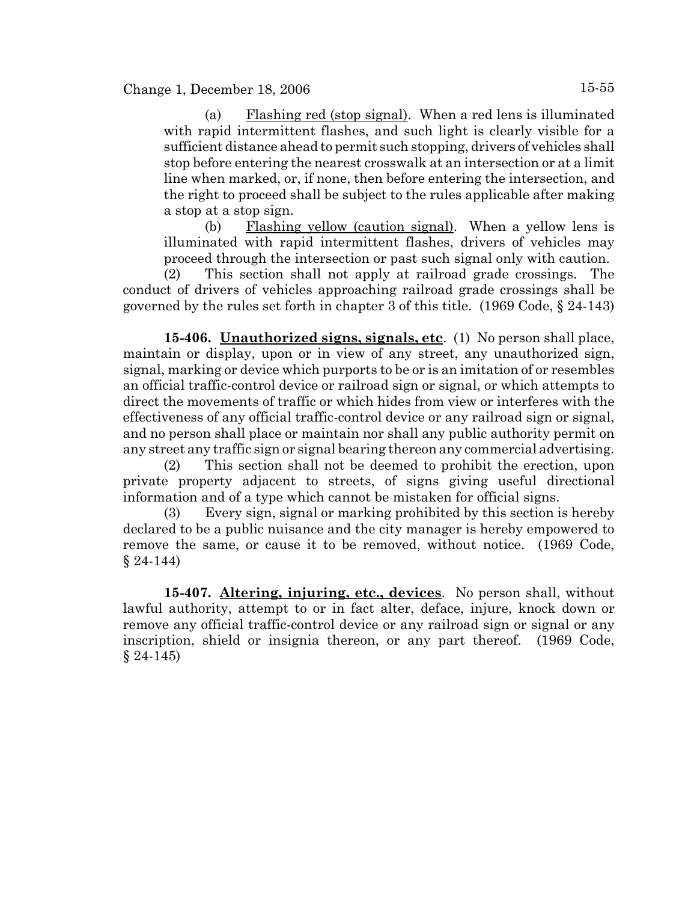(a) Flashing red (stop signal). When a red lens is illuminated with rapid intermittent flashes, and such light is clearly visible for a sufficient distance ahead to permit such stopping, drivers of vehicles shall stop before entering the nearest crosswalk at an intersection or at a limit line when marked, or, if none, then before entering the intersection, and the right to proceed shall be subject to the rules applicable after making a stop at a stop sign.

(b) Flashing yellow (caution signal). When a yellow lens is illuminated with rapid intermittent flashes, drivers of vehicles may proceed through the intersection or past such signal only with caution.

(2) This section shall not apply at railroad grade crossings. The conduct of drivers of vehicles approaching railroad grade crossings shall be governed by the rules set forth in chapter 3 of this title. (1969 Code, § 24-143)

**15-406. Unauthorized signs, signals, etc**. (1) No person shall place, maintain or display, upon or in view of any street, any unauthorized sign, signal, marking or device which purports to be or is an imitation of or resembles an official traffic-control device or railroad sign or signal, or which attempts to direct the movements of traffic or which hides from view or interferes with the effectiveness of any official traffic-control device or any railroad sign or signal, and no person shall place or maintain nor shall any public authority permit on any street any traffic sign or signal bearing thereon any commercial advertising.

(2) This section shall not be deemed to prohibit the erection, upon private property adjacent to streets, of signs giving useful directional information and of a type which cannot be mistaken for official signs.

(3) Every sign, signal or marking prohibited by this section is hereby declared to be a public nuisance and the city manager is hereby empowered to remove the same, or cause it to be removed, without notice. (1969 Code, § 24-144)

**15-407. Altering, injuring, etc., devices**. No person shall, without lawful authority, attempt to or in fact alter, deface, injure, knock down or remove any official traffic-control device or any railroad sign or signal or any inscription, shield or insignia thereon, or any part thereof. (1969 Code, § 24-145)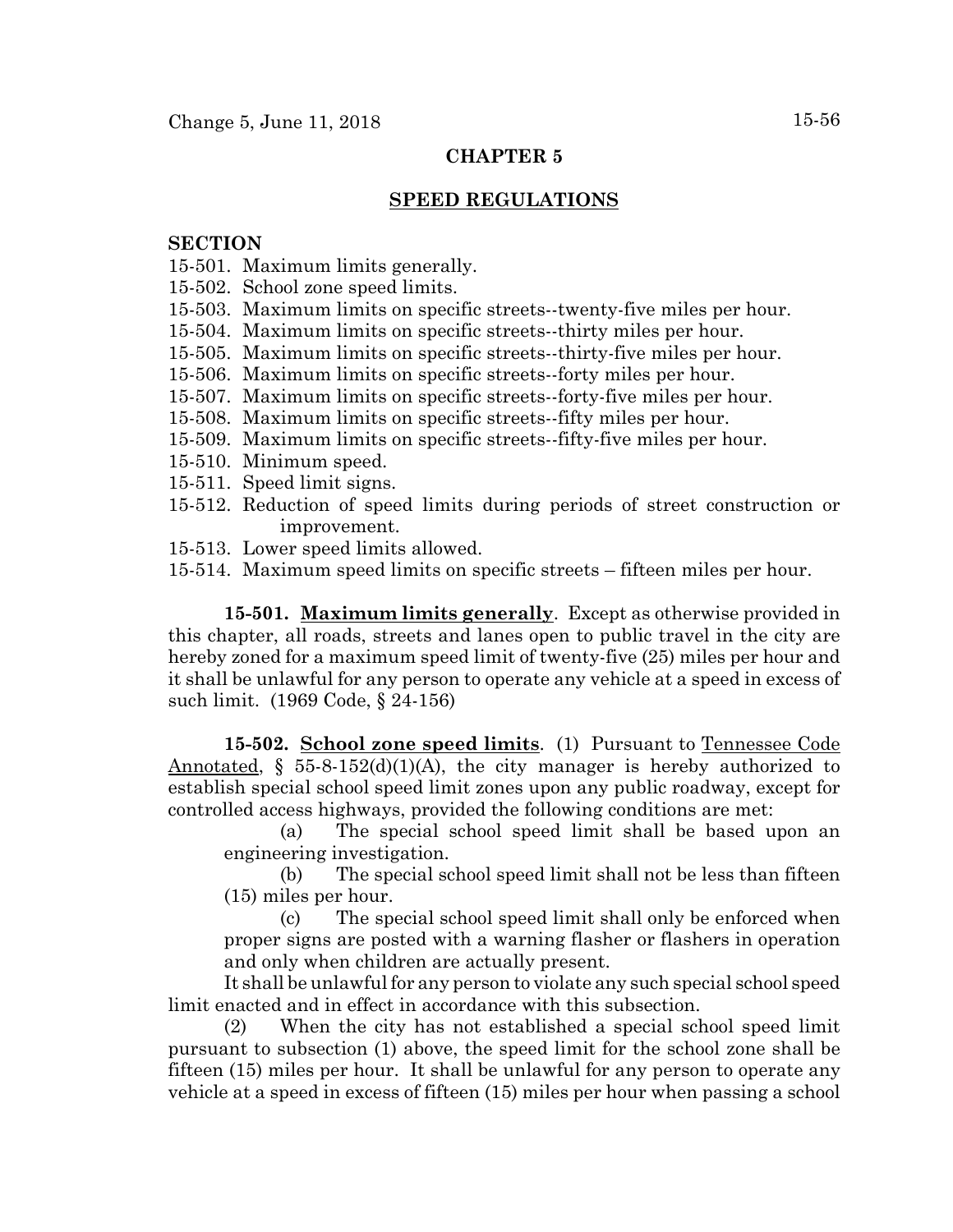## CHAPTER 5

## SPEED REGULATIONS

**SECTION**

15-501. Maximum limits generally.
15-502. School zone speed limits.
15-503. Maximum limits on specific streets--twenty-five miles per hour.
15-504. Maximum limits on specific streets--thirty miles per hour.
15-505. Maximum limits on specific streets--thirty-five miles per hour.
15-506. Maximum limits on specific streets--forty miles per hour.
15-507. Maximum limits on specific streets--forty-five miles per hour.
15-508. Maximum limits on specific streets--fifty miles per hour.
15-509. Maximum limits on specific streets--fifty-five miles per hour.
15-510. Minimum speed.
15-511. Speed limit signs.
15-512. Reduction of speed limits during periods of street construction or improvement.
15-513. Lower speed limits allowed.
15-514. Maximum speed limits on specific streets – fifteen miles per hour.

**15-501. Maximum limits generally**. Except as otherwise provided in this chapter, all roads, streets and lanes open to public travel in the city are hereby zoned for a maximum speed limit of twenty-five (25) miles per hour and it shall be unlawful for any person to operate any vehicle at a speed in excess of such limit. (1969 Code, § 24-156)

**15-502. School zone speed limits**. (1) Pursuant to Tennessee Code Annotated, § 55-8-152(d)(1)(A), the city manager is hereby authorized to establish special school speed limit zones upon any public roadway, except for controlled access highways, provided the following conditions are met:

(a) The special school speed limit shall be based upon an engineering investigation.

(b) The special school speed limit shall not be less than fifteen (15) miles per hour.

(c) The special school speed limit shall only be enforced when proper signs are posted with a warning flasher or flashers in operation and only when children are actually present.

It shall be unlawful for any person to violate any such special school speed limit enacted and in effect in accordance with this subsection.

(2) When the city has not established a special school speed limit pursuant to subsection (1) above, the speed limit for the school zone shall be fifteen (15) miles per hour. It shall be unlawful for any person to operate any vehicle at a speed in excess of fifteen (15) miles per hour when passing a school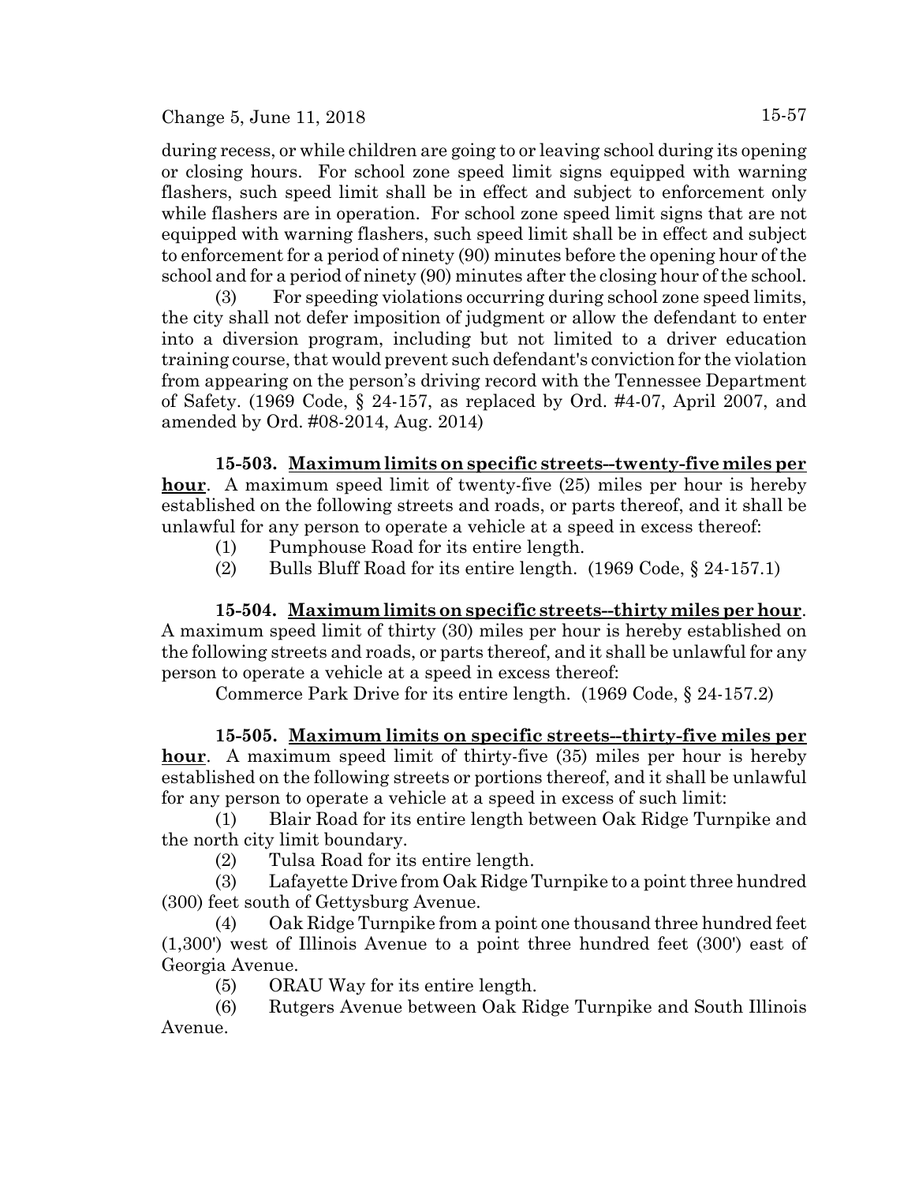during recess, or while children are going to or leaving school during its opening or closing hours. For school zone speed limit signs equipped with warning flashers, such speed limit shall be in effect and subject to enforcement only while flashers are in operation. For school zone speed limit signs that are not equipped with warning flashers, such speed limit shall be in effect and subject to enforcement for a period of ninety (90) minutes before the opening hour of the school and for a period of ninety (90) minutes after the closing hour of the school.

(3) For speeding violations occurring during school zone speed limits, the city shall not defer imposition of judgment or allow the defendant to enter into a diversion program, including but not limited to a driver education training course, that would prevent such defendant's conviction for the violation from appearing on the person's driving record with the Tennessee Department of Safety. (1969 Code, § 24-157, as replaced by Ord. #4-07, April 2007, and amended by Ord. #08-2014, Aug. 2014)

**15-503. Maximum limits on specific streets--twenty-five miles per hour**. A maximum speed limit of twenty-five (25) miles per hour is hereby established on the following streets and roads, or parts thereof, and it shall be unlawful for any person to operate a vehicle at a speed in excess thereof:

(1) Pumphouse Road for its entire length.

(2) Bulls Bluff Road for its entire length. (1969 Code, § 24-157.1)

**15-504. Maximum limits on specific streets--thirty miles per hour**. A maximum speed limit of thirty (30) miles per hour is hereby established on the following streets and roads, or parts thereof, and it shall be unlawful for any person to operate a vehicle at a speed in excess thereof:

Commerce Park Drive for its entire length. (1969 Code, § 24-157.2)

**15-505. Maximum limits on specific streets--thirty-five miles per hour**. A maximum speed limit of thirty-five (35) miles per hour is hereby established on the following streets or portions thereof, and it shall be unlawful for any person to operate a vehicle at a speed in excess of such limit:

(1) Blair Road for its entire length between Oak Ridge Turnpike and the north city limit boundary.

(2) Tulsa Road for its entire length.

(3) Lafayette Drive from Oak Ridge Turnpike to a point three hundred (300) feet south of Gettysburg Avenue.

(4) Oak Ridge Turnpike from a point one thousand three hundred feet (1,300') west of Illinois Avenue to a point three hundred feet (300') east of Georgia Avenue.

(5) ORAU Way for its entire length.

(6) Rutgers Avenue between Oak Ridge Turnpike and South Illinois Avenue.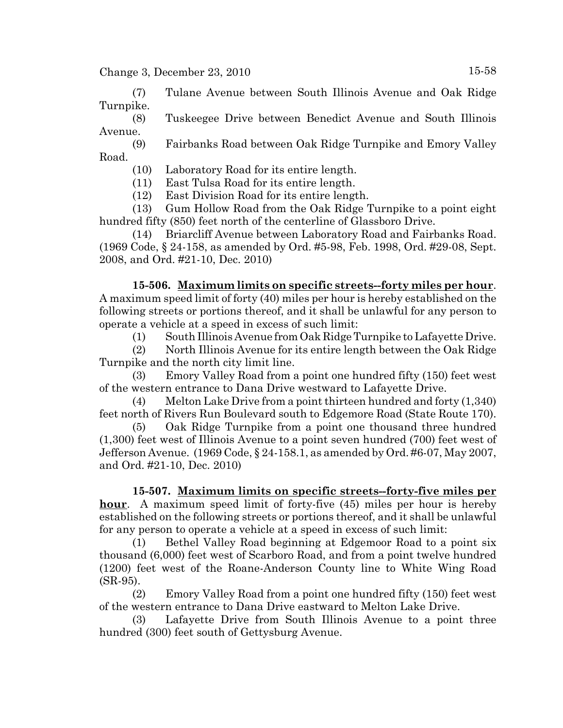(7) Tulane Avenue between South Illinois Avenue and Oak Ridge Turnpike.

(8) Tuskeegee Drive between Benedict Avenue and South Illinois Avenue.

(9) Fairbanks Road between Oak Ridge Turnpike and Emory Valley Road.

(10) Laboratory Road for its entire length.

(11) East Tulsa Road for its entire length.

(12) East Division Road for its entire length.

(13) Gum Hollow Road from the Oak Ridge Turnpike to a point eight hundred fifty (850) feet north of the centerline of Glassboro Drive.

(14) Briarcliff Avenue between Laboratory Road and Fairbanks Road. (1969 Code, § 24-158, as amended by Ord. #5-98, Feb. 1998, Ord. #29-08, Sept. 2008, and Ord. #21-10, Dec. 2010)

**15-506. <u>Maximum limits on specific streets--forty miles per hour</u>**. A maximum speed limit of forty (40) miles per hour is hereby established on the following streets or portions thereof, and it shall be unlawful for any person to operate a vehicle at a speed in excess of such limit:

(1) South Illinois Avenue from Oak Ridge Turnpike to Lafayette Drive.

(2) North Illinois Avenue for its entire length between the Oak Ridge Turnpike and the north city limit line.

(3) Emory Valley Road from a point one hundred fifty (150) feet west of the western entrance to Dana Drive westward to Lafayette Drive.

(4) Melton Lake Drive from a point thirteen hundred and forty (1,340) feet north of Rivers Run Boulevard south to Edgemore Road (State Route 170).

(5) Oak Ridge Turnpike from a point one thousand three hundred (1,300) feet west of Illinois Avenue to a point seven hundred (700) feet west of Jefferson Avenue. (1969 Code, § 24-158.1, as amended by Ord. #6-07, May 2007, and Ord. #21-10, Dec. 2010)

**15-507. <u>Maximum limits on specific streets--forty-five miles per hour</u>**. A maximum speed limit of forty-five (45) miles per hour is hereby established on the following streets or portions thereof, and it shall be unlawful for any person to operate a vehicle at a speed in excess of such limit:

(1) Bethel Valley Road beginning at Edgemoor Road to a point six thousand (6,000) feet west of Scarboro Road, and from a point twelve hundred (1200) feet west of the Roane-Anderson County line to White Wing Road (SR-95).

(2) Emory Valley Road from a point one hundred fifty (150) feet west of the western entrance to Dana Drive eastward to Melton Lake Drive.

(3) Lafayette Drive from South Illinois Avenue to a point three hundred (300) feet south of Gettysburg Avenue.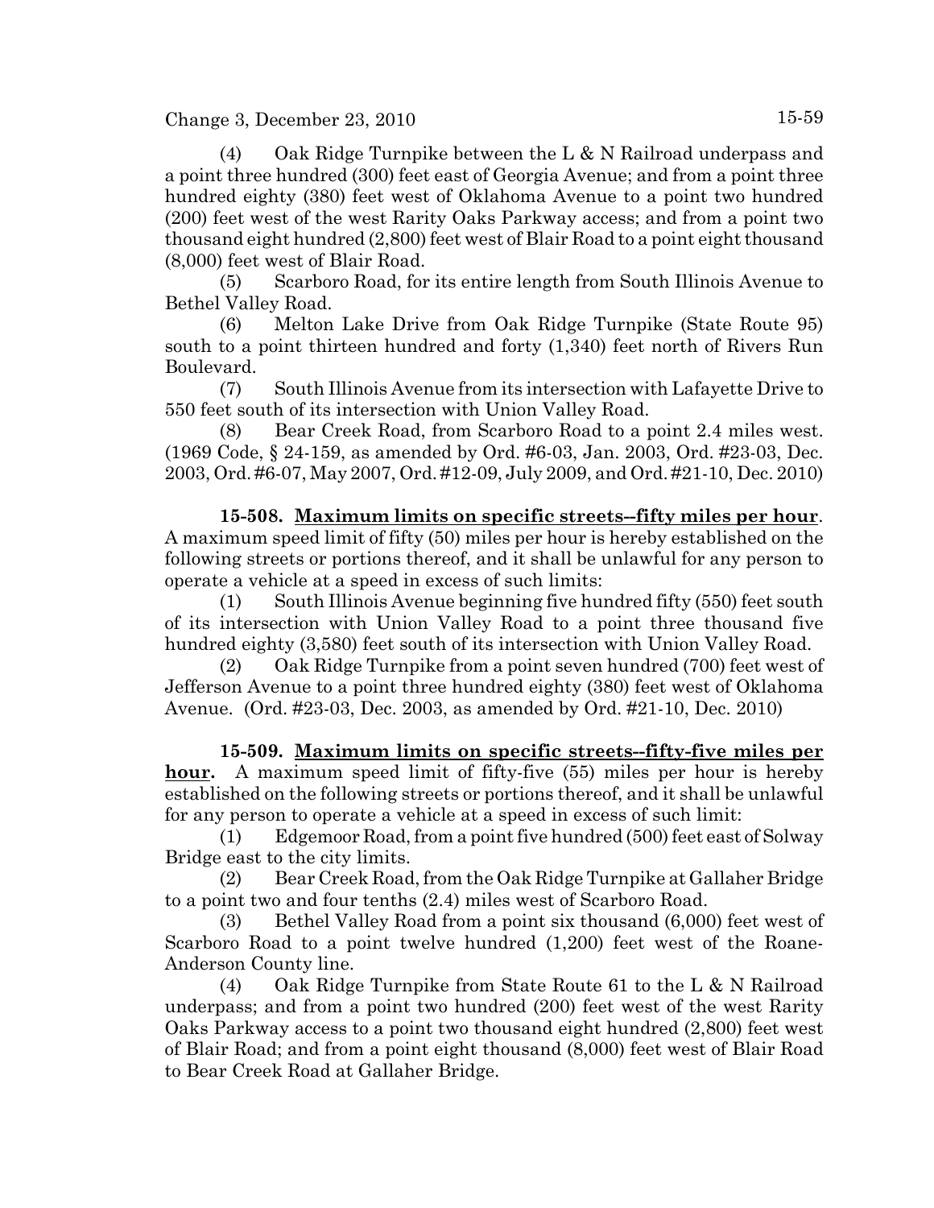(4) Oak Ridge Turnpike between the L & N Railroad underpass and a point three hundred (300) feet east of Georgia Avenue; and from a point three hundred eighty (380) feet west of Oklahoma Avenue to a point two hundred (200) feet west of the west Rarity Oaks Parkway access; and from a point two thousand eight hundred (2,800) feet west of Blair Road to a point eight thousand (8,000) feet west of Blair Road.

(5) Scarboro Road, for its entire length from South Illinois Avenue to Bethel Valley Road.

(6) Melton Lake Drive from Oak Ridge Turnpike (State Route 95) south to a point thirteen hundred and forty (1,340) feet north of Rivers Run Boulevard.

(7) South Illinois Avenue from its intersection with Lafayette Drive to 550 feet south of its intersection with Union Valley Road.

(8) Bear Creek Road, from Scarboro Road to a point 2.4 miles west. (1969 Code, § 24-159, as amended by Ord. #6-03, Jan. 2003, Ord. #23-03, Dec. 2003, Ord. #6-07, May 2007, Ord. #12-09, July 2009, and Ord. #21-10, Dec. 2010)

**15-508. Maximum limits on specific streets--fifty miles per hour**. A maximum speed limit of fifty (50) miles per hour is hereby established on the following streets or portions thereof, and it shall be unlawful for any person to operate a vehicle at a speed in excess of such limits:

(1) South Illinois Avenue beginning five hundred fifty (550) feet south of its intersection with Union Valley Road to a point three thousand five hundred eighty (3,580) feet south of its intersection with Union Valley Road.

(2) Oak Ridge Turnpike from a point seven hundred (700) feet west of Jefferson Avenue to a point three hundred eighty (380) feet west of Oklahoma Avenue. (Ord. #23-03, Dec. 2003, as amended by Ord. #21-10, Dec. 2010)

**15-509. Maximum limits on specific streets--fifty-five miles per hour.** A maximum speed limit of fifty-five (55) miles per hour is hereby established on the following streets or portions thereof, and it shall be unlawful for any person to operate a vehicle at a speed in excess of such limit:

(1) Edgemoor Road, from a point five hundred (500) feet east of Solway Bridge east to the city limits.

(2) Bear Creek Road, from the Oak Ridge Turnpike at Gallaher Bridge to a point two and four tenths (2.4) miles west of Scarboro Road.

(3) Bethel Valley Road from a point six thousand (6,000) feet west of Scarboro Road to a point twelve hundred (1,200) feet west of the Roane-Anderson County line.

(4) Oak Ridge Turnpike from State Route 61 to the L & N Railroad underpass; and from a point two hundred (200) feet west of the west Rarity Oaks Parkway access to a point two thousand eight hundred (2,800) feet west of Blair Road; and from a point eight thousand (8,000) feet west of Blair Road to Bear Creek Road at Gallaher Bridge.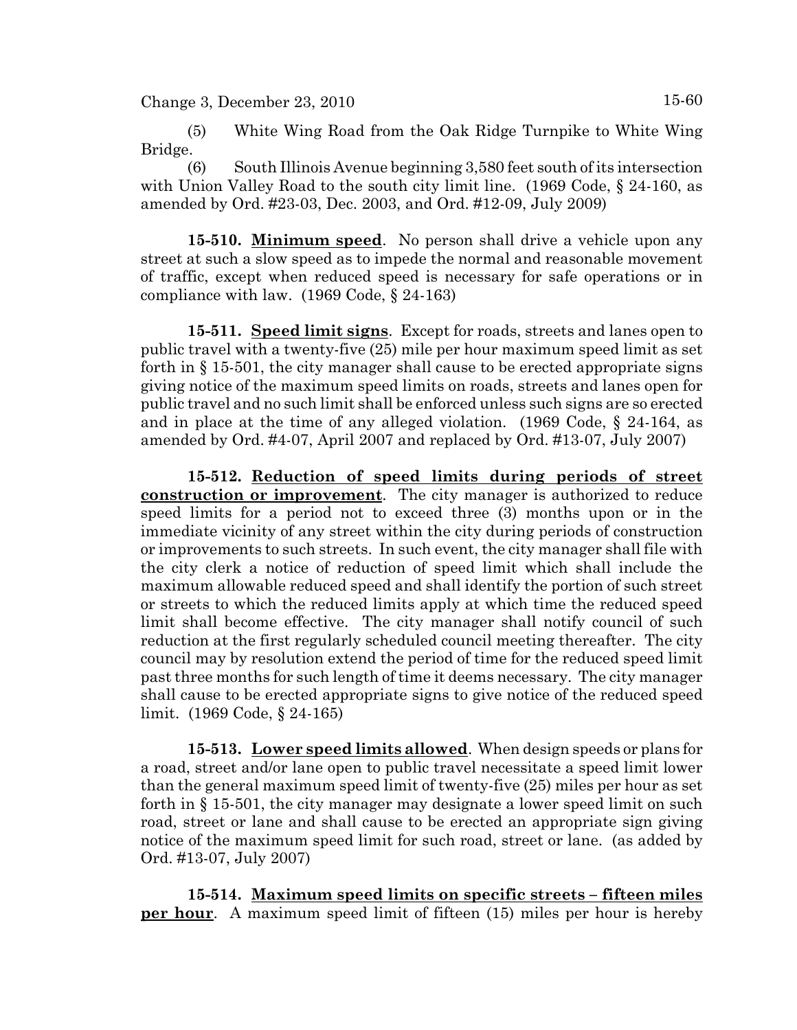(5) White Wing Road from the Oak Ridge Turnpike to White Wing Bridge.

(6) South Illinois Avenue beginning 3,580 feet south of its intersection with Union Valley Road to the south city limit line. (1969 Code, § 24-160, as amended by Ord. #23-03, Dec. 2003, and Ord. #12-09, July 2009)

**15-510. Minimum speed**. No person shall drive a vehicle upon any street at such a slow speed as to impede the normal and reasonable movement of traffic, except when reduced speed is necessary for safe operations or in compliance with law. (1969 Code, § 24-163)

**15-511. Speed limit signs**. Except for roads, streets and lanes open to public travel with a twenty-five (25) mile per hour maximum speed limit as set forth in § 15-501, the city manager shall cause to be erected appropriate signs giving notice of the maximum speed limits on roads, streets and lanes open for public travel and no such limit shall be enforced unless such signs are so erected and in place at the time of any alleged violation. (1969 Code, § 24-164, as amended by Ord. #4-07, April 2007 and replaced by Ord. #13-07, July 2007)

**15-512. Reduction of speed limits during periods of street construction or improvement**. The city manager is authorized to reduce speed limits for a period not to exceed three (3) months upon or in the immediate vicinity of any street within the city during periods of construction or improvements to such streets. In such event, the city manager shall file with the city clerk a notice of reduction of speed limit which shall include the maximum allowable reduced speed and shall identify the portion of such street or streets to which the reduced limits apply at which time the reduced speed limit shall become effective. The city manager shall notify council of such reduction at the first regularly scheduled council meeting thereafter. The city council may by resolution extend the period of time for the reduced speed limit past three months for such length of time it deems necessary. The city manager shall cause to be erected appropriate signs to give notice of the reduced speed limit. (1969 Code, § 24-165)

**15-513. Lower speed limits allowed**. When design speeds or plans for a road, street and/or lane open to public travel necessitate a speed limit lower than the general maximum speed limit of twenty-five (25) miles per hour as set forth in § 15-501, the city manager may designate a lower speed limit on such road, street or lane and shall cause to be erected an appropriate sign giving notice of the maximum speed limit for such road, street or lane. (as added by Ord. #13-07, July 2007)

**15-514. Maximum speed limits on specific streets – fifteen miles per hour**. A maximum speed limit of fifteen (15) miles per hour is hereby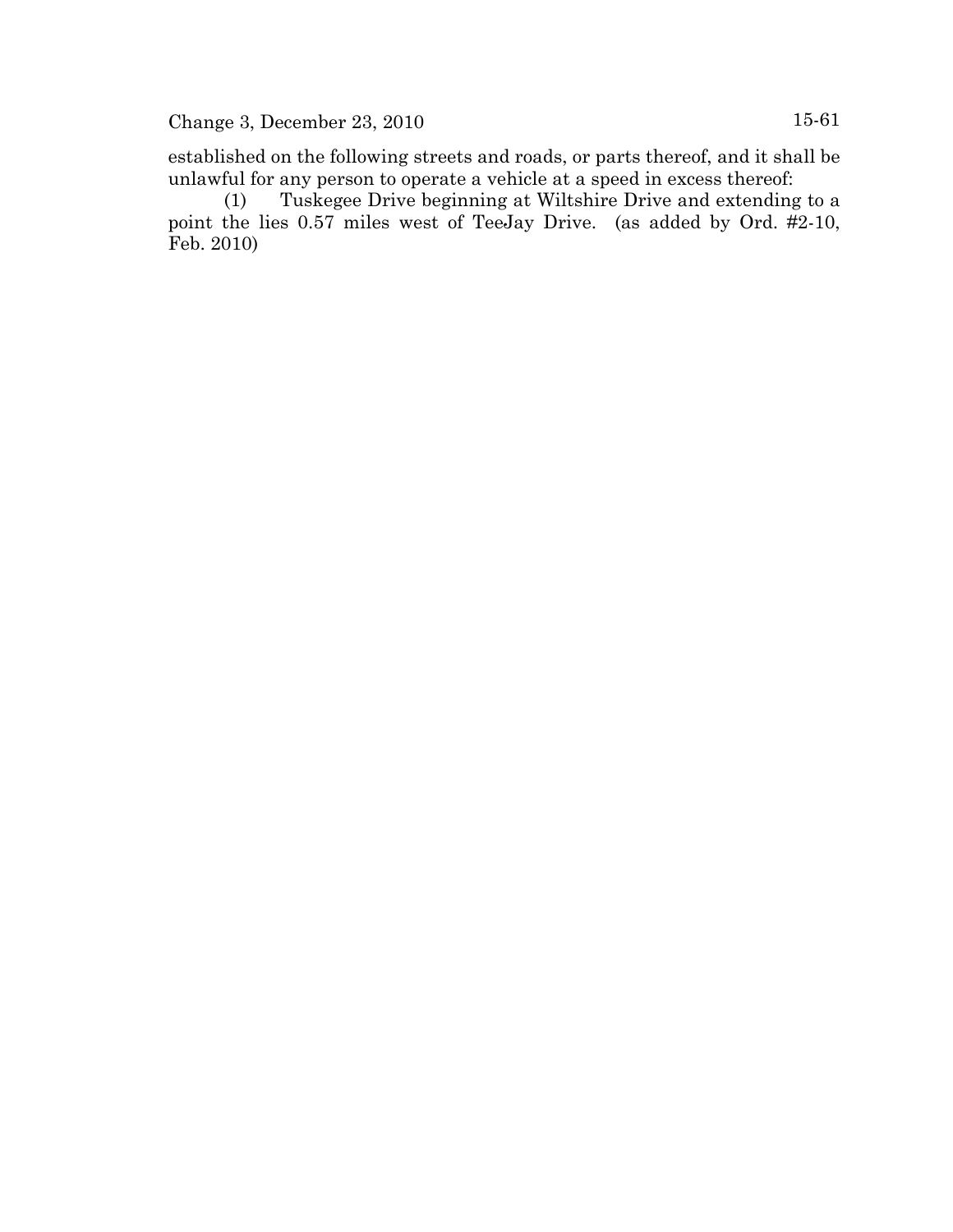established on the following streets and roads, or parts thereof, and it shall be unlawful for any person to operate a vehicle at a speed in excess thereof:

(1) Tuskegee Drive beginning at Wiltshire Drive and extending to a point the lies 0.57 miles west of TeeJay Drive. (as added by Ord. #2-10, Feb. 2010)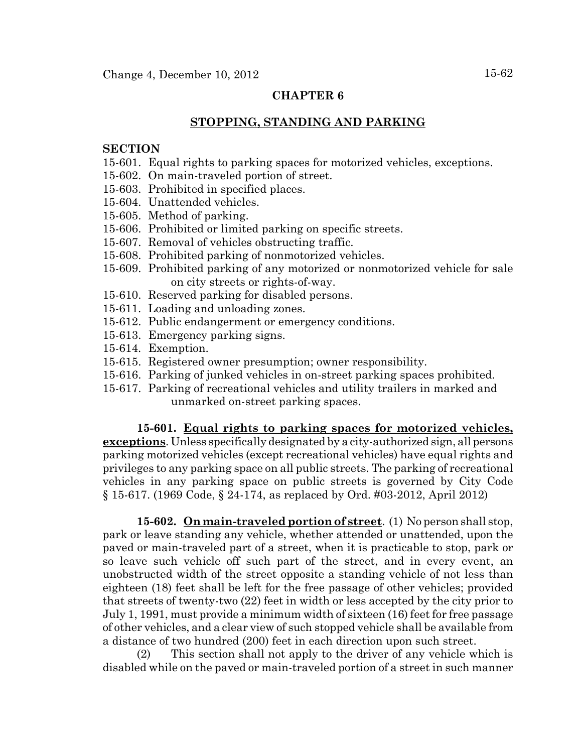## CHAPTER 6

## STOPPING, STANDING AND PARKING

**SECTION**

15-601. Equal rights to parking spaces for motorized vehicles, exceptions.
15-602. On main-traveled portion of street.
15-603. Prohibited in specified places.
15-604. Unattended vehicles.
15-605. Method of parking.
15-606. Prohibited or limited parking on specific streets.
15-607. Removal of vehicles obstructing traffic.
15-608. Prohibited parking of nonmotorized vehicles.
15-609. Prohibited parking of any motorized or nonmotorized vehicle for sale on city streets or rights-of-way.
15-610. Reserved parking for disabled persons.
15-611. Loading and unloading zones.
15-612. Public endangerment or emergency conditions.
15-613. Emergency parking signs.
15-614. Exemption.
15-615. Registered owner presumption; owner responsibility.
15-616. Parking of junked vehicles in on-street parking spaces prohibited.
15-617. Parking of recreational vehicles and utility trailers in marked and unmarked on-street parking spaces.

**15-601. Equal rights to parking spaces for motorized vehicles, exceptions**. Unless specifically designated by a city-authorized sign, all persons parking motorized vehicles (except recreational vehicles) have equal rights and privileges to any parking space on all public streets. The parking of recreational vehicles in any parking space on public streets is governed by City Code § 15-617. (1969 Code, § 24-174, as replaced by Ord. #03-2012, April 2012)

**15-602. On main-traveled portion of street**. (1) No person shall stop, park or leave standing any vehicle, whether attended or unattended, upon the paved or main-traveled part of a street, when it is practicable to stop, park or so leave such vehicle off such part of the street, and in every event, an unobstructed width of the street opposite a standing vehicle of not less than eighteen (18) feet shall be left for the free passage of other vehicles; provided that streets of twenty-two (22) feet in width or less accepted by the city prior to July 1, 1991, must provide a minimum width of sixteen (16) feet for free passage of other vehicles, and a clear view of such stopped vehicle shall be available from a distance of two hundred (200) feet in each direction upon such street.

(2) This section shall not apply to the driver of any vehicle which is disabled while on the paved or main-traveled portion of a street in such manner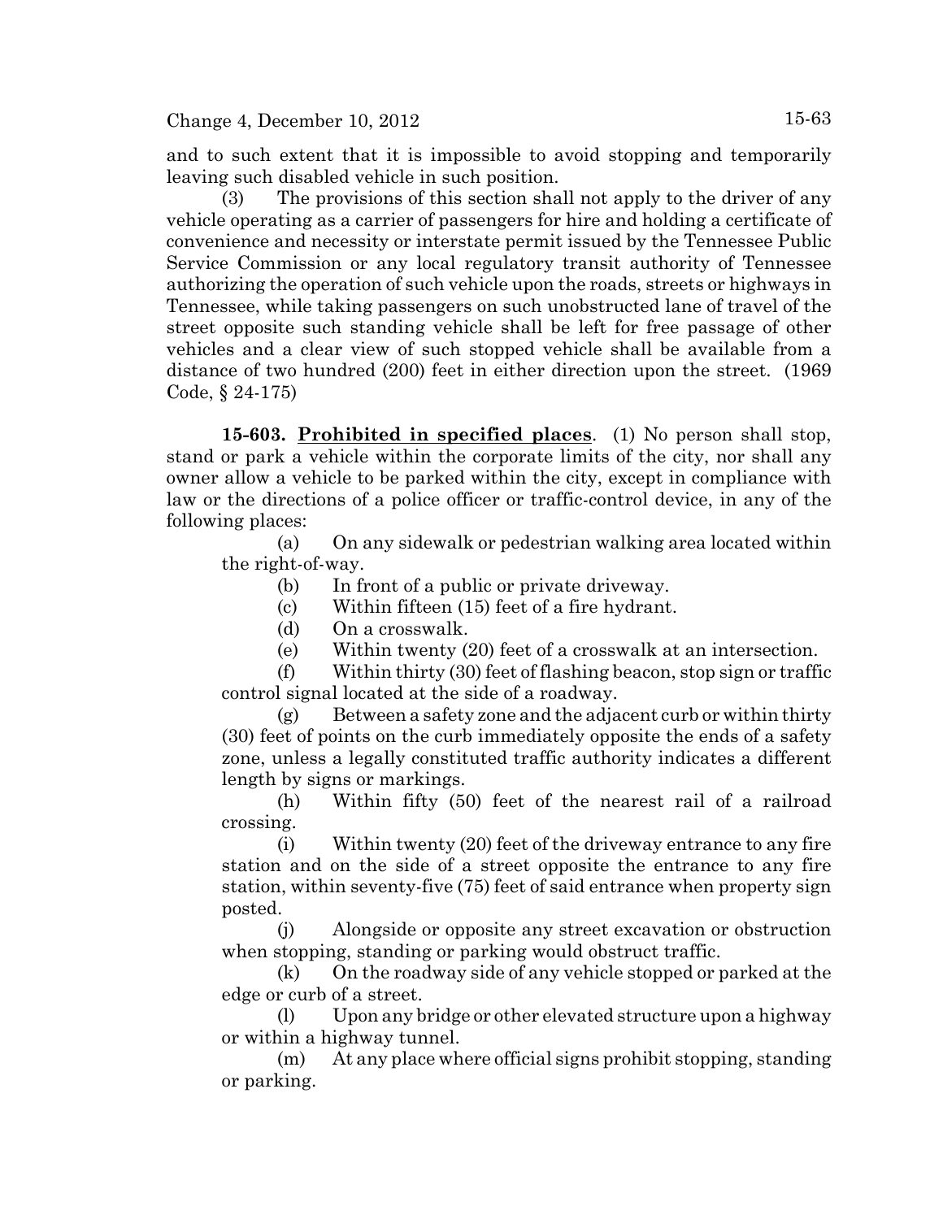and to such extent that it is impossible to avoid stopping and temporarily leaving such disabled vehicle in such position.

(3) The provisions of this section shall not apply to the driver of any vehicle operating as a carrier of passengers for hire and holding a certificate of convenience and necessity or interstate permit issued by the Tennessee Public Service Commission or any local regulatory transit authority of Tennessee authorizing the operation of such vehicle upon the roads, streets or highways in Tennessee, while taking passengers on such unobstructed lane of travel of the street opposite such standing vehicle shall be left for free passage of other vehicles and a clear view of such stopped vehicle shall be available from a distance of two hundred (200) feet in either direction upon the street. (1969 Code, § 24-175)

**15-603. Prohibited in specified places**. (1) No person shall stop, stand or park a vehicle within the corporate limits of the city, nor shall any owner allow a vehicle to be parked within the city, except in compliance with law or the directions of a police officer or traffic-control device, in any of the following places:

(a) On any sidewalk or pedestrian walking area located within the right-of-way.

(b) In front of a public or private driveway.

(c) Within fifteen (15) feet of a fire hydrant.

(d) On a crosswalk.

(e) Within twenty (20) feet of a crosswalk at an intersection.

(f) Within thirty (30) feet of flashing beacon, stop sign or traffic control signal located at the side of a roadway.

(g) Between a safety zone and the adjacent curb or within thirty (30) feet of points on the curb immediately opposite the ends of a safety zone, unless a legally constituted traffic authority indicates a different length by signs or markings.

(h) Within fifty (50) feet of the nearest rail of a railroad crossing.

(i) Within twenty (20) feet of the driveway entrance to any fire station and on the side of a street opposite the entrance to any fire station, within seventy-five (75) feet of said entrance when property sign posted.

(j) Alongside or opposite any street excavation or obstruction when stopping, standing or parking would obstruct traffic.

(k) On the roadway side of any vehicle stopped or parked at the edge or curb of a street.

(l) Upon any bridge or other elevated structure upon a highway or within a highway tunnel.

(m) At any place where official signs prohibit stopping, standing or parking.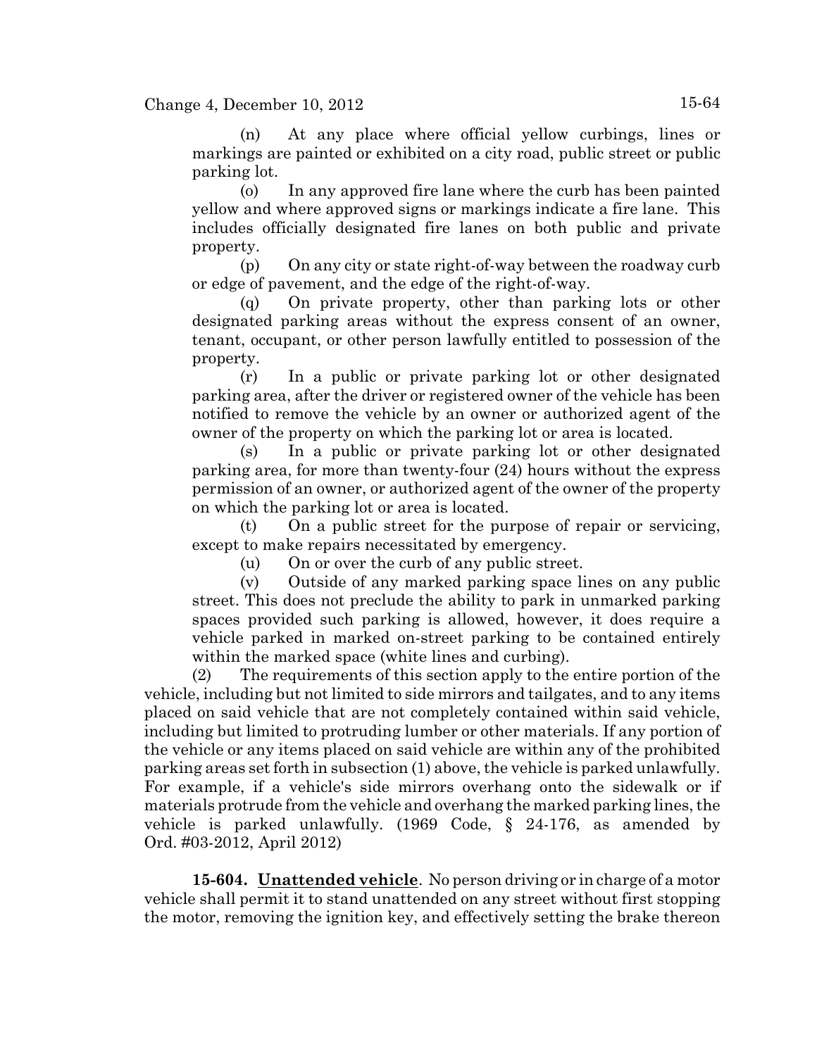(n) At any place where official yellow curbings, lines or markings are painted or exhibited on a city road, public street or public parking lot.

(o) In any approved fire lane where the curb has been painted yellow and where approved signs or markings indicate a fire lane. This includes officially designated fire lanes on both public and private property.

(p) On any city or state right-of-way between the roadway curb or edge of pavement, and the edge of the right-of-way.

(q) On private property, other than parking lots or other designated parking areas without the express consent of an owner, tenant, occupant, or other person lawfully entitled to possession of the property.

(r) In a public or private parking lot or other designated parking area, after the driver or registered owner of the vehicle has been notified to remove the vehicle by an owner or authorized agent of the owner of the property on which the parking lot or area is located.

(s) In a public or private parking lot or other designated parking area, for more than twenty-four (24) hours without the express permission of an owner, or authorized agent of the owner of the property on which the parking lot or area is located.

(t) On a public street for the purpose of repair or servicing, except to make repairs necessitated by emergency.

(u) On or over the curb of any public street.

(v) Outside of any marked parking space lines on any public street. This does not preclude the ability to park in unmarked parking spaces provided such parking is allowed, however, it does require a vehicle parked in marked on-street parking to be contained entirely within the marked space (white lines and curbing).

(2) The requirements of this section apply to the entire portion of the vehicle, including but not limited to side mirrors and tailgates, and to any items placed on said vehicle that are not completely contained within said vehicle, including but limited to protruding lumber or other materials. If any portion of the vehicle or any items placed on said vehicle are within any of the prohibited parking areas set forth in subsection (1) above, the vehicle is parked unlawfully. For example, if a vehicle's side mirrors overhang onto the sidewalk or if materials protrude from the vehicle and overhang the marked parking lines, the vehicle is parked unlawfully. (1969 Code, § 24-176, as amended by Ord. #03-2012, April 2012)

**15-604. Unattended vehicle**. No person driving or in charge of a motor vehicle shall permit it to stand unattended on any street without first stopping the motor, removing the ignition key, and effectively setting the brake thereon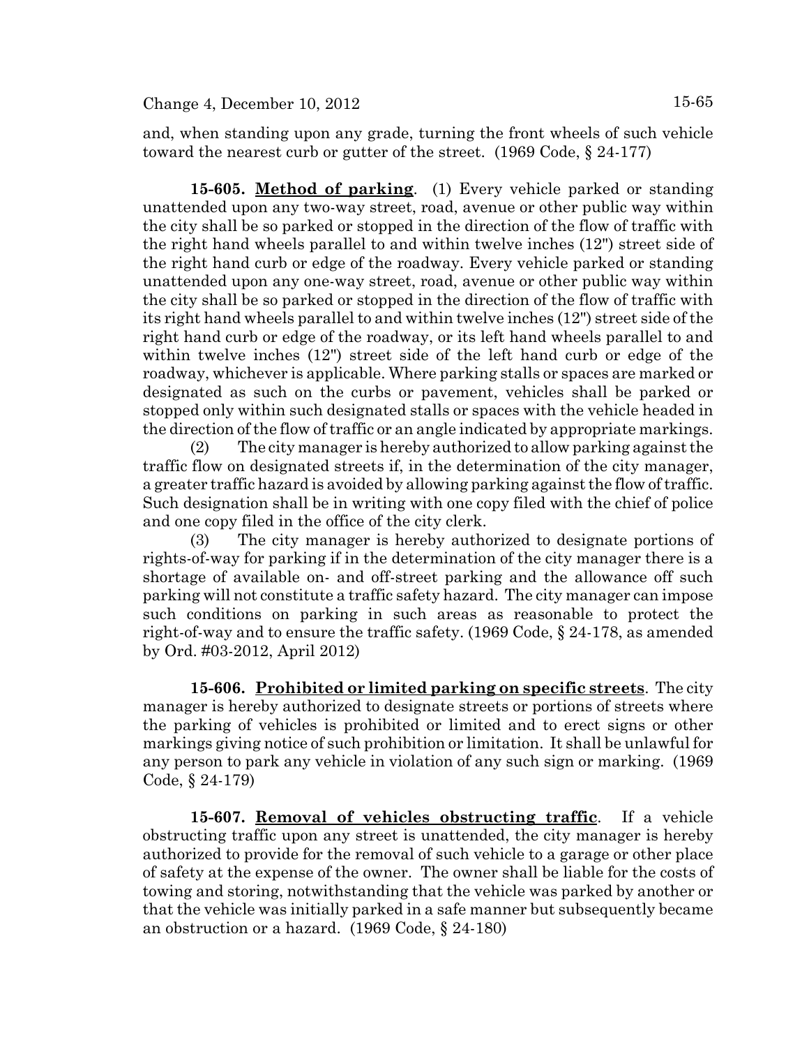and, when standing upon any grade, turning the front wheels of such vehicle toward the nearest curb or gutter of the street. (1969 Code, § 24-177)

**15-605. Method of parking**. (1) Every vehicle parked or standing unattended upon any two-way street, road, avenue or other public way within the city shall be so parked or stopped in the direction of the flow of traffic with the right hand wheels parallel to and within twelve inches (12") street side of the right hand curb or edge of the roadway. Every vehicle parked or standing unattended upon any one-way street, road, avenue or other public way within the city shall be so parked or stopped in the direction of the flow of traffic with its right hand wheels parallel to and within twelve inches (12") street side of the right hand curb or edge of the roadway, or its left hand wheels parallel to and within twelve inches (12") street side of the left hand curb or edge of the roadway, whichever is applicable. Where parking stalls or spaces are marked or designated as such on the curbs or pavement, vehicles shall be parked or stopped only within such designated stalls or spaces with the vehicle headed in the direction of the flow of traffic or an angle indicated by appropriate markings.

(2) The city manager is hereby authorized to allow parking against the traffic flow on designated streets if, in the determination of the city manager, a greater traffic hazard is avoided by allowing parking against the flow of traffic. Such designation shall be in writing with one copy filed with the chief of police and one copy filed in the office of the city clerk.

(3) The city manager is hereby authorized to designate portions of rights-of-way for parking if in the determination of the city manager there is a shortage of available on- and off-street parking and the allowance off such parking will not constitute a traffic safety hazard. The city manager can impose such conditions on parking in such areas as reasonable to protect the right-of-way and to ensure the traffic safety. (1969 Code, § 24-178, as amended by Ord. #03-2012, April 2012)

**15-606. Prohibited or limited parking on specific streets**. The city manager is hereby authorized to designate streets or portions of streets where the parking of vehicles is prohibited or limited and to erect signs or other markings giving notice of such prohibition or limitation. It shall be unlawful for any person to park any vehicle in violation of any such sign or marking. (1969 Code, § 24-179)

**15-607. Removal of vehicles obstructing traffic**. If a vehicle obstructing traffic upon any street is unattended, the city manager is hereby authorized to provide for the removal of such vehicle to a garage or other place of safety at the expense of the owner. The owner shall be liable for the costs of towing and storing, notwithstanding that the vehicle was parked by another or that the vehicle was initially parked in a safe manner but subsequently became an obstruction or a hazard. (1969 Code, § 24-180)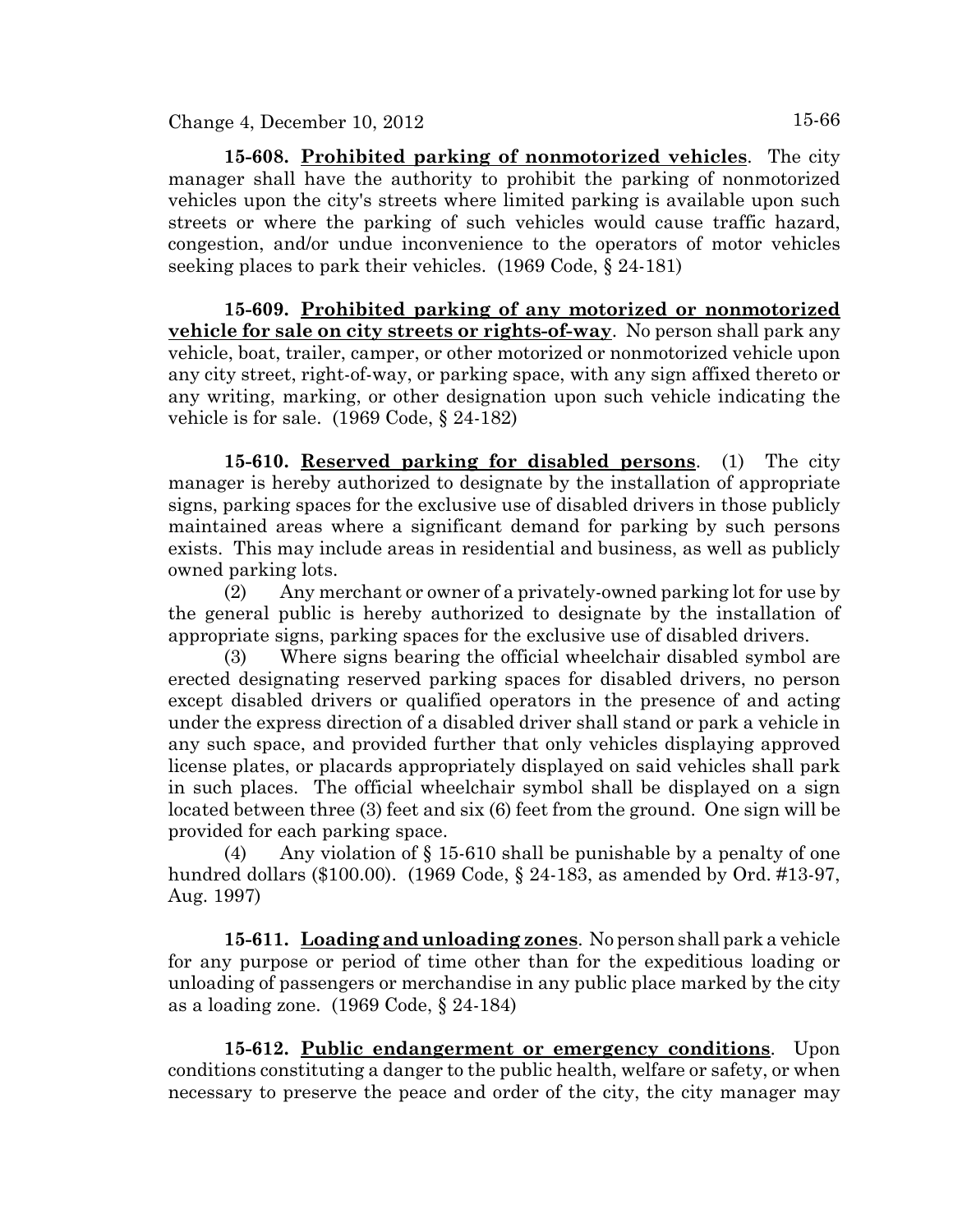**15-608. Prohibited parking of nonmotorized vehicles**. The city manager shall have the authority to prohibit the parking of nonmotorized vehicles upon the city's streets where limited parking is available upon such streets or where the parking of such vehicles would cause traffic hazard, congestion, and/or undue inconvenience to the operators of motor vehicles seeking places to park their vehicles. (1969 Code, § 24-181)

**15-609. Prohibited parking of any motorized or nonmotorized vehicle for sale on city streets or rights-of-way**. No person shall park any vehicle, boat, trailer, camper, or other motorized or nonmotorized vehicle upon any city street, right-of-way, or parking space, with any sign affixed thereto or any writing, marking, or other designation upon such vehicle indicating the vehicle is for sale. (1969 Code, § 24-182)

**15-610. Reserved parking for disabled persons**. (1) The city manager is hereby authorized to designate by the installation of appropriate signs, parking spaces for the exclusive use of disabled drivers in those publicly maintained areas where a significant demand for parking by such persons exists. This may include areas in residential and business, as well as publicly owned parking lots.

(2) Any merchant or owner of a privately-owned parking lot for use by the general public is hereby authorized to designate by the installation of appropriate signs, parking spaces for the exclusive use of disabled drivers.

(3) Where signs bearing the official wheelchair disabled symbol are erected designating reserved parking spaces for disabled drivers, no person except disabled drivers or qualified operators in the presence of and acting under the express direction of a disabled driver shall stand or park a vehicle in any such space, and provided further that only vehicles displaying approved license plates, or placards appropriately displayed on said vehicles shall park in such places. The official wheelchair symbol shall be displayed on a sign located between three (3) feet and six (6) feet from the ground. One sign will be provided for each parking space.

(4) Any violation of § 15-610 shall be punishable by a penalty of one hundred dollars ($100.00). (1969 Code, § 24-183, as amended by Ord. #13-97, Aug. 1997)

**15-611. Loading and unloading zones**. No person shall park a vehicle for any purpose or period of time other than for the expeditious loading or unloading of passengers or merchandise in any public place marked by the city as a loading zone. (1969 Code, § 24-184)

**15-612. Public endangerment or emergency conditions**. Upon conditions constituting a danger to the public health, welfare or safety, or when necessary to preserve the peace and order of the city, the city manager may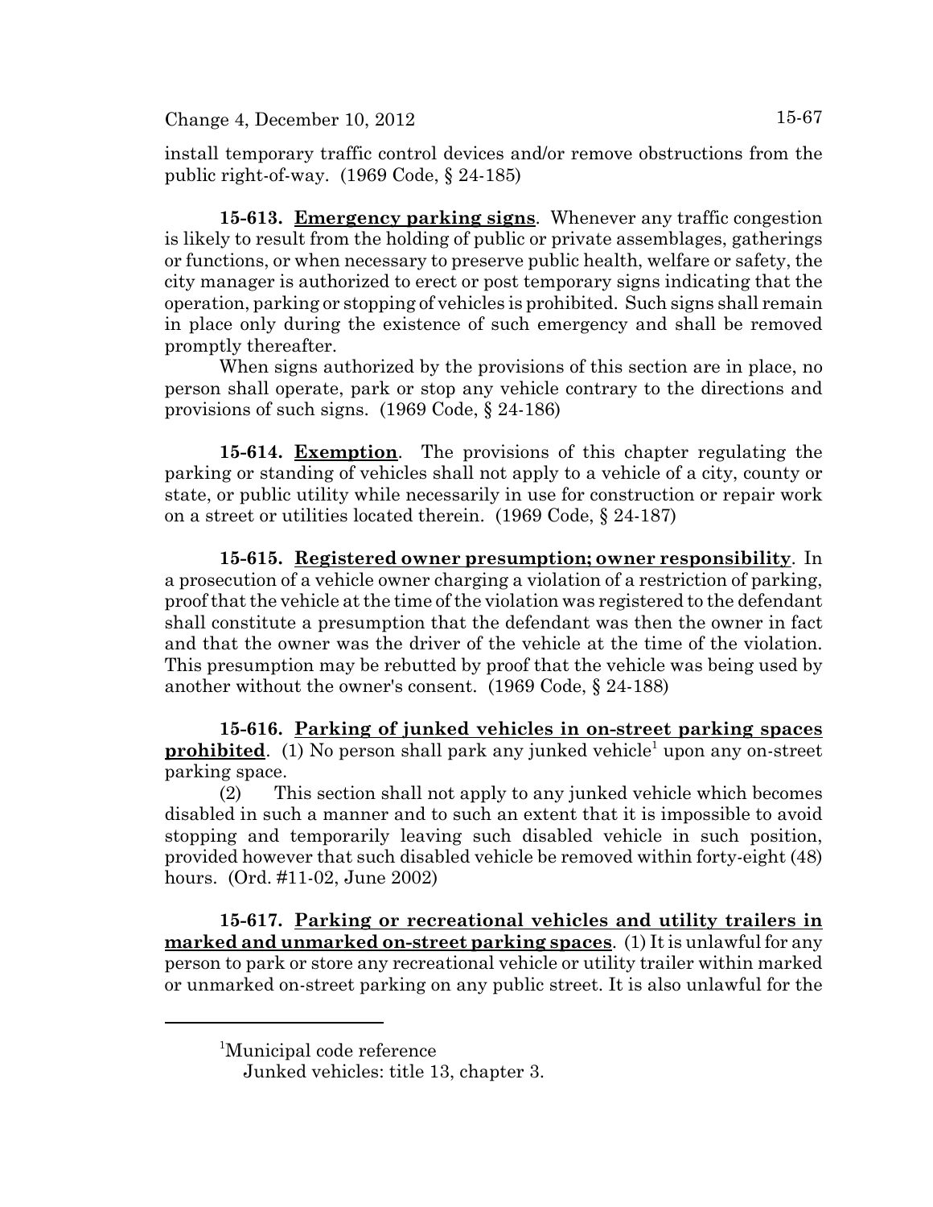install temporary traffic control devices and/or remove obstructions from the public right-of-way. (1969 Code, § 24-185)

**15-613. <u>Emergency parking signs</u>**. Whenever any traffic congestion is likely to result from the holding of public or private assemblages, gatherings or functions, or when necessary to preserve public health, welfare or safety, the city manager is authorized to erect or post temporary signs indicating that the operation, parking or stopping of vehicles is prohibited. Such signs shall remain in place only during the existence of such emergency and shall be removed promptly thereafter.

When signs authorized by the provisions of this section are in place, no person shall operate, park or stop any vehicle contrary to the directions and provisions of such signs. (1969 Code, § 24-186)

**15-614. <u>Exemption</u>**. The provisions of this chapter regulating the parking or standing of vehicles shall not apply to a vehicle of a city, county or state, or public utility while necessarily in use for construction or repair work on a street or utilities located therein. (1969 Code, § 24-187)

**15-615. <u>Registered owner presumption; owner responsibility</u>**. In a prosecution of a vehicle owner charging a violation of a restriction of parking, proof that the vehicle at the time of the violation was registered to the defendant shall constitute a presumption that the defendant was then the owner in fact and that the owner was the driver of the vehicle at the time of the violation. This presumption may be rebutted by proof that the vehicle was being used by another without the owner's consent. (1969 Code, § 24-188)

**15-616. <u>Parking of junked vehicles in on-street parking spaces prohibited</u>**. (1) No person shall park any junked vehicle[1] upon any on-street parking space.

(2) This section shall not apply to any junked vehicle which becomes disabled in such a manner and to such an extent that it is impossible to avoid stopping and temporarily leaving such disabled vehicle in such position, provided however that such disabled vehicle be removed within forty-eight (48) hours. (Ord. #11-02, June 2002)

**15-617. <u>Parking or recreational vehicles and utility trailers in marked and unmarked on-street parking spaces</u>**. (1) It is unlawful for any person to park or store any recreational vehicle or utility trailer within marked or unmarked on-street parking on any public street. It is also unlawful for the

---

[1]Municipal code reference
Junked vehicles: title 13, chapter 3.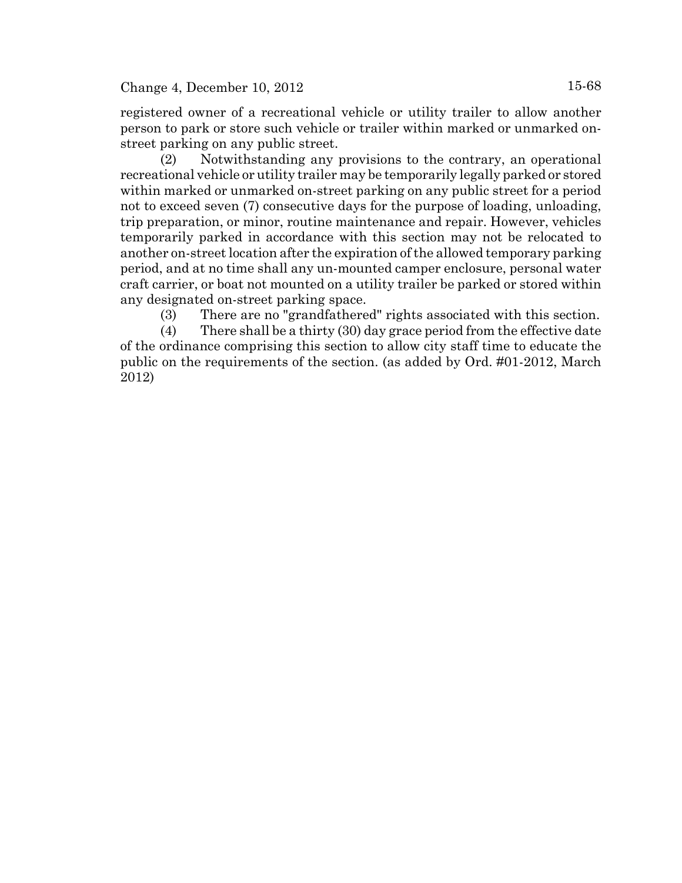registered owner of a recreational vehicle or utility trailer to allow another person to park or store such vehicle or trailer within marked or unmarked on-street parking on any public street.

(2) Notwithstanding any provisions to the contrary, an operational recreational vehicle or utility trailer may be temporarily legally parked or stored within marked or unmarked on-street parking on any public street for a period not to exceed seven (7) consecutive days for the purpose of loading, unloading, trip preparation, or minor, routine maintenance and repair. However, vehicles temporarily parked in accordance with this section may not be relocated to another on-street location after the expiration of the allowed temporary parking period, and at no time shall any un-mounted camper enclosure, personal water craft carrier, or boat not mounted on a utility trailer be parked or stored within any designated on-street parking space.

(3) There are no "grandfathered" rights associated with this section.

(4) There shall be a thirty (30) day grace period from the effective date of the ordinance comprising this section to allow city staff time to educate the public on the requirements of the section. (as added by Ord. #01-2012, March 2012)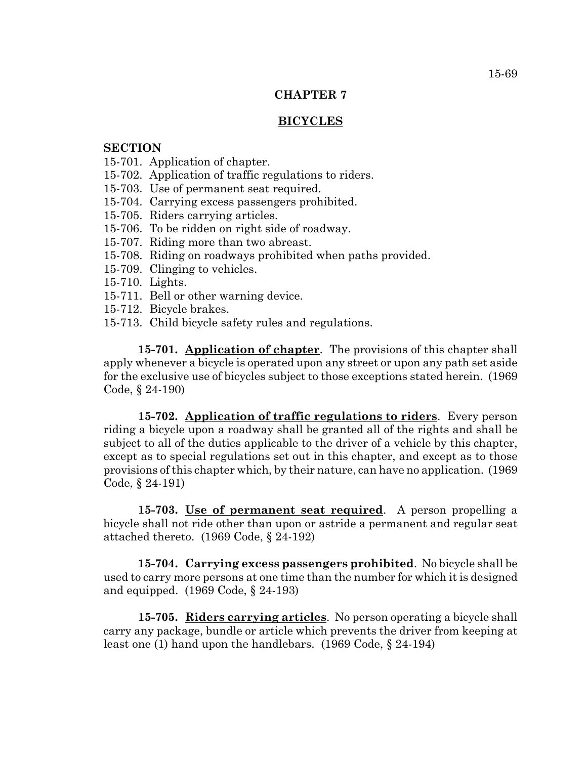# CHAPTER 7

## BICYCLES

**SECTION**

15-701. Application of chapter.
15-702. Application of traffic regulations to riders.
15-703. Use of permanent seat required.
15-704. Carrying excess passengers prohibited.
15-705. Riders carrying articles.
15-706. To be ridden on right side of roadway.
15-707. Riding more than two abreast.
15-708. Riding on roadways prohibited when paths provided.
15-709. Clinging to vehicles.
15-710. Lights.
15-711. Bell or other warning device.
15-712. Bicycle brakes.
15-713. Child bicycle safety rules and regulations.

**15-701. Application of chapter**. The provisions of this chapter shall apply whenever a bicycle is operated upon any street or upon any path set aside for the exclusive use of bicycles subject to those exceptions stated herein. (1969 Code, § 24-190)

**15-702. Application of traffic regulations to riders**. Every person riding a bicycle upon a roadway shall be granted all of the rights and shall be subject to all of the duties applicable to the driver of a vehicle by this chapter, except as to special regulations set out in this chapter, and except as to those provisions of this chapter which, by their nature, can have no application. (1969 Code, § 24-191)

**15-703. Use of permanent seat required**. A person propelling a bicycle shall not ride other than upon or astride a permanent and regular seat attached thereto. (1969 Code, § 24-192)

**15-704. Carrying excess passengers prohibited**. No bicycle shall be used to carry more persons at one time than the number for which it is designed and equipped. (1969 Code, § 24-193)

**15-705. Riders carrying articles**. No person operating a bicycle shall carry any package, bundle or article which prevents the driver from keeping at least one (1) hand upon the handlebars. (1969 Code, § 24-194)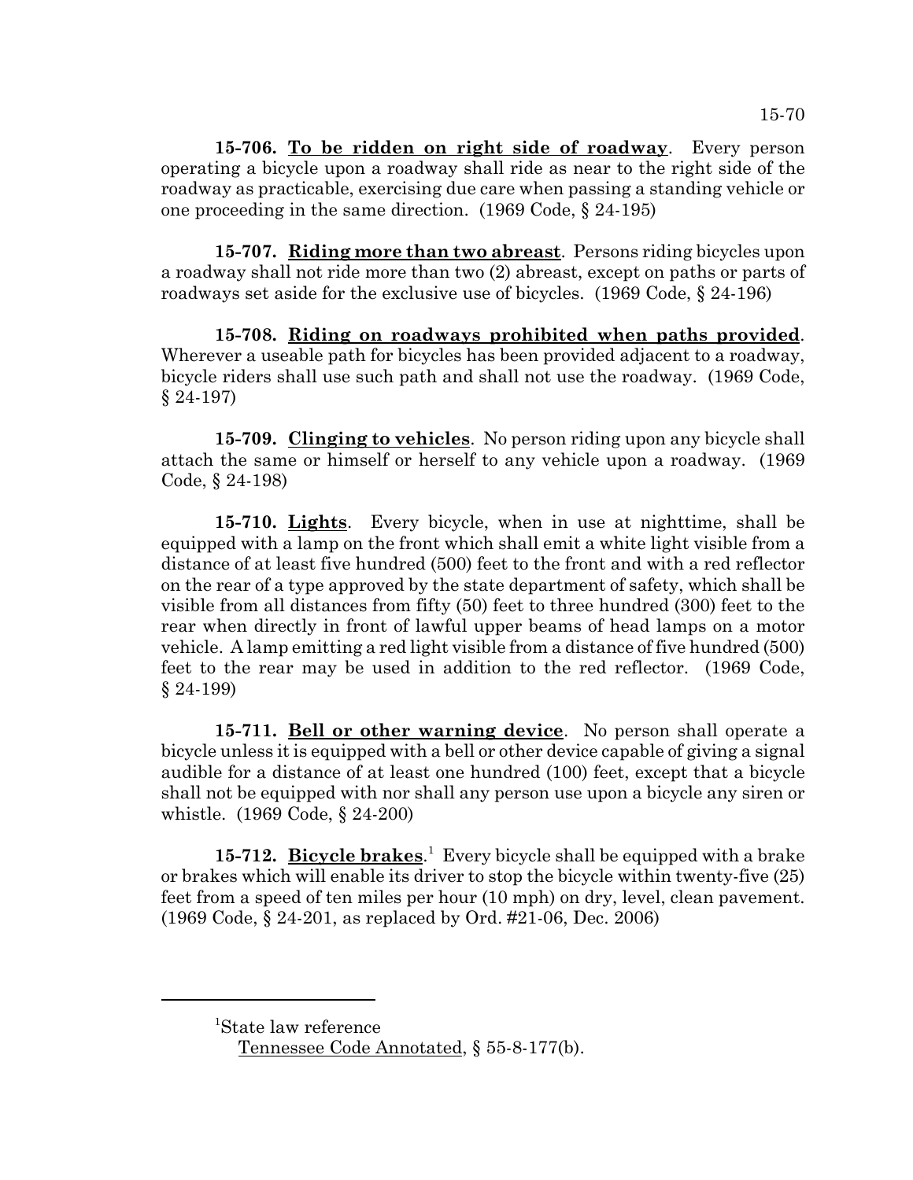**15-706. <u>To be ridden on right side of roadway</u>**. Every person operating a bicycle upon a roadway shall ride as near to the right side of the roadway as practicable, exercising due care when passing a standing vehicle or one proceeding in the same direction. (1969 Code, § 24-195)

**15-707. <u>Riding more than two abreast</u>**. Persons riding bicycles upon a roadway shall not ride more than two (2) abreast, except on paths or parts of roadways set aside for the exclusive use of bicycles. (1969 Code, § 24-196)

**15-708. <u>Riding on roadways prohibited when paths provided</u>**. Wherever a useable path for bicycles has been provided adjacent to a roadway, bicycle riders shall use such path and shall not use the roadway. (1969 Code, § 24-197)

**15-709. <u>Clinging to vehicles</u>**. No person riding upon any bicycle shall attach the same or himself or herself to any vehicle upon a roadway. (1969 Code, § 24-198)

**15-710. <u>Lights</u>**. Every bicycle, when in use at nighttime, shall be equipped with a lamp on the front which shall emit a white light visible from a distance of at least five hundred (500) feet to the front and with a red reflector on the rear of a type approved by the state department of safety, which shall be visible from all distances from fifty (50) feet to three hundred (300) feet to the rear when directly in front of lawful upper beams of head lamps on a motor vehicle. A lamp emitting a red light visible from a distance of five hundred (500) feet to the rear may be used in addition to the red reflector. (1969 Code, § 24-199)

**15-711. <u>Bell or other warning device</u>**. No person shall operate a bicycle unless it is equipped with a bell or other device capable of giving a signal audible for a distance of at least one hundred (100) feet, except that a bicycle shall not be equipped with nor shall any person use upon a bicycle any siren or whistle. (1969 Code, § 24-200)

**15-712. <u>Bicycle brakes</u>**.[1] Every bicycle shall be equipped with a brake or brakes which will enable its driver to stop the bicycle within twenty-five (25) feet from a speed of ten miles per hour (10 mph) on dry, level, clean pavement. (1969 Code, § 24-201, as replaced by Ord. #21-06, Dec. 2006)

---

[1]State law reference

<u>Tennessee Code Annotated</u>, § 55-8-177(b).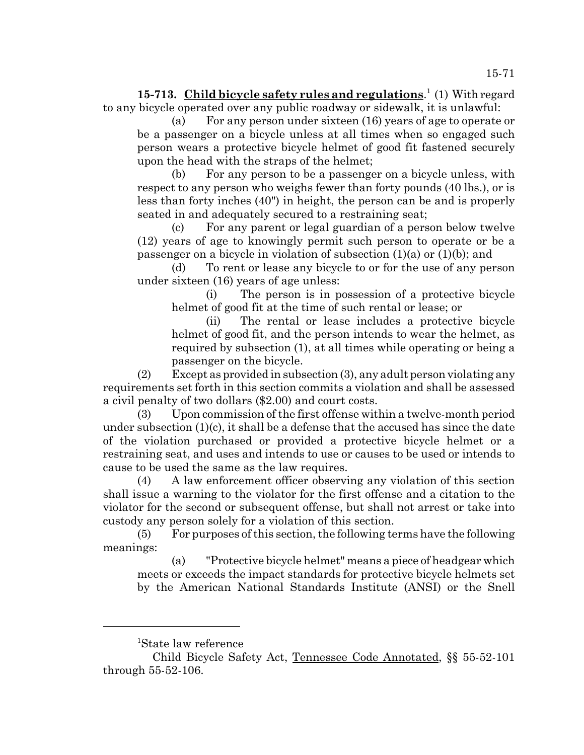**15-713. Child bicycle safety rules and regulations**.[1] (1) With regard to any bicycle operated over any public roadway or sidewalk, it is unlawful:

(a) For any person under sixteen (16) years of age to operate or be a passenger on a bicycle unless at all times when so engaged such person wears a protective bicycle helmet of good fit fastened securely upon the head with the straps of the helmet;

(b) For any person to be a passenger on a bicycle unless, with respect to any person who weighs fewer than forty pounds (40 lbs.), or is less than forty inches (40") in height, the person can be and is properly seated in and adequately secured to a restraining seat;

(c) For any parent or legal guardian of a person below twelve (12) years of age to knowingly permit such person to operate or be a passenger on a bicycle in violation of subsection (1)(a) or (1)(b); and

(d) To rent or lease any bicycle to or for the use of any person under sixteen (16) years of age unless:

(i) The person is in possession of a protective bicycle helmet of good fit at the time of such rental or lease; or

(ii) The rental or lease includes a protective bicycle helmet of good fit, and the person intends to wear the helmet, as required by subsection (1), at all times while operating or being a passenger on the bicycle.

(2) Except as provided in subsection (3), any adult person violating any requirements set forth in this section commits a violation and shall be assessed a civil penalty of two dollars ($2.00) and court costs.

(3) Upon commission of the first offense within a twelve-month period under subsection (1)(c), it shall be a defense that the accused has since the date of the violation purchased or provided a protective bicycle helmet or a restraining seat, and uses and intends to use or causes to be used or intends to cause to be used the same as the law requires.

(4) A law enforcement officer observing any violation of this section shall issue a warning to the violator for the first offense and a citation to the violator for the second or subsequent offense, but shall not arrest or take into custody any person solely for a violation of this section.

(5) For purposes of this section, the following terms have the following meanings:

(a) "Protective bicycle helmet" means a piece of headgear which meets or exceeds the impact standards for protective bicycle helmets set by the American National Standards Institute (ANSI) or the Snell

---

[1]State law reference

Child Bicycle Safety Act, Tennessee Code Annotated, §§ 55-52-101 through 55-52-106.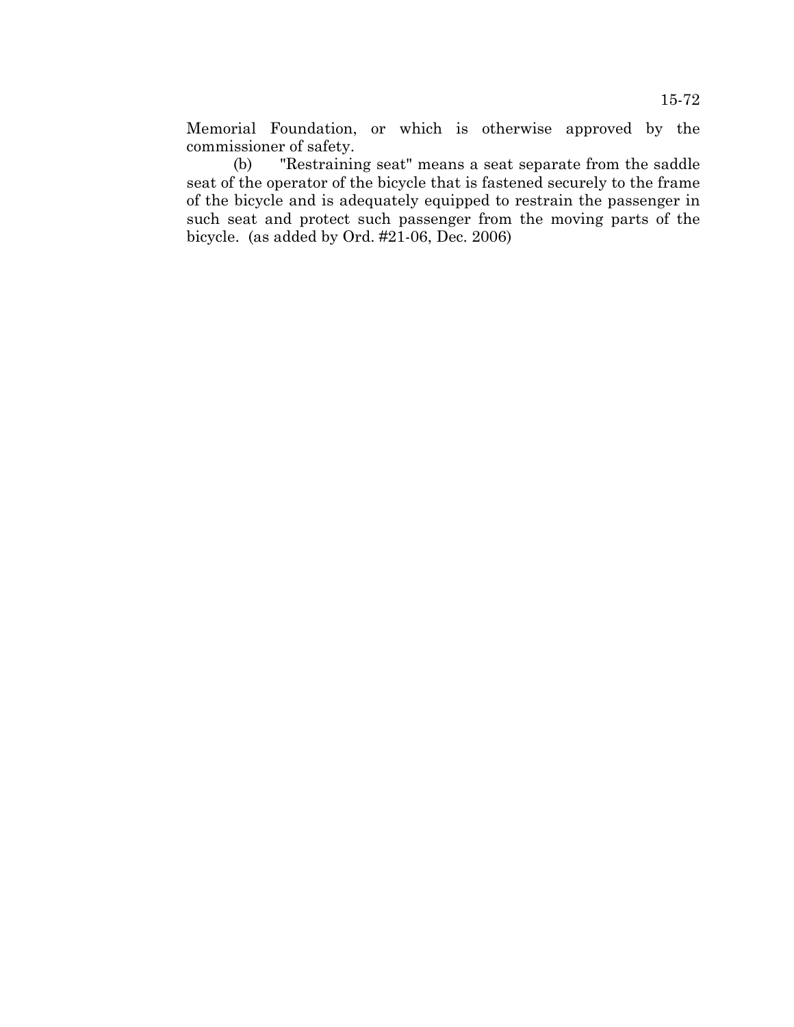Memorial Foundation, or which is otherwise approved by the commissioner of safety.

(b) "Restraining seat" means a seat separate from the saddle seat of the operator of the bicycle that is fastened securely to the frame of the bicycle and is adequately equipped to restrain the passenger in such seat and protect such passenger from the moving parts of the bicycle. (as added by Ord. #21-06, Dec. 2006)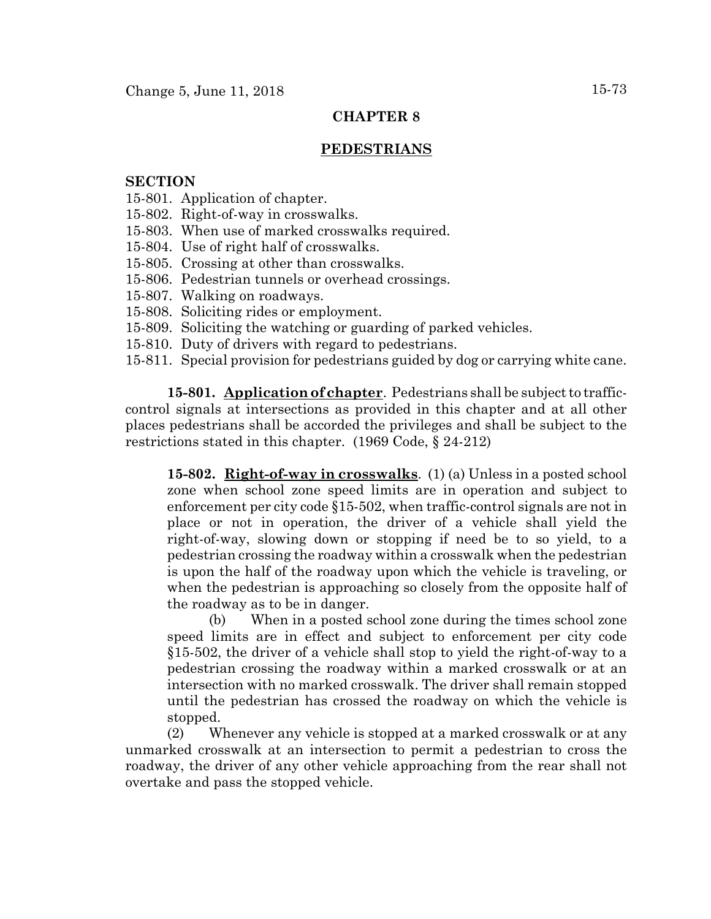# CHAPTER 8

## PEDESTRIANS

**SECTION**

15-801. Application of chapter.
15-802. Right-of-way in crosswalks.
15-803. When use of marked crosswalks required.
15-804. Use of right half of crosswalks.
15-805. Crossing at other than crosswalks.
15-806. Pedestrian tunnels or overhead crossings.
15-807. Walking on roadways.
15-808. Soliciting rides or employment.
15-809. Soliciting the watching or guarding of parked vehicles.
15-810. Duty of drivers with regard to pedestrians.
15-811. Special provision for pedestrians guided by dog or carrying white cane.

**15-801. Application of chapter**. Pedestrians shall be subject to traffic-control signals at intersections as provided in this chapter and at all other places pedestrians shall be accorded the privileges and shall be subject to the restrictions stated in this chapter. (1969 Code, § 24-212)

**15-802. Right-of-way in crosswalks**. (1) (a) Unless in a posted school zone when school zone speed limits are in operation and subject to enforcement per city code §15-502, when traffic-control signals are not in place or not in operation, the driver of a vehicle shall yield the right-of-way, slowing down or stopping if need be to so yield, to a pedestrian crossing the roadway within a crosswalk when the pedestrian is upon the half of the roadway upon which the vehicle is traveling, or when the pedestrian is approaching so closely from the opposite half of the roadway as to be in danger.

(b) When in a posted school zone during the times school zone speed limits are in effect and subject to enforcement per city code §15-502, the driver of a vehicle shall stop to yield the right-of-way to a pedestrian crossing the roadway within a marked crosswalk or at an intersection with no marked crosswalk. The driver shall remain stopped until the pedestrian has crossed the roadway on which the vehicle is stopped.

(2) Whenever any vehicle is stopped at a marked crosswalk or at any unmarked crosswalk at an intersection to permit a pedestrian to cross the roadway, the driver of any other vehicle approaching from the rear shall not overtake and pass the stopped vehicle.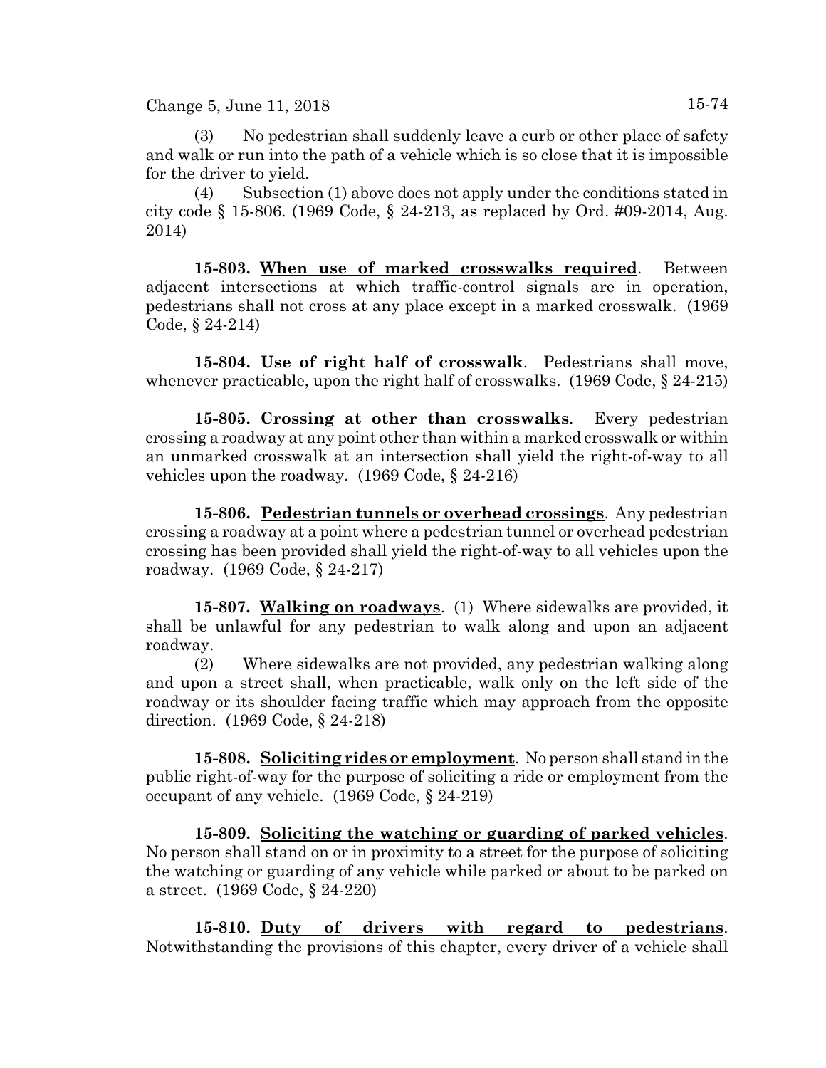(3) No pedestrian shall suddenly leave a curb or other place of safety and walk or run into the path of a vehicle which is so close that it is impossible for the driver to yield.

(4) Subsection (1) above does not apply under the conditions stated in city code § 15-806. (1969 Code, § 24-213, as replaced by Ord. #09-2014, Aug. 2014)

**15-803. When use of marked crosswalks required**. Between adjacent intersections at which traffic-control signals are in operation, pedestrians shall not cross at any place except in a marked crosswalk. (1969 Code, § 24-214)

**15-804. Use of right half of crosswalk**. Pedestrians shall move, whenever practicable, upon the right half of crosswalks. (1969 Code, § 24-215)

**15-805. Crossing at other than crosswalks**. Every pedestrian crossing a roadway at any point other than within a marked crosswalk or within an unmarked crosswalk at an intersection shall yield the right-of-way to all vehicles upon the roadway. (1969 Code, § 24-216)

**15-806. Pedestrian tunnels or overhead crossings**. Any pedestrian crossing a roadway at a point where a pedestrian tunnel or overhead pedestrian crossing has been provided shall yield the right-of-way to all vehicles upon the roadway. (1969 Code, § 24-217)

**15-807. Walking on roadways**. (1) Where sidewalks are provided, it shall be unlawful for any pedestrian to walk along and upon an adjacent roadway.

(2) Where sidewalks are not provided, any pedestrian walking along and upon a street shall, when practicable, walk only on the left side of the roadway or its shoulder facing traffic which may approach from the opposite direction. (1969 Code, § 24-218)

**15-808. Soliciting rides or employment**. No person shall stand in the public right-of-way for the purpose of soliciting a ride or employment from the occupant of any vehicle. (1969 Code, § 24-219)

**15-809. Soliciting the watching or guarding of parked vehicles**. No person shall stand on or in proximity to a street for the purpose of soliciting the watching or guarding of any vehicle while parked or about to be parked on a street. (1969 Code, § 24-220)

**15-810. Duty of drivers with regard to pedestrians**. Notwithstanding the provisions of this chapter, every driver of a vehicle shall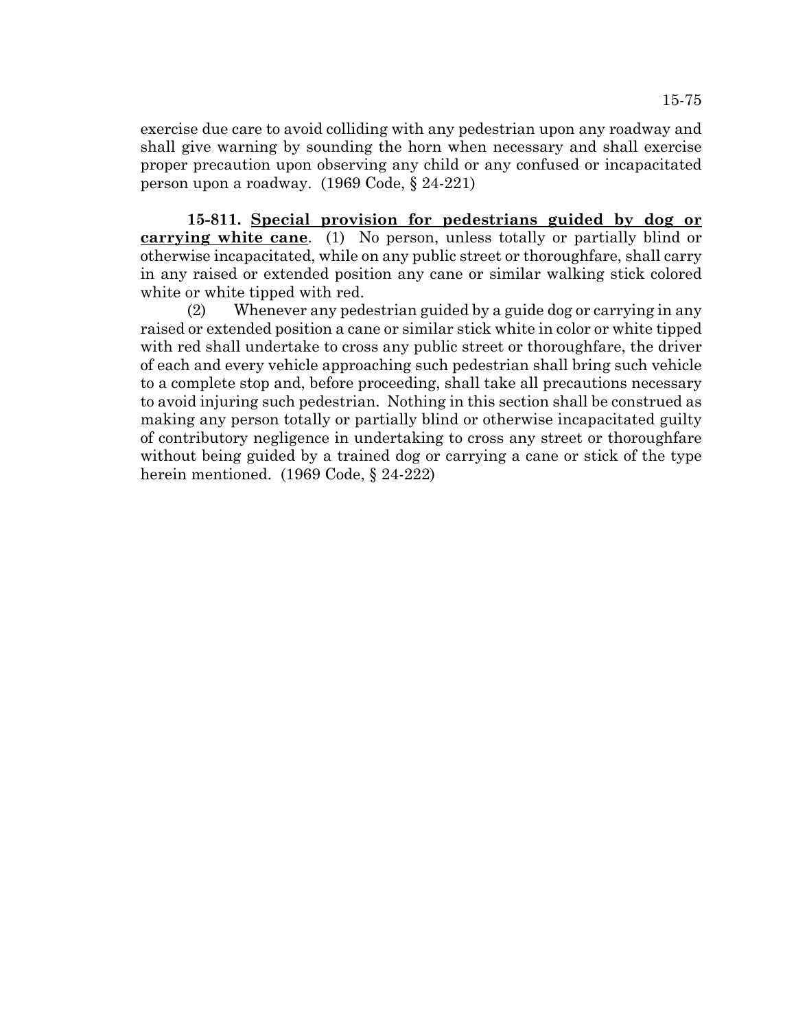exercise due care to avoid colliding with any pedestrian upon any roadway and shall give warning by sounding the horn when necessary and shall exercise proper precaution upon observing any child or any confused or incapacitated person upon a roadway. (1969 Code, § 24-221)

**15-811. Special provision for pedestrians guided by dog or carrying white cane**. (1) No person, unless totally or partially blind or otherwise incapacitated, while on any public street or thoroughfare, shall carry in any raised or extended position any cane or similar walking stick colored white or white tipped with red.

(2) Whenever any pedestrian guided by a guide dog or carrying in any raised or extended position a cane or similar stick white in color or white tipped with red shall undertake to cross any public street or thoroughfare, the driver of each and every vehicle approaching such pedestrian shall bring such vehicle to a complete stop and, before proceeding, shall take all precautions necessary to avoid injuring such pedestrian. Nothing in this section shall be construed as making any person totally or partially blind or otherwise incapacitated guilty of contributory negligence in undertaking to cross any street or thoroughfare without being guided by a trained dog or carrying a cane or stick of the type herein mentioned. (1969 Code, § 24-222)